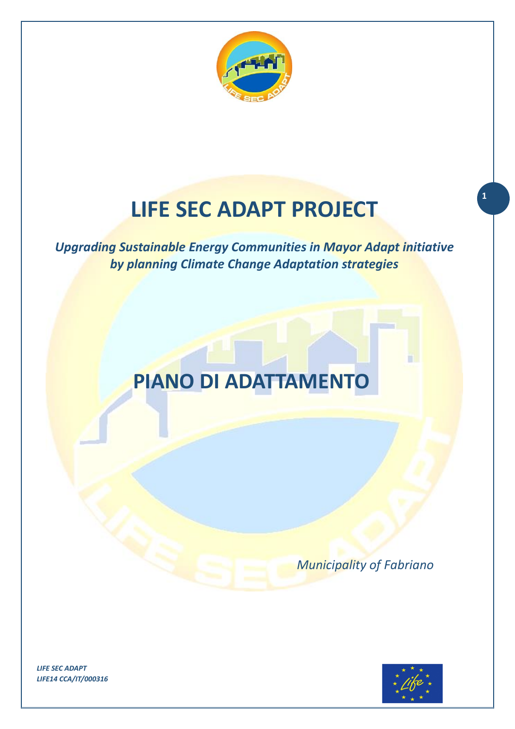# LIFE SEC ADAPT PROJECT

***Upgrading Sustainable Energy Communities in Mayor Adapt initiative by planning Climate Change Adaptation strategies***

# PIANO DI ADATTAMENTO

*Municipality of Fabriano*

***LIFE SEC ADAPT***
***LIFE14 CCA/IT/000316***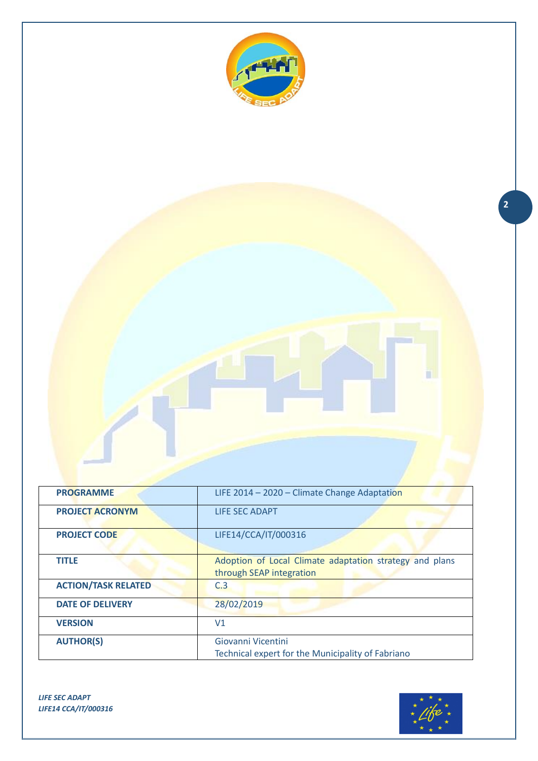| PROGRAMME | LIFE 2014 – 2020 – Climate Change Adaptation |
|---|---|
| PROJECT ACRONYM | LIFE SEC ADAPT |
| PROJECT CODE | LIFE14/CCA/IT/000316 |
| TITLE | Adoption of Local Climate adaptation strategy and plans through SEAP integration |
| ACTION/TASK RELATED | C.3 |
| DATE OF DELIVERY | 28/02/2019 |
| VERSION | V1 |
| AUTHOR(S) | Giovanni Vicentini<br>Technical expert for the Municipality of Fabriano |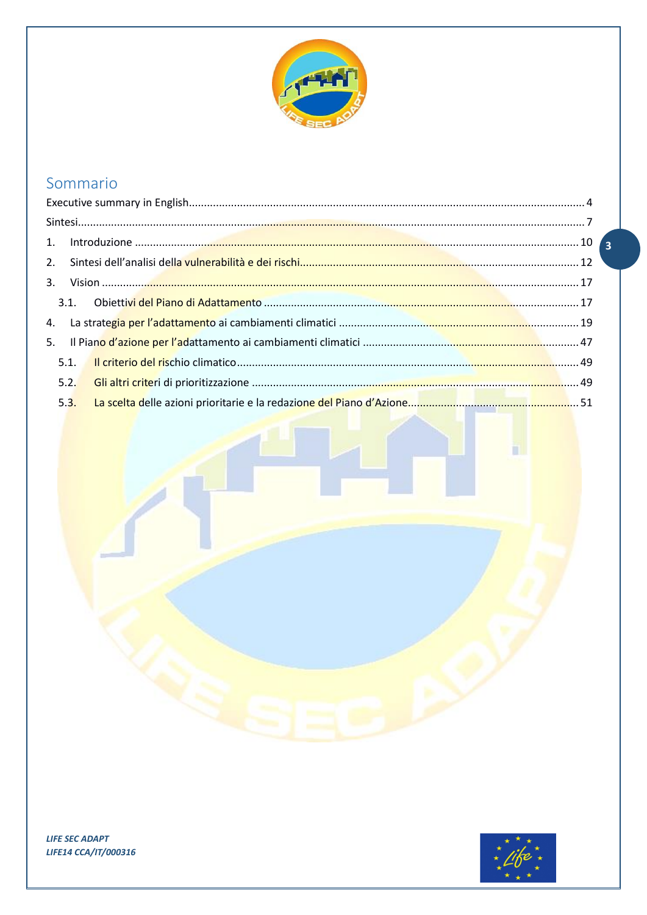## Sommario

Executive summary in English.......................................................................................4

Sintesi.........................................................................................................................7

1. Introduzione ..........................................................................................................10

2. Sintesi dell'analisi della vulnerabilità e dei rischi...................................................12

3. Vision ....................................................................................................................17

   3.1. Obiettivi del Piano di Adattamento ..................................................................17

4. La strategia per l'adattamento ai cambiamenti climatici ..........................................19

5. Il Piano d'azione per l'adattamento ai cambiamenti climatici ..................................47

   5.1. Il criterio del rischio climatico.........................................................................49

   5.2. Gli altri criteri di prioritizzazione ....................................................................49

   5.3. La scelta delle azioni prioritarie e la redazione del Piano d'Azione.....................51

***LIFE SEC ADAPT***
***LIFE14 CCA/IT/000316***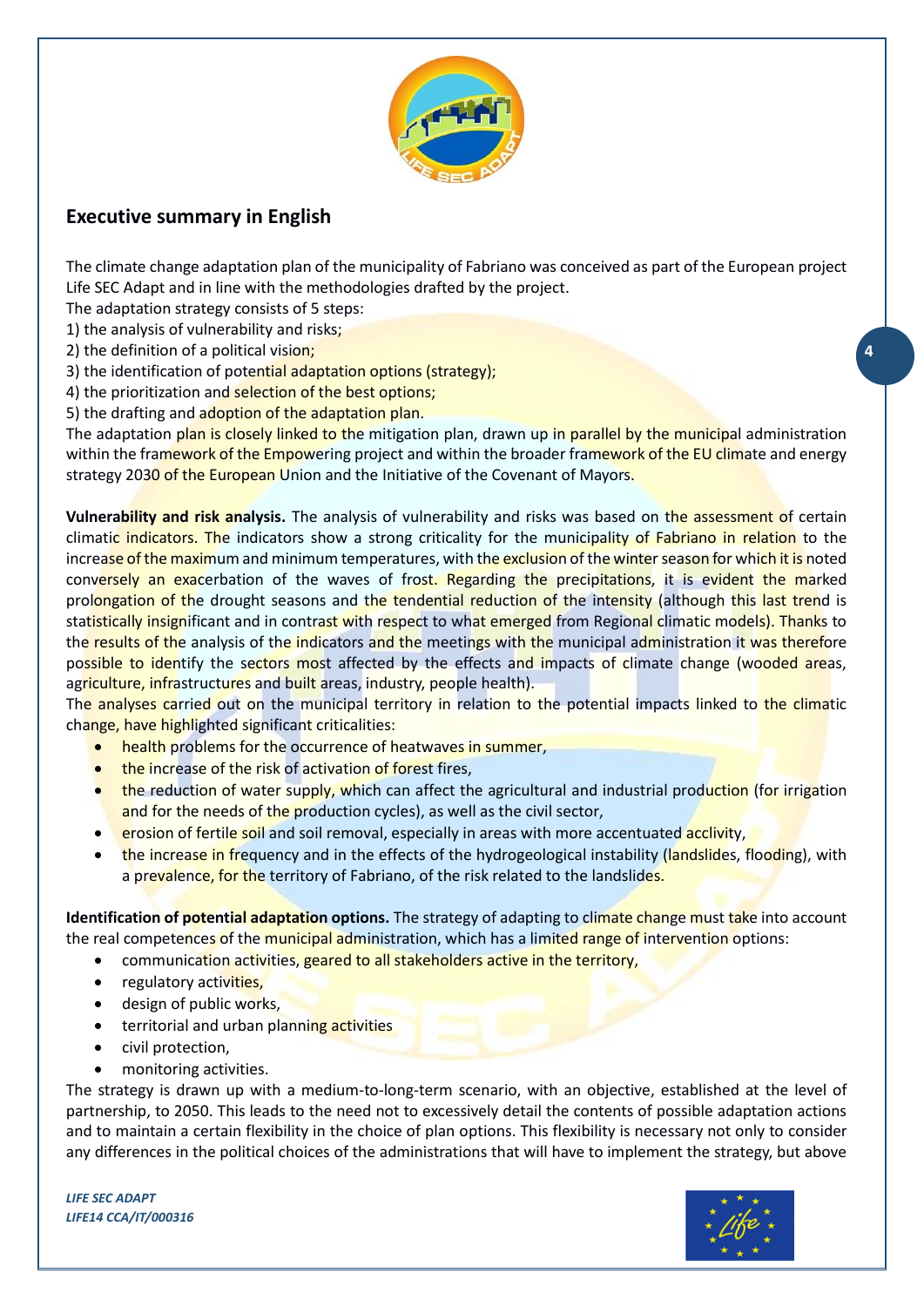## Executive summary in English

The climate change adaptation plan of the municipality of Fabriano was conceived as part of the European project Life SEC Adapt and in line with the methodologies drafted by the project.

The adaptation strategy consists of 5 steps:

1) the analysis of vulnerability and risks;
2) the definition of a political vision;
3) the identification of potential adaptation options (strategy);
4) the prioritization and selection of the best options;
5) the drafting and adoption of the adaptation plan.

The adaptation plan is closely linked to the mitigation plan, drawn up in parallel by the municipal administration within the framework of the Empowering project and within the broader framework of the EU climate and energy strategy 2030 of the European Union and the Initiative of the Covenant of Mayors.

**Vulnerability and risk analysis.** The analysis of vulnerability and risks was based on the assessment of certain climatic indicators. The indicators show a strong criticality for the municipality of Fabriano in relation to the increase of the maximum and minimum temperatures, with the exclusion of the winter season for which it is noted conversely an exacerbation of the waves of frost. Regarding the precipitations, it is evident the marked prolongation of the drought seasons and the tendential reduction of the intensity (although this last trend is statistically insignificant and in contrast with respect to what emerged from Regional climatic models). Thanks to the results of the analysis of the indicators and the meetings with the municipal administration it was therefore possible to identify the sectors most affected by the effects and impacts of climate change (wooded areas, agriculture, infrastructures and built areas, industry, people health).

The analyses carried out on the municipal territory in relation to the potential impacts linked to the climatic change, have highlighted significant criticalities:

- health problems for the occurrence of heatwaves in summer,
- the increase of the risk of activation of forest fires,
- the reduction of water supply, which can affect the agricultural and industrial production (for irrigation and for the needs of the production cycles), as well as the civil sector,
- erosion of fertile soil and soil removal, especially in areas with more accentuated acclivity,
- the increase in frequency and in the effects of the hydrogeological instability (landslides, flooding), with a prevalence, for the territory of Fabriano, of the risk related to the landslides.

**Identification of potential adaptation options.** The strategy of adapting to climate change must take into account the real competences of the municipal administration, which has a limited range of intervention options:

- communication activities, geared to all stakeholders active in the territory,
- regulatory activities,
- design of public works,
- territorial and urban planning activities
- civil protection,
- monitoring activities.

The strategy is drawn up with a medium-to-long-term scenario, with an objective, established at the level of partnership, to 2050. This leads to the need not to excessively detail the contents of possible adaptation actions and to maintain a certain flexibility in the choice of plan options. This flexibility is necessary not only to consider any differences in the political choices of the administrations that will have to implement the strategy, but above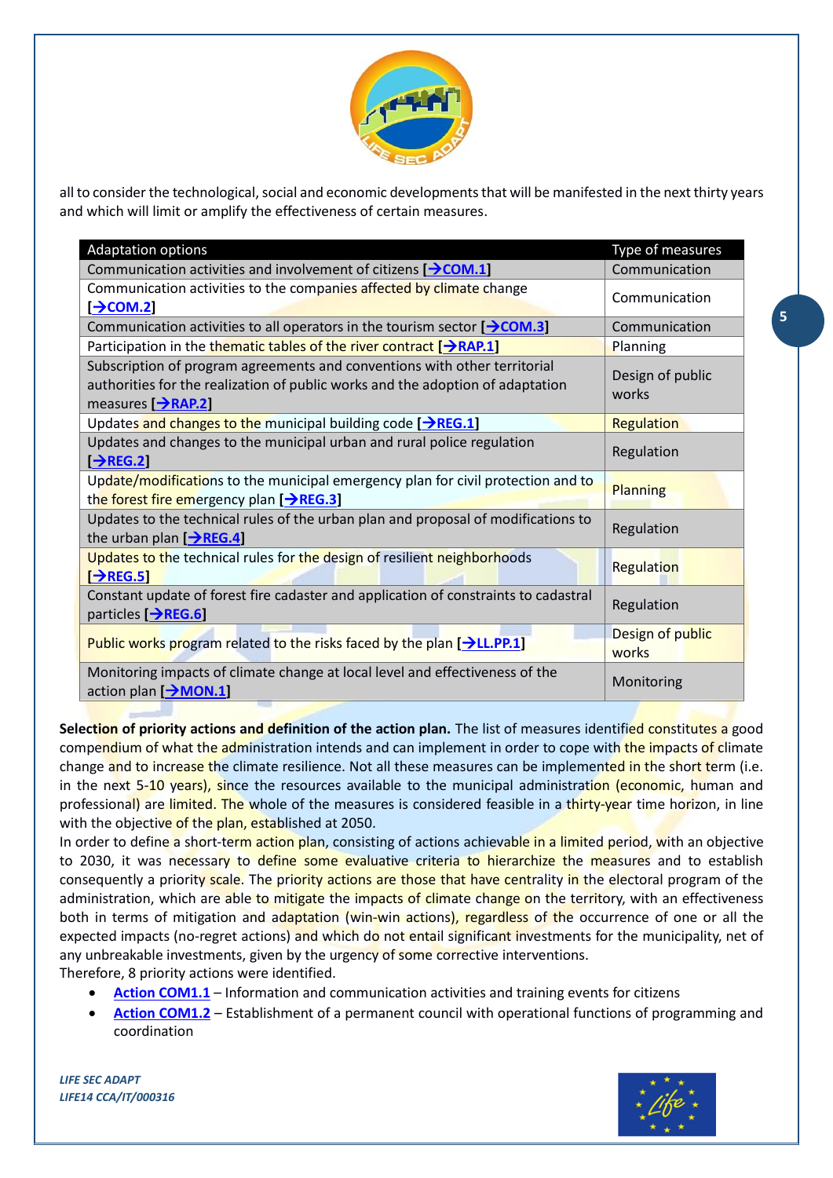all to consider the technological, social and economic developments that will be manifested in the next thirty years and which will limit or amplify the effectiveness of certain measures.

| Adaptation options | Type of measures |
|---|---|
| Communication activities and involvement of citizens [→COM.1] | Communication |
| Communication activities to the companies affected by climate change [→COM.2] | Communication |
| Communication activities to all operators in the tourism sector [→COM.3] | Communication |
| Participation in the thematic tables of the river contract [→RAP.1] | Planning |
| Subscription of program agreements and conventions with other territorial authorities for the realization of public works and the adoption of adaptation measures [→RAP.2] | Design of public works |
| Updates and changes to the municipal building code [→REG.1] | Regulation |
| Updates and changes to the municipal urban and rural police regulation [→REG.2] | Regulation |
| Update/modifications to the municipal emergency plan for civil protection and to the forest fire emergency plan [→REG.3] | Planning |
| Updates to the technical rules of the urban plan and proposal of modifications to the urban plan [→REG.4] | Regulation |
| Updates to the technical rules for the design of resilient neighborhoods [→REG.5] | Regulation |
| Constant update of forest fire cadaster and application of constraints to cadastral particles [→REG.6] | Regulation |
| Public works program related to the risks faced by the plan [→LL.PP.1] | Design of public works |
| Monitoring impacts of climate change at local level and effectiveness of the action plan [→MON.1] | Monitoring |

**Selection of priority actions and definition of the action plan.** The list of measures identified constitutes a good compendium of what the administration intends and can implement in order to cope with the impacts of climate change and to increase the climate resilience. Not all these measures can be implemented in the short term (i.e. in the next 5-10 years), since the resources available to the municipal administration (economic, human and professional) are limited. The whole of the measures is considered feasible in a thirty-year time horizon, in line with the objective of the plan, established at 2050.

In order to define a short-term action plan, consisting of actions achievable in a limited period, with an objective to 2030, it was necessary to define some evaluative criteria to hierarchize the measures and to establish consequently a priority scale. The priority actions are those that have centrality in the electoral program of the administration, which are able to mitigate the impacts of climate change on the territory, with an effectiveness both in terms of mitigation and adaptation (win-win actions), regardless of the occurrence of one or all the expected impacts (no-regret actions) and which do not entail significant investments for the municipality, net of any unbreakable investments, given by the urgency of some corrective interventions.

Therefore, 8 priority actions were identified.

- Action COM1.1 – Information and communication activities and training events for citizens
- Action COM1.2 – Establishment of a permanent council with operational functions of programming and coordination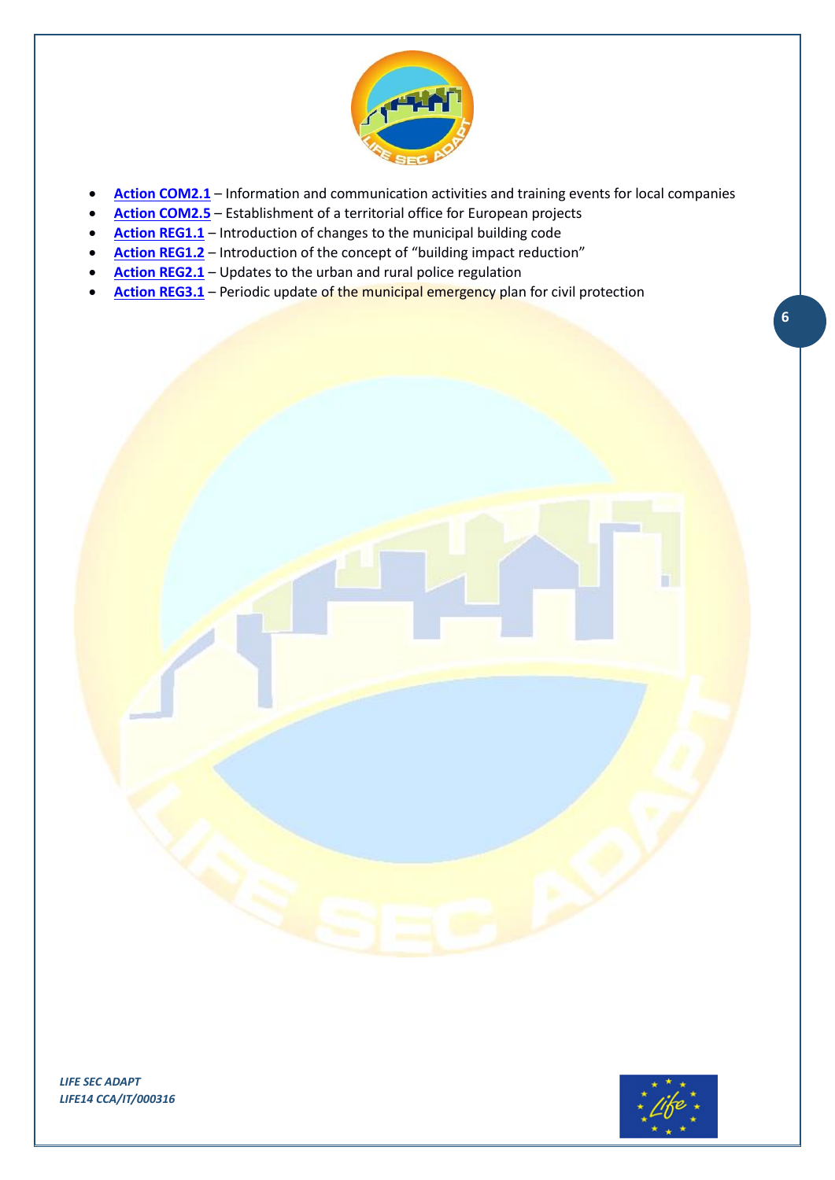- **Action COM2.1** – Information and communication activities and training events for local companies
- **Action COM2.5** – Establishment of a territorial office for European projects
- **Action REG1.1** – Introduction of changes to the municipal building code
- **Action REG1.2** – Introduction of the concept of "building impact reduction"
- **Action REG2.1** – Updates to the urban and rural police regulation
- **Action REG3.1** – Periodic update of the municipal emergency plan for civil protection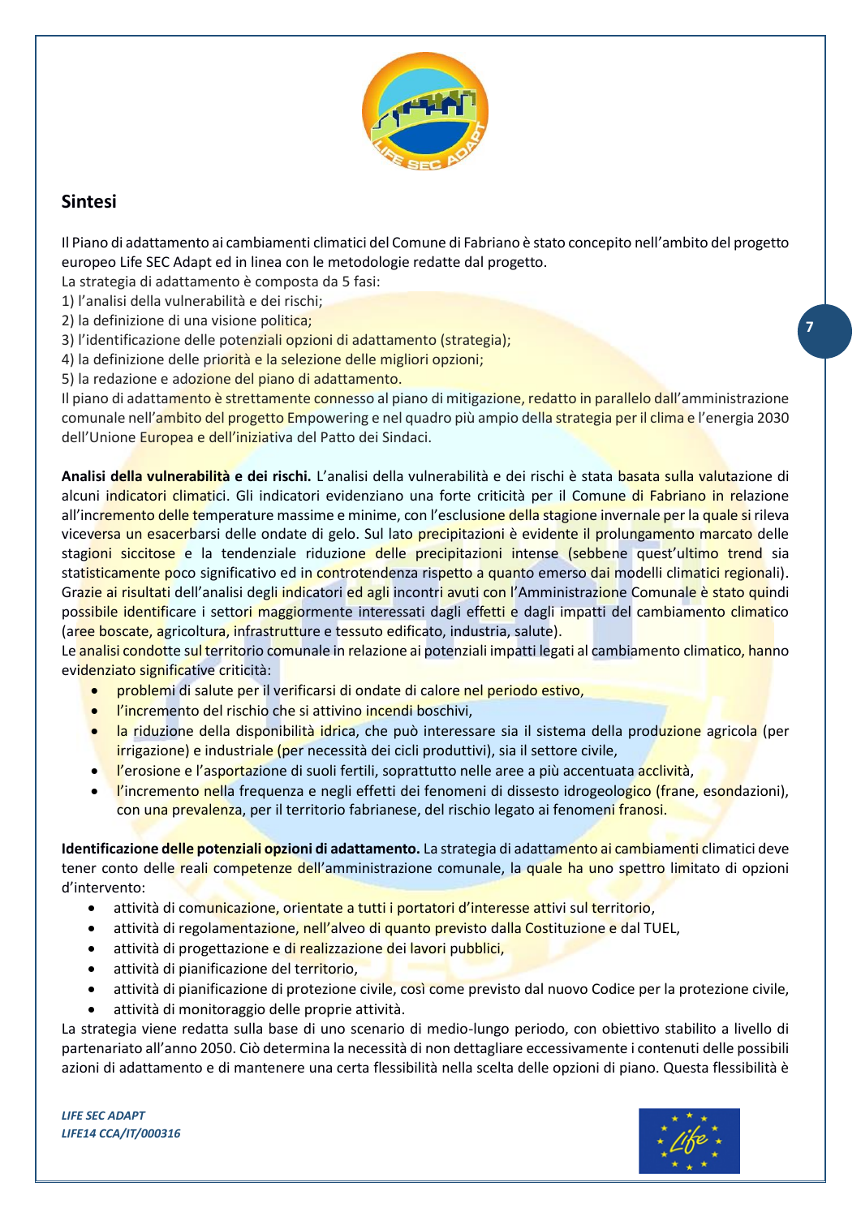## Sintesi

Il Piano di adattamento ai cambiamenti climatici del Comune di Fabriano è stato concepito nell'ambito del progetto europeo Life SEC Adapt ed in linea con le metodologie redatte dal progetto.
La strategia di adattamento è composta da 5 fasi:
1) l'analisi della vulnerabilità e dei rischi;
2) la definizione di una visione politica;
3) l'identificazione delle potenziali opzioni di adattamento (strategia);
4) la definizione delle priorità e la selezione delle migliori opzioni;
5) la redazione e adozione del piano di adattamento.
Il piano di adattamento è strettamente connesso al piano di mitigazione, redatto in parallelo dall'amministrazione comunale nell'ambito del progetto Empowering e nel quadro più ampio della strategia per il clima e l'energia 2030 dell'Unione Europea e dell'iniziativa del Patto dei Sindaci.

**Analisi della vulnerabilità e dei rischi.** L'analisi della vulnerabilità e dei rischi è stata basata sulla valutazione di alcuni indicatori climatici. Gli indicatori evidenziano una forte criticità per il Comune di Fabriano in relazione all'incremento delle temperature massime e minime, con l'esclusione della stagione invernale per la quale si rileva viceversa un esacerbarsi delle ondate di gelo. Sul lato precipitazioni è evidente il prolungamento marcato delle stagioni siccitose e la tendenziale riduzione delle precipitazioni intense (sebbene quest'ultimo trend sia statisticamente poco significativo ed in controtendenza rispetto a quanto emerso dai modelli climatici regionali). Grazie ai risultati dell'analisi degli indicatori ed agli incontri avuti con l'Amministrazione Comunale è stato quindi possibile identificare i settori maggiormente interessati dagli effetti e dagli impatti del cambiamento climatico (aree boscate, agricoltura, infrastrutture e tessuto edificato, industria, salute).
Le analisi condotte sul territorio comunale in relazione ai potenziali impatti legati al cambiamento climatico, hanno evidenziato significative criticità:

- problemi di salute per il verificarsi di ondate di calore nel periodo estivo,
- l'incremento del rischio che si attivino incendi boschivi,
- la riduzione della disponibilità idrica, che può interessare sia il sistema della produzione agricola (per irrigazione) e industriale (per necessità dei cicli produttivi), sia il settore civile,
- l'erosione e l'asportazione di suoli fertili, soprattutto nelle aree a più accentuata acclività,
- l'incremento nella frequenza e negli effetti dei fenomeni di dissesto idrogeologico (frane, esondazioni), con una prevalenza, per il territorio fabrianese, del rischio legato ai fenomeni franosi.

**Identificazione delle potenziali opzioni di adattamento.** La strategia di adattamento ai cambiamenti climatici deve tener conto delle reali competenze dell'amministrazione comunale, la quale ha uno spettro limitato di opzioni d'intervento:

- attività di comunicazione, orientate a tutti i portatori d'interesse attivi sul territorio,
- attività di regolamentazione, nell'alveo di quanto previsto dalla Costituzione e dal TUEL,
- attività di progettazione e di realizzazione dei lavori pubblici,
- attività di pianificazione del territorio,
- attività di pianificazione di protezione civile, così come previsto dal nuovo Codice per la protezione civile,
- attività di monitoraggio delle proprie attività.

La strategia viene redatta sulla base di uno scenario di medio-lungo periodo, con obiettivo stabilito a livello di partenariato all'anno 2050. Ciò determina la necessità di non dettagliare eccessivamente i contenuti delle possibili azioni di adattamento e di mantenere una certa flessibilità nella scelta delle opzioni di piano. Questa flessibilità è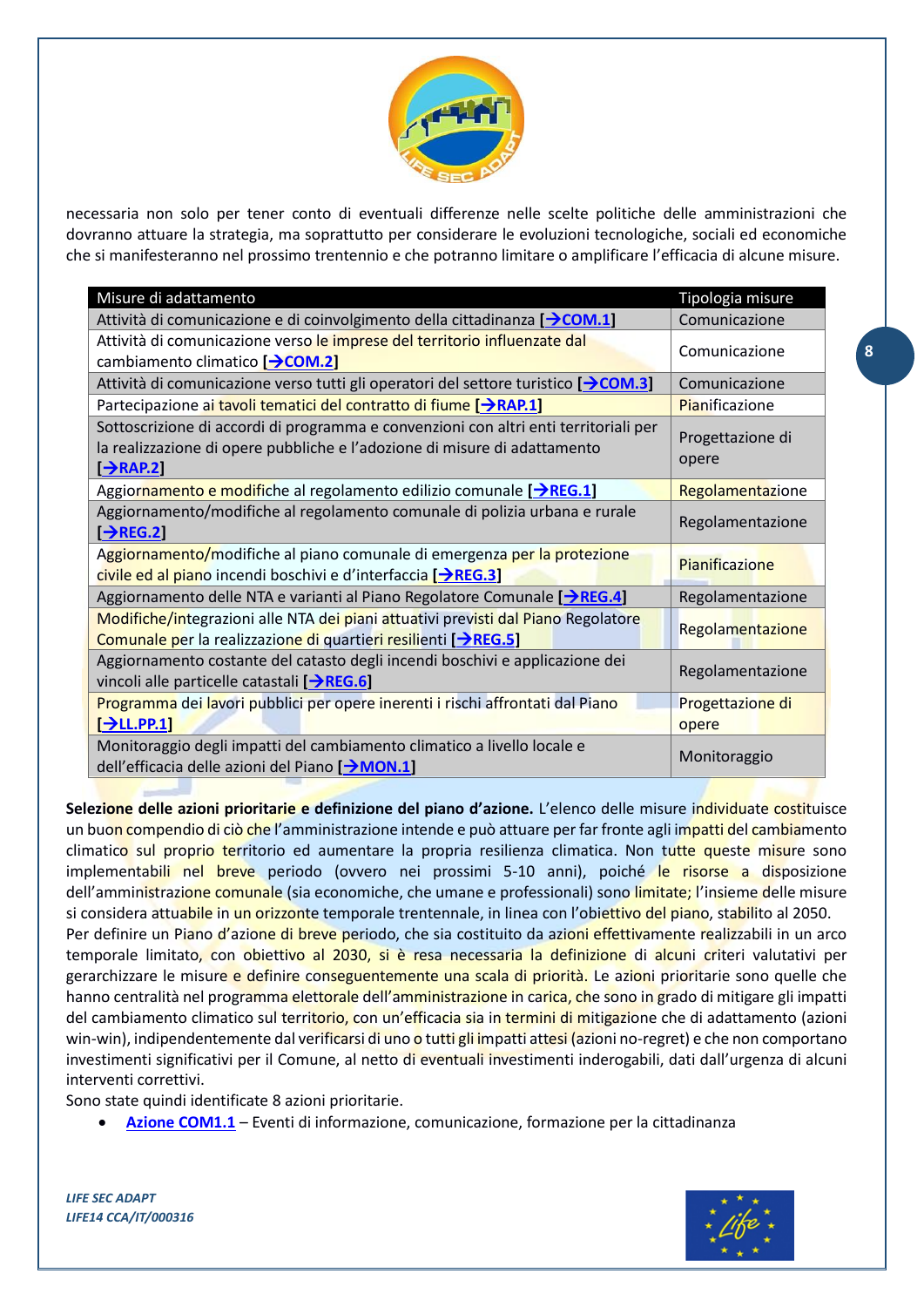necessaria non solo per tener conto di eventuali differenze nelle scelte politiche delle amministrazioni che dovranno attuare la strategia, ma soprattutto per considerare le evoluzioni tecnologiche, sociali ed economiche che si manifesteranno nel prossimo trentennio e che potranno limitare o amplificare l'efficacia di alcune misure.

| Misure di adattamento | Tipologia misure |
|---|---|
| Attività di comunicazione e di coinvolgimento della cittadinanza [→COM.1] | Comunicazione |
| Attività di comunicazione verso le imprese del territorio influenzate dal cambiamento climatico [→COM.2] | Comunicazione |
| Attività di comunicazione verso tutti gli operatori del settore turistico [→COM.3] | Comunicazione |
| Partecipazione ai tavoli tematici del contratto di fiume [→RAP.1] | Pianificazione |
| Sottoscrizione di accordi di programma e convenzioni con altri enti territoriali per la realizzazione di opere pubbliche e l'adozione di misure di adattamento [→RAP.2] | Progettazione di opere |
| Aggiornamento e modifiche al regolamento edilizio comunale [→REG.1] | Regolamentazione |
| Aggiornamento/modifiche al regolamento comunale di polizia urbana e rurale [→REG.2] | Regolamentazione |
| Aggiornamento/modifiche al piano comunale di emergenza per la protezione civile ed al piano incendi boschivi e d'interfaccia [→REG.3] | Pianificazione |
| Aggiornamento delle NTA e varianti al Piano Regolatore Comunale [→REG.4] | Regolamentazione |
| Modifiche/integrazioni alle NTA dei piani attuativi previsti dal Piano Regolatore Comunale per la realizzazione di quartieri resilienti [→REG.5] | Regolamentazione |
| Aggiornamento costante del catasto degli incendi boschivi e applicazione dei vincoli alle particelle catastali [→REG.6] | Regolamentazione |
| Programma dei lavori pubblici per opere inerenti i rischi affrontati dal Piano [→LL.PP.1] | Progettazione di opere |
| Monitoraggio degli impatti del cambiamento climatico a livello locale e dell'efficacia delle azioni del Piano [→MON.1] | Monitoraggio |

**Selezione delle azioni prioritarie e definizione del piano d'azione.** L'elenco delle misure individuate costituisce un buon compendio di ciò che l'amministrazione intende e può attuare per far fronte agli impatti del cambiamento climatico sul proprio territorio ed aumentare la propria resilienza climatica. Non tutte queste misure sono implementabili nel breve periodo (ovvero nei prossimi 5-10 anni), poiché le risorse a disposizione dell'amministrazione comunale (sia economiche, che umane e professionali) sono limitate; l'insieme delle misure si considera attuabile in un orizzonte temporale trentennale, in linea con l'obiettivo del piano, stabilito al 2050.
Per definire un Piano d'azione di breve periodo, che sia costituito da azioni effettivamente realizzabili in un arco temporale limitato, con obiettivo al 2030, si è resa necessaria la definizione di alcuni criteri valutativi per gerarchizzare le misure e definire conseguentemente una scala di priorità. Le azioni prioritarie sono quelle che hanno centralità nel programma elettorale dell'amministrazione in carica, che sono in grado di mitigare gli impatti del cambiamento climatico sul territorio, con un'efficacia sia in termini di mitigazione che di adattamento (azioni win-win), indipendentemente dal verificarsi di uno o tutti gli impatti attesi (azioni no-regret) e che non comportano investimenti significativi per il Comune, al netto di eventuali investimenti inderogabili, dati dall'urgenza di alcuni interventi correttivi.
Sono state quindi identificate 8 azioni prioritarie.

- **Azione COM1.1** – Eventi di informazione, comunicazione, formazione per la cittadinanza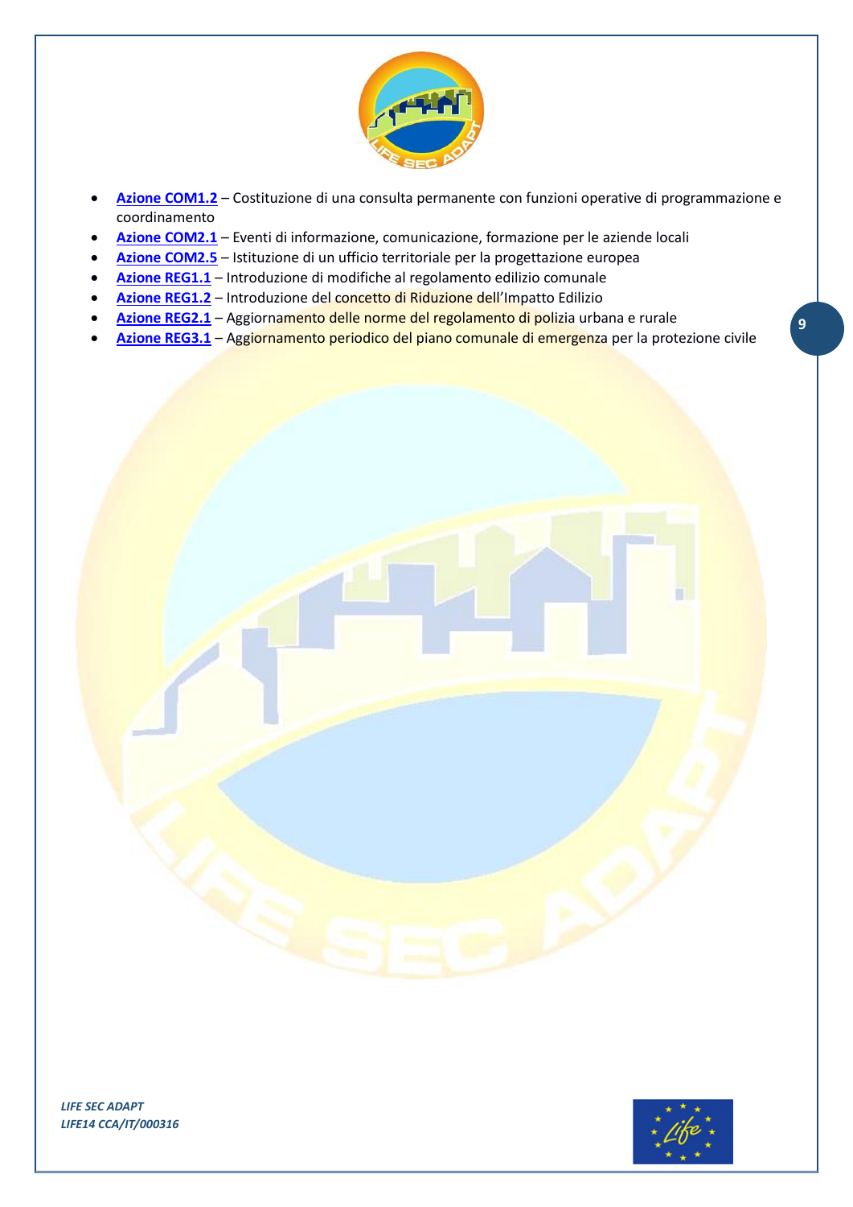- **Azione COM1.2** – Costituzione di una consulta permanente con funzioni operative di programmazione e coordinamento
- **Azione COM2.1** – Eventi di informazione, comunicazione, formazione per le aziende locali
- **Azione COM2.5** – Istituzione di un ufficio territoriale per la progettazione europea
- **Azione REG1.1** – Introduzione di modifiche al regolamento edilizio comunale
- **Azione REG1.2** – Introduzione del concetto di Riduzione dell'Impatto Edilizio
- **Azione REG2.1** – Aggiornamento delle norme del regolamento di polizia urbana e rurale
- **Azione REG3.1** – Aggiornamento periodico del piano comunale di emergenza per la protezione civile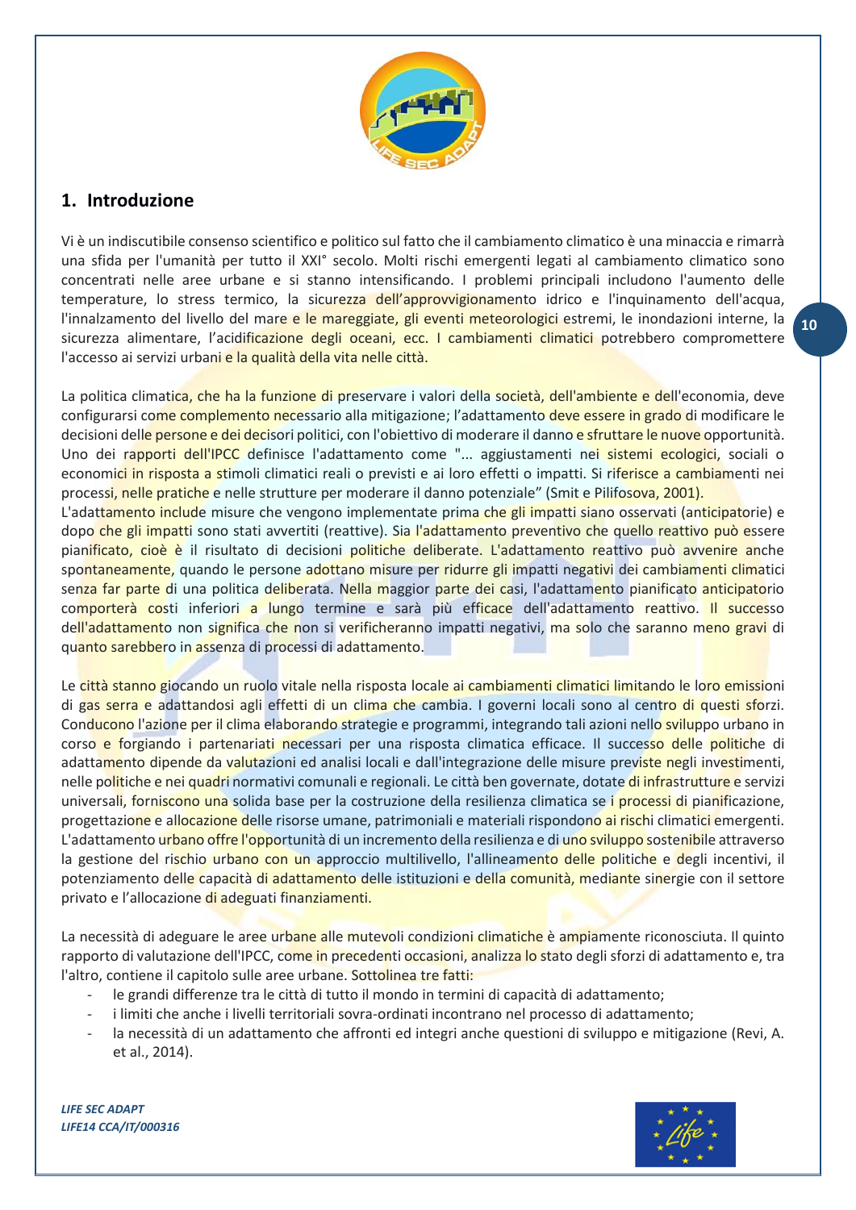## 1. Introduzione

Vi è un indiscutibile consenso scientifico e politico sul fatto che il cambiamento climatico è una minaccia e rimarrà una sfida per l'umanità per tutto il XXI° secolo. Molti rischi emergenti legati al cambiamento climatico sono concentrati nelle aree urbane e si stanno intensificando. I problemi principali includono l'aumento delle temperature, lo stress termico, la sicurezza dell'approvvigionamento idrico e l'inquinamento dell'acqua, l'innalzamento del livello del mare e le mareggiate, gli eventi meteorologici estremi, le inondazioni interne, la sicurezza alimentare, l'acidificazione degli oceani, ecc. I cambiamenti climatici potrebbero compromettere l'accesso ai servizi urbani e la qualità della vita nelle città.

La politica climatica, che ha la funzione di preservare i valori della società, dell'ambiente e dell'economia, deve configurarsi come complemento necessario alla mitigazione; l'adattamento deve essere in grado di modificare le decisioni delle persone e dei decisori politici, con l'obiettivo di moderare il danno e sfruttare le nuove opportunità. Uno dei rapporti dell'IPCC definisce l'adattamento come "... aggiustamenti nei sistemi ecologici, sociali o economici in risposta a stimoli climatici reali o previsti e ai loro effetti o impatti. Si riferisce a cambiamenti nei processi, nelle pratiche e nelle strutture per moderare il danno potenziale" (Smit e Pilifosova, 2001).
L'adattamento include misure che vengono implementate prima che gli impatti siano osservati (anticipatorie) e dopo che gli impatti sono stati avvertiti (reattive). Sia l'adattamento preventivo che quello reattivo può essere pianificato, cioè è il risultato di decisioni politiche deliberate. L'adattamento reattivo può avvenire anche spontaneamente, quando le persone adottano misure per ridurre gli impatti negativi dei cambiamenti climatici senza far parte di una politica deliberata. Nella maggior parte dei casi, l'adattamento pianificato anticipatorio comporterà costi inferiori a lungo termine e sarà più efficace dell'adattamento reattivo. Il successo dell'adattamento non significa che non si verificheranno impatti negativi, ma solo che saranno meno gravi di quanto sarebbero in assenza di processi di adattamento.

Le città stanno giocando un ruolo vitale nella risposta locale ai cambiamenti climatici limitando le loro emissioni di gas serra e adattandosi agli effetti di un clima che cambia. I governi locali sono al centro di questi sforzi. Conducono l'azione per il clima elaborando strategie e programmi, integrando tali azioni nello sviluppo urbano in corso e forgiando i partenariati necessari per una risposta climatica efficace. Il successo delle politiche di adattamento dipende da valutazioni ed analisi locali e dall'integrazione delle misure previste negli investimenti, nelle politiche e nei quadri normativi comunali e regionali. Le città ben governate, dotate di infrastrutture e servizi universali, forniscono una solida base per la costruzione della resilienza climatica se i processi di pianificazione, progettazione e allocazione delle risorse umane, patrimoniali e materiali rispondono ai rischi climatici emergenti. L'adattamento urbano offre l'opportunità di un incremento della resilienza e di uno sviluppo sostenibile attraverso la gestione del rischio urbano con un approccio multilivello, l'allineamento delle politiche e degli incentivi, il potenziamento delle capacità di adattamento delle istituzioni e della comunità, mediante sinergie con il settore privato e l'allocazione di adeguati finanziamenti.

La necessità di adeguare le aree urbane alle mutevoli condizioni climatiche è ampiamente riconosciuta. Il quinto rapporto di valutazione dell'IPCC, come in precedenti occasioni, analizza lo stato degli sforzi di adattamento e, tra l'altro, contiene il capitolo sulle aree urbane. Sottolinea tre fatti:

- le grandi differenze tra le città di tutto il mondo in termini di capacità di adattamento;
- i limiti che anche i livelli territoriali sovra-ordinati incontrano nel processo di adattamento;
- la necessità di un adattamento che affronti ed integri anche questioni di sviluppo e mitigazione (Revi, A. et al., 2014).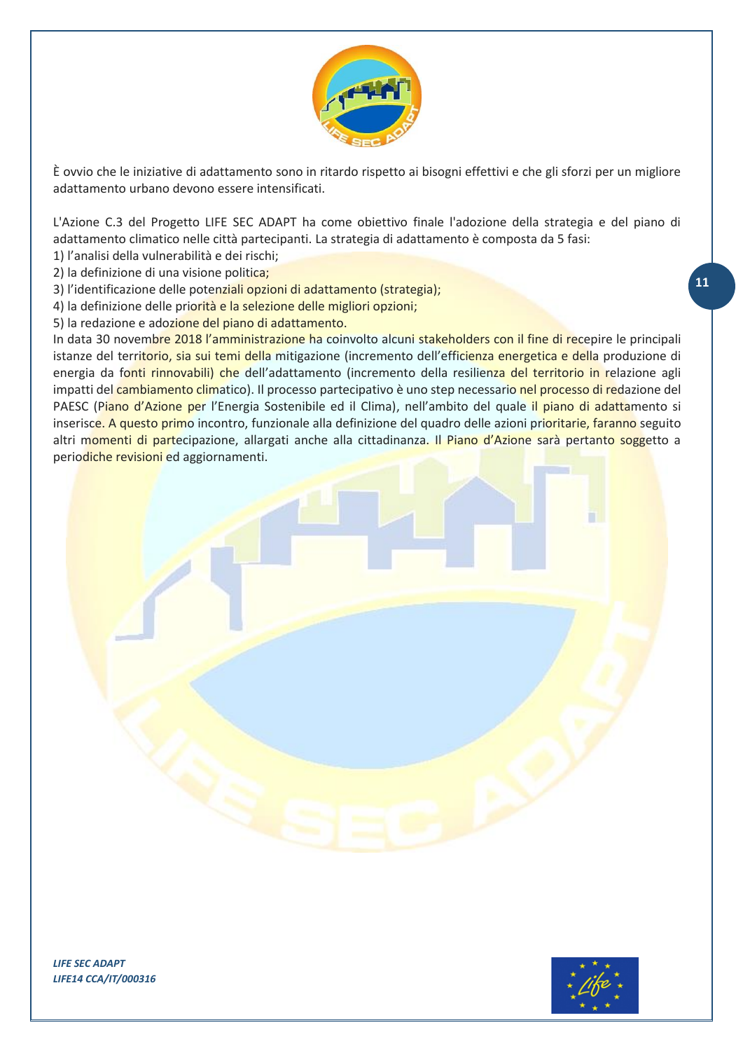È ovvio che le iniziative di adattamento sono in ritardo rispetto ai bisogni effettivi e che gli sforzi per un migliore adattamento urbano devono essere intensificati.

L'Azione C.3 del Progetto LIFE SEC ADAPT ha come obiettivo finale l'adozione della strategia e del piano di adattamento climatico nelle città partecipanti. La strategia di adattamento è composta da 5 fasi:

1) l'analisi della vulnerabilità e dei rischi;
2) la definizione di una visione politica;
3) l'identificazione delle potenziali opzioni di adattamento (strategia);
4) la definizione delle priorità e la selezione delle migliori opzioni;
5) la redazione e adozione del piano di adattamento.

In data 30 novembre 2018 l'amministrazione ha coinvolto alcuni stakeholders con il fine di recepire le principali istanze del territorio, sia sui temi della mitigazione (incremento dell'efficienza energetica e della produzione di energia da fonti rinnovabili) che dell'adattamento (incremento della resilienza del territorio in relazione agli impatti del cambiamento climatico). Il processo partecipativo è uno step necessario nel processo di redazione del PAESC (Piano d'Azione per l'Energia Sostenibile ed il Clima), nell'ambito del quale il piano di adattamento si inserisce. A questo primo incontro, funzionale alla definizione del quadro delle azioni prioritarie, faranno seguito altri momenti di partecipazione, allargati anche alla cittadinanza. Il Piano d'Azione sarà pertanto soggetto a periodiche revisioni ed aggiornamenti.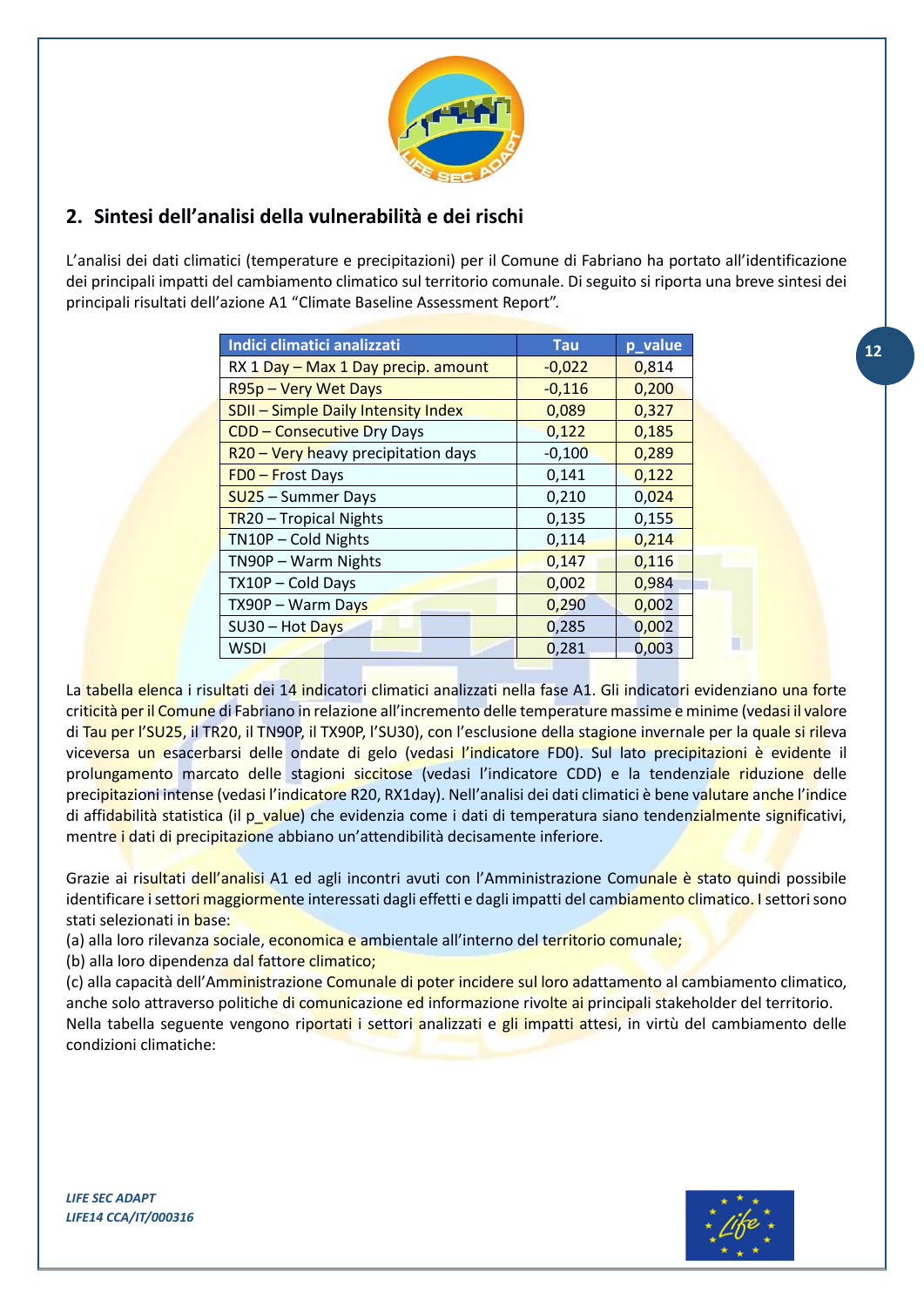## 2. Sintesi dell'analisi della vulnerabilità e dei rischi

L'analisi dei dati climatici (temperature e precipitazioni) per il Comune di Fabriano ha portato all'identificazione dei principali impatti del cambiamento climatico sul territorio comunale. Di seguito si riporta una breve sintesi dei principali risultati dell'azione A1 "Climate Baseline Assessment Report".

| Indici climatici analizzati | Tau | p_value |
|---|---|---|
| RX 1 Day – Max 1 Day precip. amount | -0,022 | 0,814 |
| R95p – Very Wet Days | -0,116 | 0,200 |
| SDII – Simple Daily Intensity Index | 0,089 | 0,327 |
| CDD – Consecutive Dry Days | 0,122 | 0,185 |
| R20 – Very heavy precipitation days | -0,100 | 0,289 |
| FD0 – Frost Days | 0,141 | 0,122 |
| SU25 – Summer Days | 0,210 | 0,024 |
| TR20 – Tropical Nights | 0,135 | 0,155 |
| TN10P – Cold Nights | 0,114 | 0,214 |
| TN90P – Warm Nights | 0,147 | 0,116 |
| TX10P – Cold Days | 0,002 | 0,984 |
| TX90P – Warm Days | 0,290 | 0,002 |
| SU30 – Hot Days | 0,285 | 0,002 |
| WSDI | 0,281 | 0,003 |

La tabella elenca i risultati dei 14 indicatori climatici analizzati nella fase A1. Gli indicatori evidenziano una forte criticità per il Comune di Fabriano in relazione all'incremento delle temperature massime e minime (vedasi il valore di Tau per l'SU25, il TR20, il TN90P, il TX90P, l'SU30), con l'esclusione della stagione invernale per la quale si rileva viceversa un esacerbarsi delle ondate di gelo (vedasi l'indicatore FD0). Sul lato precipitazioni è evidente il prolungamento marcato delle stagioni siccitose (vedasi l'indicatore CDD) e la tendenziale riduzione delle precipitazioni intense (vedasi l'indicatore R20, RX1day). Nell'analisi dei dati climatici è bene valutare anche l'indice di affidabilità statistica (il p_value) che evidenzia come i dati di temperatura siano tendenzialmente significativi, mentre i dati di precipitazione abbiano un'attendibilità decisamente inferiore.

Grazie ai risultati dell'analisi A1 ed agli incontri avuti con l'Amministrazione Comunale è stato quindi possibile identificare i settori maggiormente interessati dagli effetti e dagli impatti del cambiamento climatico. I settori sono stati selezionati in base:

(a) alla loro rilevanza sociale, economica e ambientale all'interno del territorio comunale;
(b) alla loro dipendenza dal fattore climatico;
(c) alla capacità dell'Amministrazione Comunale di poter incidere sul loro adattamento al cambiamento climatico, anche solo attraverso politiche di comunicazione ed informazione rivolte ai principali stakeholder del territorio.

Nella tabella seguente vengono riportati i settori analizzati e gli impatti attesi, in virtù del cambiamento delle condizioni climatiche: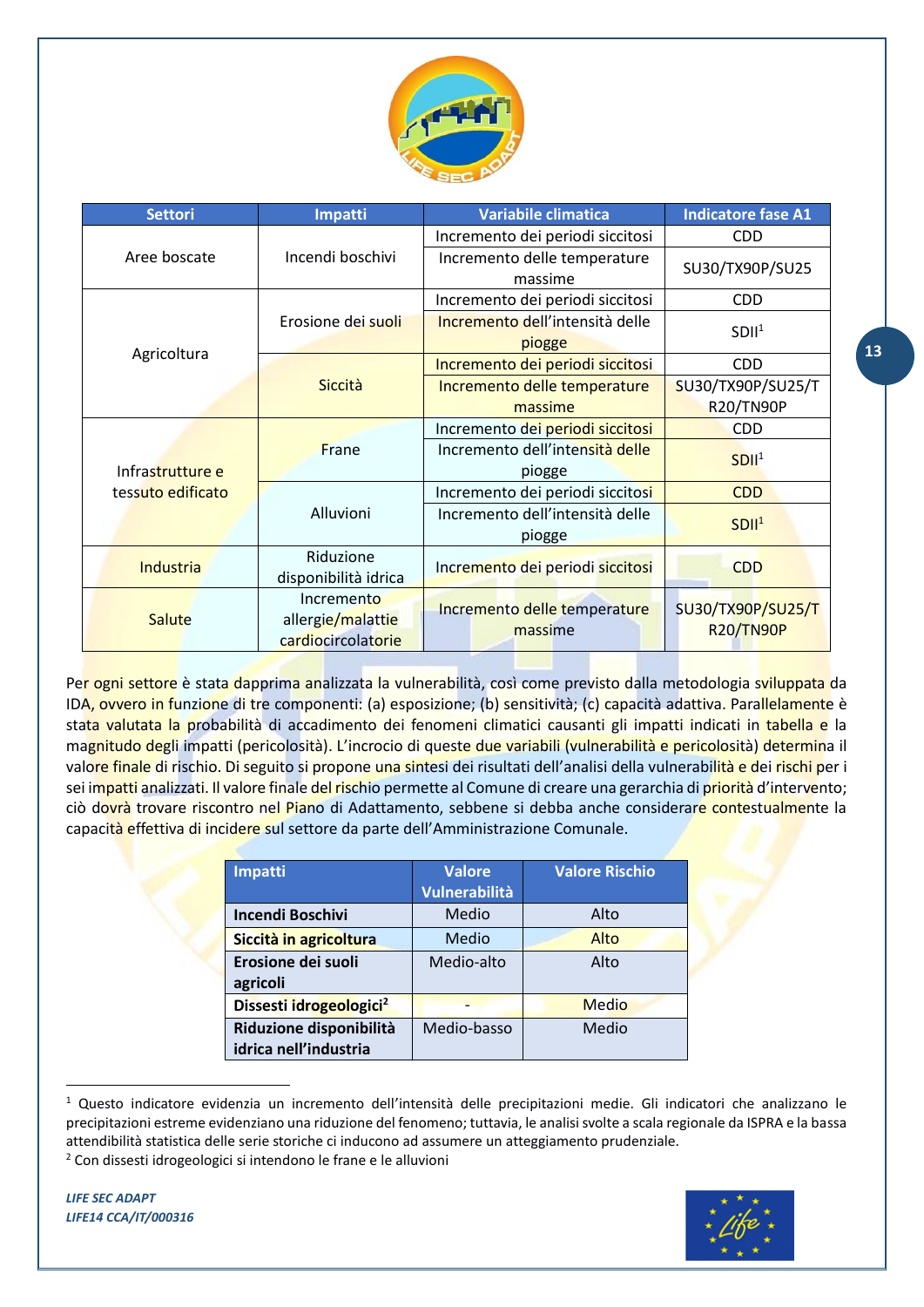| Settori | Impatti | Variabile climatica | Indicatore fase A1 |
|---|---|---|---|
| Aree boscate | Incendi boschivi | Incremento dei periodi siccitosi | CDD |
| | | Incremento delle temperature massime | SU30/TX90P/SU25 |
| Agricoltura | Erosione dei suoli | Incremento dei periodi siccitosi | CDD |
| | | Incremento dell'intensità delle piogge | SDII[1] |
| | Siccità | Incremento dei periodi siccitosi | CDD |
| | | Incremento delle temperature massime | SU30/TX90P/SU25/TR20/TN90P |
| Infrastrutture e tessuto edificato | Frane | Incremento dei periodi siccitosi | CDD |
| | | Incremento dell'intensità delle piogge | SDII[1] |
| | Alluvioni | Incremento dei periodi siccitosi | CDD |
| | | Incremento dell'intensità delle piogge | SDII[1] |
| Industria | Riduzione disponibilità idrica | Incremento dei periodi siccitosi | CDD |
| Salute | Incremento allergie/malattie cardiocircolatorie | Incremento delle temperature massime | SU30/TX90P/SU25/TR20/TN90P |

Per ogni settore è stata dapprima analizzata la vulnerabilità, così come previsto dalla metodologia sviluppata da IDA, ovvero in funzione di tre componenti: (a) esposizione; (b) sensitività; (c) capacità adattiva. Parallelamente è stata valutata la probabilità di accadimento dei fenomeni climatici causanti gli impatti indicati in tabella e la magnitudo degli impatti (pericolosità). L'incrocio di queste due variabili (vulnerabilità e pericolosità) determina il valore finale di rischio. Di seguito si propone una sintesi dei risultati dell'analisi della vulnerabilità e dei rischi per i sei impatti analizzati. Il valore finale del rischio permette al Comune di creare una gerarchia di priorità d'intervento; ciò dovrà trovare riscontro nel Piano di Adattamento, sebbene si debba anche considerare contestualmente la capacità effettiva di incidere sul settore da parte dell'Amministrazione Comunale.

| Impatti | Valore Vulnerabilità | Valore Rischio |
|---|---|---|
| **Incendi Boschivi** | Medio | Alto |
| **Siccità in agricoltura** | Medio | Alto |
| **Erosione dei suoli agricoli** | Medio-alto | Alto |
| **Dissesti idrogeologici[2]** | - | Medio |
| **Riduzione disponibilità idrica nell'industria** | Medio-basso | Medio |

[1] Questo indicatore evidenzia un incremento dell'intensità delle precipitazioni medie. Gli indicatori che analizzano le precipitazioni estreme evidenziano una riduzione del fenomeno; tuttavia, le analisi svolte a scala regionale da ISPRA e la bassa attendibilità statistica delle serie storiche ci inducono ad assumere un atteggiamento prudenziale.

[2] Con dissesti idrogeologici si intendono le frane e le alluvioni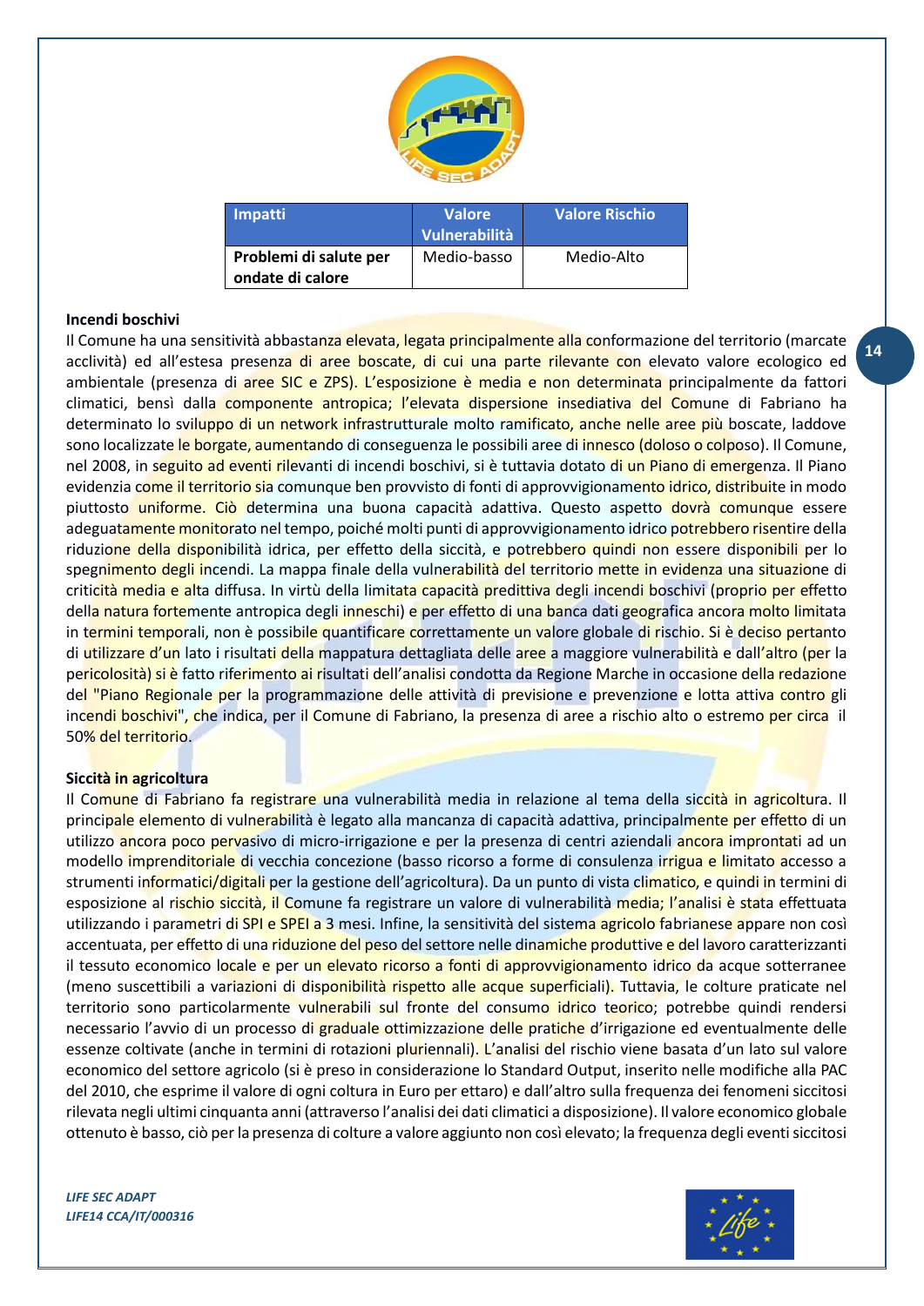| Impatti | Valore Vulnerabilità | Valore Rischio |
|---|---|---|
| **Problemi di salute per ondate di calore** | Medio-basso | Medio-Alto |

**Incendi boschivi**

Il Comune ha una sensitività abbastanza elevata, legata principalmente alla conformazione del territorio (marcate acclività) ed all'estesa presenza di aree boscate, di cui una parte rilevante con elevato valore ecologico ed ambientale (presenza di aree SIC e ZPS). L'esposizione è media e non determinata principalmente da fattori climatici, bensì dalla componente antropica; l'elevata dispersione insediativa del Comune di Fabriano ha determinato lo sviluppo di un network infrastrutturale molto ramificato, anche nelle aree più boscate, laddove sono localizzate le borgate, aumentando di conseguenza le possibili aree di innesco (doloso o colposo). Il Comune, nel 2008, in seguito ad eventi rilevanti di incendi boschivi, si è tuttavia dotato di un Piano di emergenza. Il Piano evidenzia come il territorio sia comunque ben provvisto di fonti di approvvigionamento idrico, distribuite in modo piuttosto uniforme. Ciò determina una buona capacità adattiva. Questo aspetto dovrà comunque essere adeguatamente monitorato nel tempo, poiché molti punti di approvvigionamento idrico potrebbero risentire della riduzione della disponibilità idrica, per effetto della siccità, e potrebbero quindi non essere disponibili per lo spegnimento degli incendi. La mappa finale della vulnerabilità del territorio mette in evidenza una situazione di criticità media e alta diffusa. In virtù della limitata capacità predittiva degli incendi boschivi (proprio per effetto della natura fortemente antropica degli inneschi) e per effetto di una banca dati geografica ancora molto limitata in termini temporali, non è possibile quantificare correttamente un valore globale di rischio. Si è deciso pertanto di utilizzare d'un lato i risultati della mappatura dettagliata delle aree a maggiore vulnerabilità e dall'altro (per la pericolosità) si è fatto riferimento ai risultati dell'analisi condotta da Regione Marche in occasione della redazione del "Piano Regionale per la programmazione delle attività di previsione e prevenzione e lotta attiva contro gli incendi boschivi", che indica, per il Comune di Fabriano, la presenza di aree a rischio alto o estremo per circa il 50% del territorio.

**Siccità in agricoltura**

Il Comune di Fabriano fa registrare una vulnerabilità media in relazione al tema della siccità in agricoltura. Il principale elemento di vulnerabilità è legato alla mancanza di capacità adattiva, principalmente per effetto di un utilizzo ancora poco pervasivo di micro-irrigazione e per la presenza di centri aziendali ancora improntati ad un modello imprenditoriale di vecchia concezione (basso ricorso a forme di consulenza irrigua e limitato accesso a strumenti informatici/digitali per la gestione dell'agricoltura). Da un punto di vista climatico, e quindi in termini di esposizione al rischio siccità, il Comune fa registrare un valore di vulnerabilità media; l'analisi è stata effettuata utilizzando i parametri di SPI e SPEI a 3 mesi. Infine, la sensitività del sistema agricolo fabrianese appare non così accentuata, per effetto di una riduzione del peso del settore nelle dinamiche produttive e del lavoro caratterizzanti il tessuto economico locale e per un elevato ricorso a fonti di approvvigionamento idrico da acque sotterranee (meno suscettibili a variazioni di disponibilità rispetto alle acque superficiali). Tuttavia, le colture praticate nel territorio sono particolarmente vulnerabili sul fronte del consumo idrico teorico; potrebbe quindi rendersi necessario l'avvio di un processo di graduale ottimizzazione delle pratiche d'irrigazione ed eventualmente delle essenze coltivate (anche in termini di rotazioni pluriennali). L'analisi del rischio viene basata d'un lato sul valore economico del settore agricolo (si è preso in considerazione lo Standard Output, inserito nelle modifiche alla PAC del 2010, che esprime il valore di ogni coltura in Euro per ettaro) e dall'altro sulla frequenza dei fenomeni siccitosi rilevata negli ultimi cinquanta anni (attraverso l'analisi dei dati climatici a disposizione). Il valore economico globale ottenuto è basso, ciò per la presenza di colture a valore aggiunto non così elevato; la frequenza degli eventi siccitosi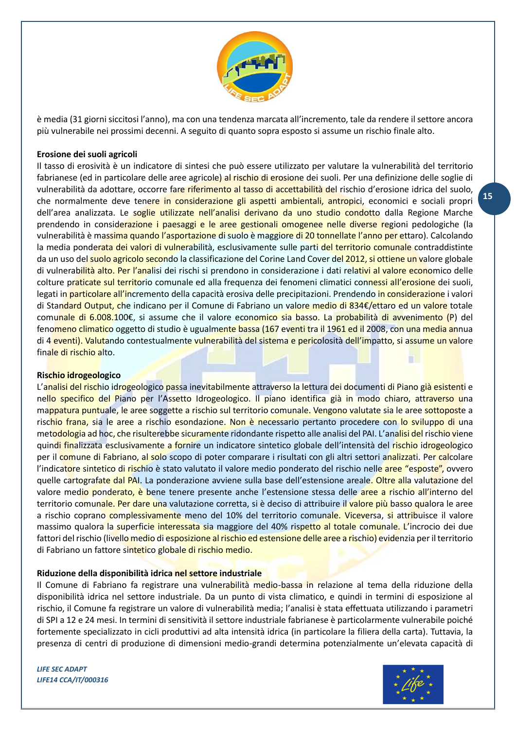è media (31 giorni siccitosi l'anno), ma con una tendenza marcata all'incremento, tale da rendere il settore ancora più vulnerabile nei prossimi decenni. A seguito di quanto sopra esposto si assume un rischio finale alto.

**Erosione dei suoli agricoli**

Il tasso di erosività è un indicatore di sintesi che può essere utilizzato per valutare la vulnerabilità del territorio fabrianese (ed in particolare delle aree agricole) al rischio di erosione dei suoli. Per una definizione delle soglie di vulnerabilità da adottare, occorre fare riferimento al tasso di accettabilità del rischio d'erosione idrica del suolo, che normalmente deve tenere in considerazione gli aspetti ambientali, antropici, economici e sociali propri dell'area analizzata. Le soglie utilizzate nell'analisi derivano da uno studio condotto dalla Regione Marche prendendo in considerazione i paesaggi e le aree gestionali omogenee nelle diverse regioni pedologiche (la vulnerabilità è massima quando l'asportazione di suolo è maggiore di 20 tonnellate l'anno per ettaro). Calcolando la media ponderata dei valori di vulnerabilità, esclusivamente sulle parti del territorio comunale contraddistinte da un uso del suolo agricolo secondo la classificazione del Corine Land Cover del 2012, si ottiene un valore globale di vulnerabilità alto. Per l'analisi dei rischi si prendono in considerazione i dati relativi al valore economico delle colture praticate sul territorio comunale ed alla frequenza dei fenomeni climatici connessi all'erosione dei suoli, legati in particolare all'incremento della capacità erosiva delle precipitazioni. Prendendo in considerazione i valori di Standard Output, che indicano per il Comune di Fabriano un valore medio di 834€/ettaro ed un valore totale comunale di 6.008.100€, si assume che il valore economico sia basso. La probabilità di avvenimento (P) del fenomeno climatico oggetto di studio è ugualmente bassa (167 eventi tra il 1961 ed il 2008, con una media annua di 4 eventi). Valutando contestualmente vulnerabilità del sistema e pericolosità dell'impatto, si assume un valore finale di rischio alto.

**Rischio idrogeologico**

L'analisi del rischio idrogeologico passa inevitabilmente attraverso la lettura dei documenti di Piano già esistenti e nello specifico del Piano per l'Assetto Idrogeologico. Il piano identifica già in modo chiaro, attraverso una mappatura puntuale, le aree soggette a rischio sul territorio comunale. Vengono valutate sia le aree sottoposte a rischio frana, sia le aree a rischio esondazione. Non è necessario pertanto procedere con lo sviluppo di una metodologia ad hoc, che risulterebbe sicuramente ridondante rispetto alle analisi del PAI. L'analisi del rischio viene quindi finalizzata esclusivamente a fornire un indicatore sintetico globale dell'intensità del rischio idrogeologico per il comune di Fabriano, al solo scopo di poter comparare i risultati con gli altri settori analizzati. Per calcolare l'indicatore sintetico di rischio è stato valutato il valore medio ponderato del rischio nelle aree "esposte", ovvero quelle cartografate dal PAI. La ponderazione avviene sulla base dell'estensione areale. Oltre alla valutazione del valore medio ponderato, è bene tenere presente anche l'estensione stessa delle aree a rischio all'interno del territorio comunale. Per dare una valutazione corretta, si è deciso di attribuire il valore più basso qualora le aree a rischio coprano complessivamente meno del 10% del territorio comunale. Viceversa, si attribuisce il valore massimo qualora la superficie interessata sia maggiore del 40% rispetto al totale comunale. L'incrocio dei due fattori del rischio (livello medio di esposizione al rischio ed estensione delle aree a rischio) evidenzia per il territorio di Fabriano un fattore sintetico globale di rischio medio.

**Riduzione della disponibilità idrica nel settore industriale**

Il Comune di Fabriano fa registrare una vulnerabilità medio-bassa in relazione al tema della riduzione della disponibilità idrica nel settore industriale. Da un punto di vista climatico, e quindi in termini di esposizione al rischio, il Comune fa registrare un valore di vulnerabilità media; l'analisi è stata effettuata utilizzando i parametri di SPI a 12 e 24 mesi. In termini di sensitività il settore industriale fabrianese è particolarmente vulnerabile poiché fortemente specializzato in cicli produttivi ad alta intensità idrica (in particolare la filiera della carta). Tuttavia, la presenza di centri di produzione di dimensioni medio-grandi determina potenzialmente un'elevata capacità di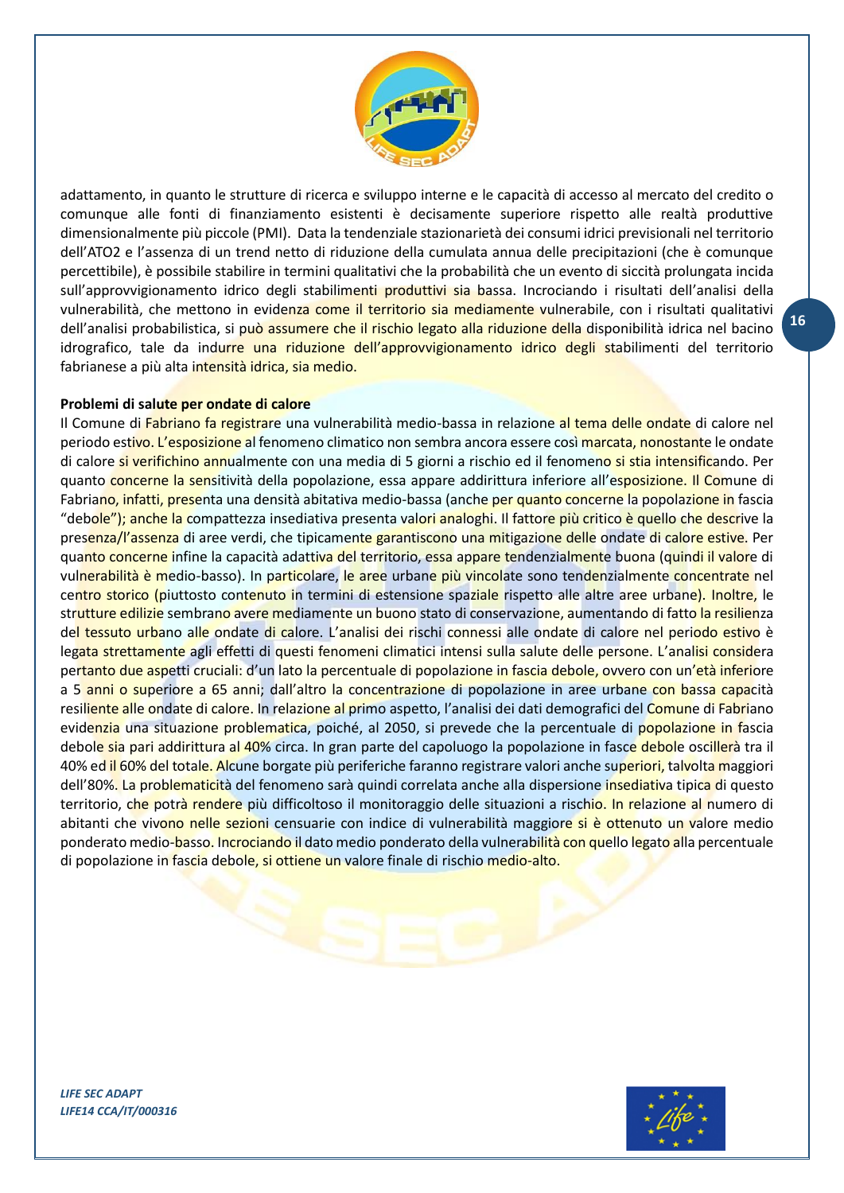adattamento, in quanto le strutture di ricerca e sviluppo interne e le capacità di accesso al mercato del credito o comunque alle fonti di finanziamento esistenti è decisamente superiore rispetto alle realtà produttive dimensionalmente più piccole (PMI). Data la tendenziale stazionarietà dei consumi idrici previsionali nel territorio dell'ATO2 e l'assenza di un trend netto di riduzione della cumulata annua delle precipitazioni (che è comunque percettibile), è possibile stabilire in termini qualitativi che la probabilità che un evento di siccità prolungata incida sull'approvvigionamento idrico degli stabilimenti produttivi sia bassa. Incrociando i risultati dell'analisi della vulnerabilità, che mettono in evidenza come il territorio sia mediamente vulnerabile, con i risultati qualitativi dell'analisi probabilistica, si può assumere che il rischio legato alla riduzione della disponibilità idrica nel bacino idrografico, tale da indurre una riduzione dell'approvvigionamento idrico degli stabilimenti del territorio fabrianese a più alta intensità idrica, sia medio.

**Problemi di salute per ondate di calore**

Il Comune di Fabriano fa registrare una vulnerabilità medio-bassa in relazione al tema delle ondate di calore nel periodo estivo. L'esposizione al fenomeno climatico non sembra ancora essere così marcata, nonostante le ondate di calore si verifichino annualmente con una media di 5 giorni a rischio ed il fenomeno si stia intensificando. Per quanto concerne la sensitività della popolazione, essa appare addirittura inferiore all'esposizione. Il Comune di Fabriano, infatti, presenta una densità abitativa medio-bassa (anche per quanto concerne la popolazione in fascia "debole"); anche la compattezza insediativa presenta valori analoghi. Il fattore più critico è quello che descrive la presenza/l'assenza di aree verdi, che tipicamente garantiscono una mitigazione delle ondate di calore estive. Per quanto concerne infine la capacità adattiva del territorio, essa appare tendenzialmente buona (quindi il valore di vulnerabilità è medio-basso). In particolare, le aree urbane più vincolate sono tendenzialmente concentrate nel centro storico (piuttosto contenuto in termini di estensione spaziale rispetto alle altre aree urbane). Inoltre, le strutture edilizie sembrano avere mediamente un buono stato di conservazione, aumentando di fatto la resilienza del tessuto urbano alle ondate di calore. L'analisi dei rischi connessi alle ondate di calore nel periodo estivo è legata strettamente agli effetti di questi fenomeni climatici intensi sulla salute delle persone. L'analisi considera pertanto due aspetti cruciali: d'un lato la percentuale di popolazione in fascia debole, ovvero con un'età inferiore a 5 anni o superiore a 65 anni; dall'altro la concentrazione di popolazione in aree urbane con bassa capacità resiliente alle ondate di calore. In relazione al primo aspetto, l'analisi dei dati demografici del Comune di Fabriano evidenzia una situazione problematica, poiché, al 2050, si prevede che la percentuale di popolazione in fascia debole sia pari addirittura al 40% circa. In gran parte del capoluogo la popolazione in fasce debole oscillerà tra il 40% ed il 60% del totale. Alcune borgate più periferiche faranno registrare valori anche superiori, talvolta maggiori dell'80%. La problematicità del fenomeno sarà quindi correlata anche alla dispersione insediativa tipica di questo territorio, che potrà rendere più difficoltoso il monitoraggio delle situazioni a rischio. In relazione al numero di abitanti che vivono nelle sezioni censuarie con indice di vulnerabilità maggiore si è ottenuto un valore medio ponderato medio-basso. Incrociando il dato medio ponderato della vulnerabilità con quello legato alla percentuale di popolazione in fascia debole, si ottiene un valore finale di rischio medio-alto.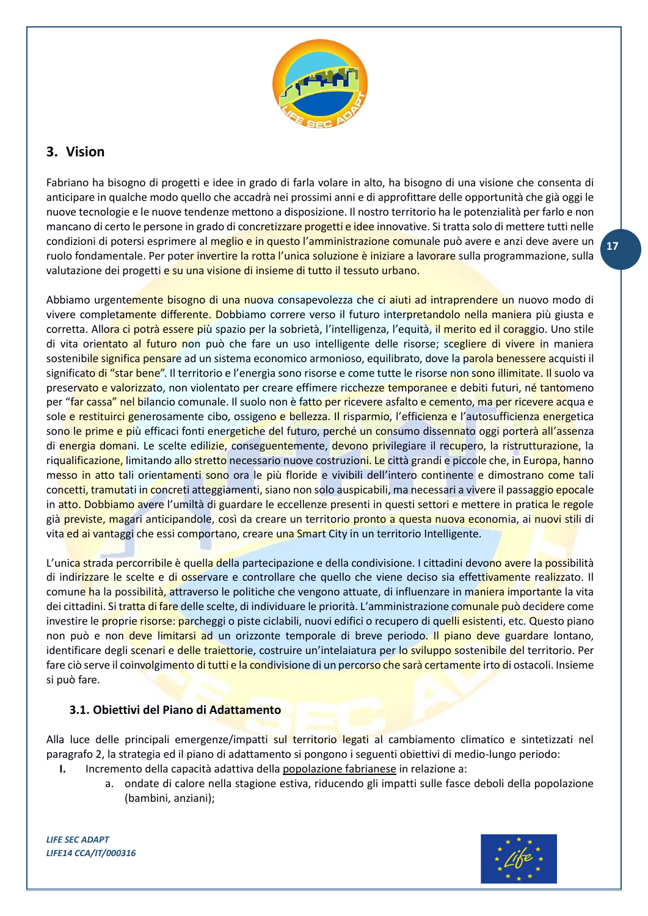## 3. Vision

Fabriano ha bisogno di progetti e idee in grado di farla volare in alto, ha bisogno di una visione che consenta di anticipare in qualche modo quello che accadrà nei prossimi anni e di approfittare delle opportunità che già oggi le nuove tecnologie e le nuove tendenze mettono a disposizione. Il nostro territorio ha le potenzialità per farlo e non mancano di certo le persone in grado di concretizzare progetti e idee innovative. Si tratta solo di mettere tutti nelle condizioni di potersi esprimere al meglio e in questo l'amministrazione comunale può avere e anzi deve avere un ruolo fondamentale. Per poter invertire la rotta l'unica soluzione è iniziare a lavorare sulla programmazione, sulla valutazione dei progetti e su una visione di insieme di tutto il tessuto urbano.

Abbiamo urgentemente bisogno di una nuova consapevolezza che ci aiuti ad intraprendere un nuovo modo di vivere completamente differente. Dobbiamo correre verso il futuro interpretandolo nella maniera più giusta e corretta. Allora ci potrà essere più spazio per la sobrietà, l'intelligenza, l'equità, il merito ed il coraggio. Uno stile di vita orientato al futuro non può che fare un uso intelligente delle risorse; scegliere di vivere in maniera sostenibile significa pensare ad un sistema economico armonioso, equilibrato, dove la parola benessere acquisti il significato di "star bene". Il territorio e l'energia sono risorse e come tutte le risorse non sono illimitate. Il suolo va preservato e valorizzato, non violentato per creare effimere ricchezze temporanee e debiti futuri, né tantomeno per "far cassa" nel bilancio comunale. Il suolo non è fatto per ricevere asfalto e cemento, ma per ricevere acqua e sole e restituirci generosamente cibo, ossigeno e bellezza. Il risparmio, l'efficienza e l'autosufficienza energetica sono le prime e più efficaci fonti energetiche del futuro, perché un consumo dissennato oggi porterà all'assenza di energia domani. Le scelte edilizie, conseguentemente, devono privilegiare il recupero, la ristrutturazione, la riqualificazione, limitando allo stretto necessario nuove costruzioni. Le città grandi e piccole che, in Europa, hanno messo in atto tali orientamenti sono ora le più floride e vivibili dell'intero continente e dimostrano come tali concetti, tramutati in concreti atteggiamenti, siano non solo auspicabili, ma necessari a vivere il passaggio epocale in atto. Dobbiamo avere l'umiltà di guardare le eccellenze presenti in questi settori e mettere in pratica le regole già previste, magari anticipandole, così da creare un territorio pronto a questa nuova economia, ai nuovi stili di vita ed ai vantaggi che essi comportano, creare una Smart City in un territorio Intelligente.

L'unica strada percorribile è quella della partecipazione e della condivisione. I cittadini devono avere la possibilità di indirizzare le scelte e di osservare e controllare che quello che viene deciso sia effettivamente realizzato. Il comune ha la possibilità, attraverso le politiche che vengono attuate, di influenzare in maniera importante la vita dei cittadini. Si tratta di fare delle scelte, di individuare le priorità. L'amministrazione comunale può decidere come investire le proprie risorse: parcheggi o piste ciclabili, nuovi edifici o recupero di quelli esistenti, etc. Questo piano non può e non deve limitarsi ad un orizzonte temporale di breve periodo. Il piano deve guardare lontano, identificare degli scenari e delle traiettorie, costruire un'intelaiatura per lo sviluppo sostenibile del territorio. Per fare ciò serve il coinvolgimento di tutti e la condivisione di un percorso che sarà certamente irto di ostacoli. Insieme si può fare.

### 3.1. Obiettivi del Piano di Adattamento

Alla luce delle principali emergenze/impatti sul territorio legati al cambiamento climatico e sintetizzati nel paragrafo 2, la strategia ed il piano di adattamento si pongono i seguenti obiettivi di medio-lungo periodo:

**I.** Incremento della capacità adattiva della popolazione fabrianese in relazione a:

a. ondate di calore nella stagione estiva, riducendo gli impatti sulle fasce deboli della popolazione (bambini, anziani);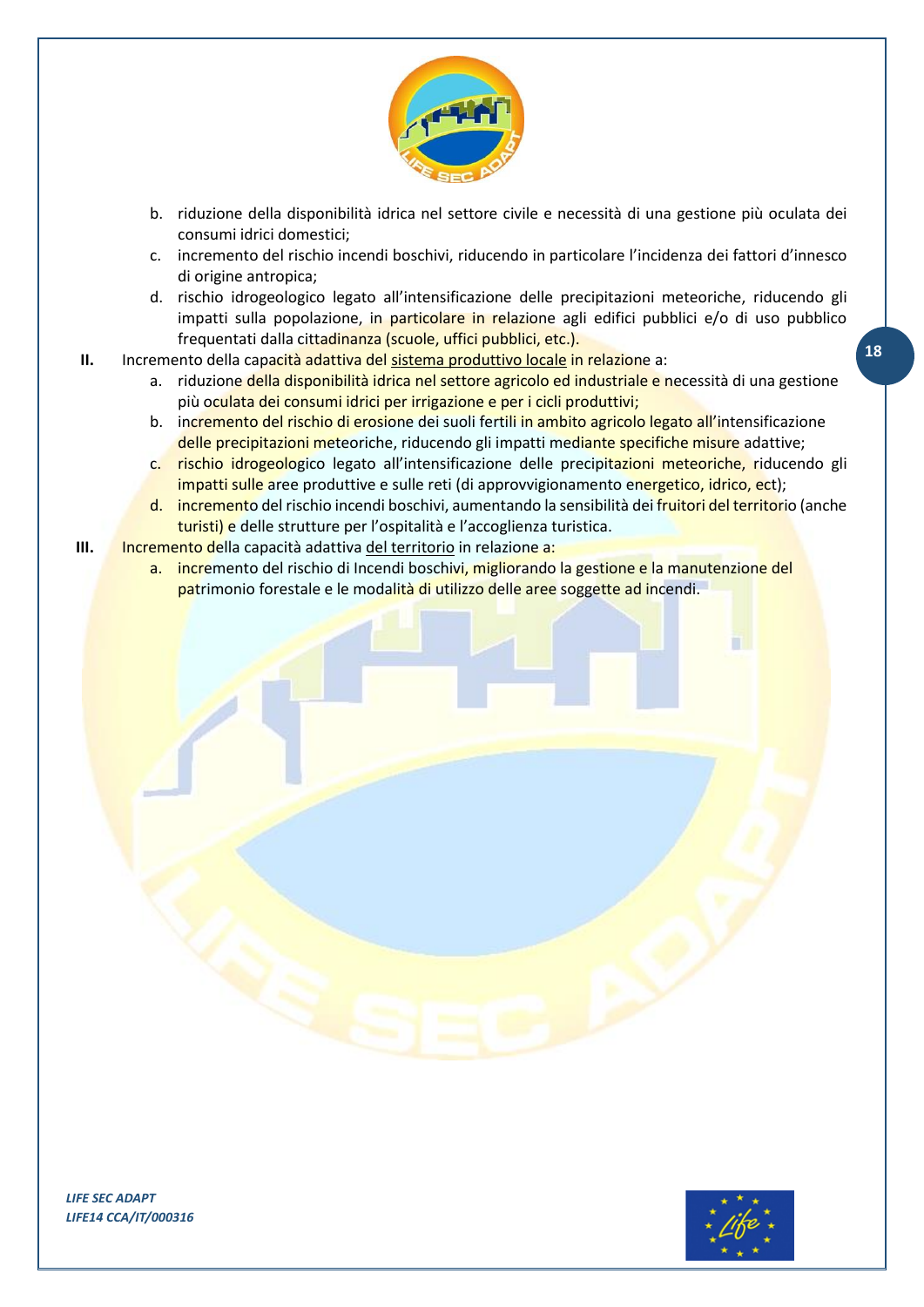b. riduzione della disponibilità idrica nel settore civile e necessità di una gestione più oculata dei consumi idrici domestici;
c. incremento del rischio incendi boschivi, riducendo in particolare l'incidenza dei fattori d'innesco di origine antropica;
d. rischio idrogeologico legato all'intensificazione delle precipitazioni meteoriche, riducendo gli impatti sulla popolazione, in particolare in relazione agli edifici pubblici e/o di uso pubblico frequentati dalla cittadinanza (scuole, uffici pubblici, etc.).

**II.** Incremento della capacità adattiva del <u>sistema produttivo locale</u> in relazione a:

a. riduzione della disponibilità idrica nel settore agricolo ed industriale e necessità di una gestione più oculata dei consumi idrici per irrigazione e per i cicli produttivi;
b. incremento del rischio di erosione dei suoli fertili in ambito agricolo legato all'intensificazione delle precipitazioni meteoriche, riducendo gli impatti mediante specifiche misure adattive;
c. rischio idrogeologico legato all'intensificazione delle precipitazioni meteoriche, riducendo gli impatti sulle aree produttive e sulle reti (di approvvigionamento energetico, idrico, ect);
d. incremento del rischio incendi boschivi, aumentando la sensibilità dei fruitori del territorio (anche turisti) e delle strutture per l'ospitalità e l'accoglienza turistica.

**III.** Incremento della capacità adattiva <u>del territorio</u> in relazione a:

a. incremento del rischio di Incendi boschivi, migliorando la gestione e la manutenzione del patrimonio forestale e le modalità di utilizzo delle aree soggette ad incendi.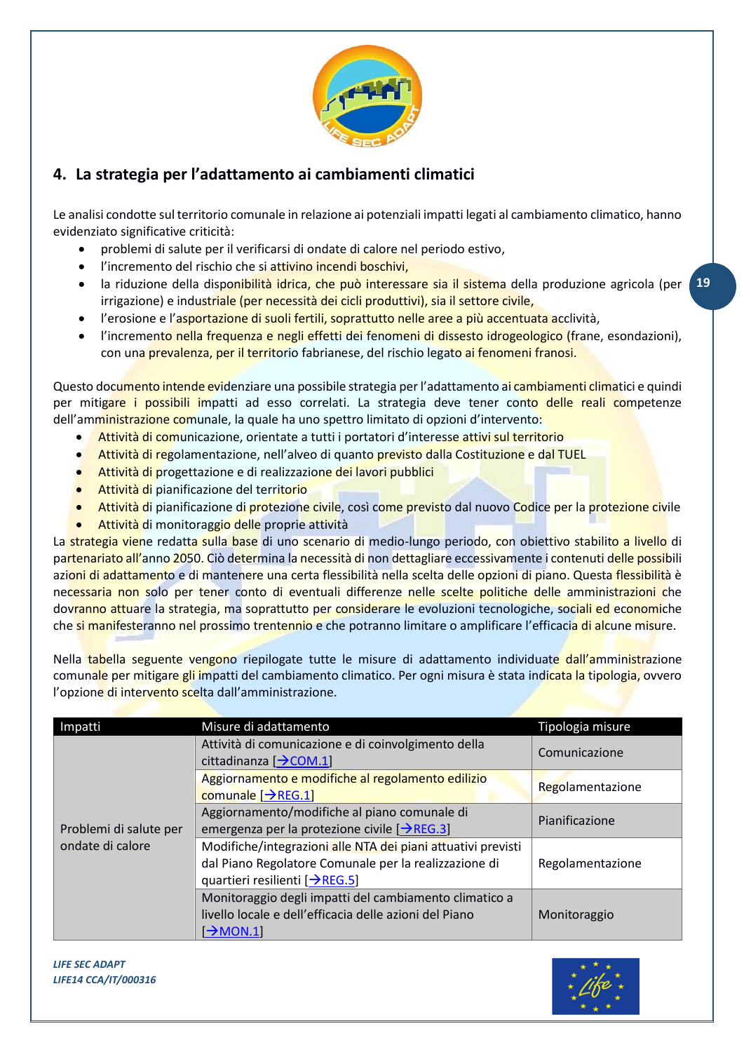## 4. La strategia per l'adattamento ai cambiamenti climatici

Le analisi condotte sul territorio comunale in relazione ai potenziali impatti legati al cambiamento climatico, hanno evidenziato significative criticità:

- problemi di salute per il verificarsi di ondate di calore nel periodo estivo,
- l'incremento del rischio che si attivino incendi boschivi,
- la riduzione della disponibilità idrica, che può interessare sia il sistema della produzione agricola (per irrigazione) e industriale (per necessità dei cicli produttivi), sia il settore civile,
- l'erosione e l'asportazione di suoli fertili, soprattutto nelle aree a più accentuata acclività,
- l'incremento nella frequenza e negli effetti dei fenomeni di dissesto idrogeologico (frane, esondazioni), con una prevalenza, per il territorio fabrianese, del rischio legato ai fenomeni franosi.

Questo documento intende evidenziare una possibile strategia per l'adattamento ai cambiamenti climatici e quindi per mitigare i possibili impatti ad esso correlati. La strategia deve tener conto delle reali competenze dell'amministrazione comunale, la quale ha uno spettro limitato di opzioni d'intervento:

- Attività di comunicazione, orientate a tutti i portatori d'interesse attivi sul territorio
- Attività di regolamentazione, nell'alveo di quanto previsto dalla Costituzione e dal TUEL
- Attività di progettazione e di realizzazione dei lavori pubblici
- Attività di pianificazione del territorio
- Attività di pianificazione di protezione civile, così come previsto dal nuovo Codice per la protezione civile
- Attività di monitoraggio delle proprie attività

La strategia viene redatta sulla base di uno scenario di medio-lungo periodo, con obiettivo stabilito a livello di partenariato all'anno 2050. Ciò determina la necessità di non dettagliare eccessivamente i contenuti delle possibili azioni di adattamento e di mantenere una certa flessibilità nella scelta delle opzioni di piano. Questa flessibilità è necessaria non solo per tener conto di eventuali differenze nelle scelte politiche delle amministrazioni che dovranno attuare la strategia, ma soprattutto per considerare le evoluzioni tecnologiche, sociali ed economiche che si manifesteranno nel prossimo trentennio e che potranno limitare o amplificare l'efficacia di alcune misure.

Nella tabella seguente vengono riepilogate tutte le misure di adattamento individuate dall'amministrazione comunale per mitigare gli impatti del cambiamento climatico. Per ogni misura è stata indicata la tipologia, ovvero l'opzione di intervento scelta dall'amministrazione.

| Impatti | Misure di adattamento | Tipologia misure |
|---|---|---|
| Problemi di salute per ondate di calore | Attività di comunicazione e di coinvolgimento della cittadinanza [→COM.1] | Comunicazione |
| | Aggiornamento e modifiche al regolamento edilizio comunale [→REG.1] | Regolamentazione |
| | Aggiornamento/modifiche al piano comunale di emergenza per la protezione civile [→REG.3] | Pianificazione |
| | Modifiche/integrazioni alle NTA dei piani attuativi previsti dal Piano Regolatore Comunale per la realizzazione di quartieri resilienti [→REG.5] | Regolamentazione |
| | Monitoraggio degli impatti del cambiamento climatico a livello locale e dell'efficacia delle azioni del Piano [→MON.1] | Monitoraggio |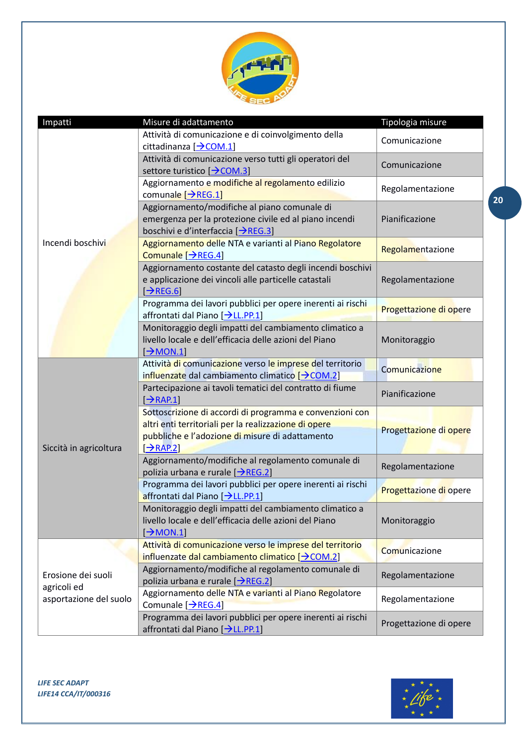| Impatti | Misure di adattamento | Tipologia misure |
|---|---|---|
| Incendi boschivi | Attività di comunicazione e di coinvolgimento della cittadinanza [→COM.1] | Comunicazione |
| | Attività di comunicazione verso tutti gli operatori del settore turistico [→COM.3] | Comunicazione |
| | Aggiornamento e modifiche al regolamento edilizio comunale [→REG.1] | Regolamentazione |
| | Aggiornamento/modifiche al piano comunale di emergenza per la protezione civile ed al piano incendi boschivi e d'interfaccia [→REG.3] | Pianificazione |
| | Aggiornamento delle NTA e varianti al Piano Regolatore Comunale [→REG.4] | Regolamentazione |
| | Aggiornamento costante del catasto degli incendi boschivi e applicazione dei vincoli alle particelle catastali [→REG.6] | Regolamentazione |
| | Programma dei lavori pubblici per opere inerenti ai rischi affrontati dal Piano [→LL.PP.1] | Progettazione di opere |
| | Monitoraggio degli impatti del cambiamento climatico a livello locale e dell'efficacia delle azioni del Piano [→MON.1] | Monitoraggio |
| Siccità in agricoltura | Attività di comunicazione verso le imprese del territorio influenzate dal cambiamento climatico [→COM.2] | Comunicazione |
| | Partecipazione ai tavoli tematici del contratto di fiume [→RAP.1] | Pianificazione |
| | Sottoscrizione di accordi di programma e convenzioni con altri enti territoriali per la realizzazione di opere pubbliche e l'adozione di misure di adattamento [→RAP.2] | Progettazione di opere |
| | Aggiornamento/modifiche al regolamento comunale di polizia urbana e rurale [→REG.2] | Regolamentazione |
| | Programma dei lavori pubblici per opere inerenti ai rischi affrontati dal Piano [→LL.PP.1] | Progettazione di opere |
| | Monitoraggio degli impatti del cambiamento climatico a livello locale e dell'efficacia delle azioni del Piano [→MON.1] | Monitoraggio |
| Erosione dei suoli agricoli ed asportazione del suolo | Attività di comunicazione verso le imprese del territorio influenzate dal cambiamento climatico [→COM.2] | Comunicazione |
| | Aggiornamento/modifiche al regolamento comunale di polizia urbana e rurale [→REG.2] | Regolamentazione |
| | Aggiornamento delle NTA e varianti al Piano Regolatore Comunale [→REG.4] | Regolamentazione |
| | Programma dei lavori pubblici per opere inerenti ai rischi affrontati dal Piano [→LL.PP.1] | Progettazione di opere |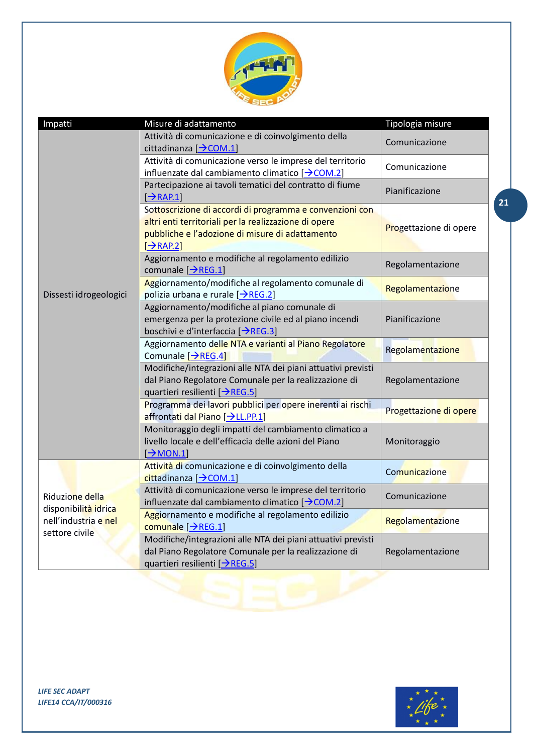| Impatti | Misure di adattamento | Tipologia misure |
|---|---|---|
| Dissesti idrogeologici | Attività di comunicazione e di coinvolgimento della cittadinanza [→COM.1] | Comunicazione |
| | Attività di comunicazione verso le imprese del territorio influenzate dal cambiamento climatico [→COM.2] | Comunicazione |
| | Partecipazione ai tavoli tematici del contratto di fiume [→RAP.1] | Pianificazione |
| | Sottoscrizione di accordi di programma e convenzioni con altri enti territoriali per la realizzazione di opere pubbliche e l'adozione di misure di adattamento [→RAP.2] | Progettazione di opere |
| | Aggiornamento e modifiche al regolamento edilizio comunale [→REG.1] | Regolamentazione |
| | Aggiornamento/modifiche al regolamento comunale di polizia urbana e rurale [→REG.2] | Regolamentazione |
| | Aggiornamento/modifiche al piano comunale di emergenza per la protezione civile ed al piano incendi boschivi e d'interfaccia [→REG.3] | Pianificazione |
| | Aggiornamento delle NTA e varianti al Piano Regolatore Comunale [→REG.4] | Regolamentazione |
| | Modifiche/integrazioni alle NTA dei piani attuativi previsti dal Piano Regolatore Comunale per la realizzazione di quartieri resilienti [→REG.5] | Regolamentazione |
| | Programma dei lavori pubblici per opere inerenti ai rischi affrontati dal Piano [→LL.PP.1] | Progettazione di opere |
| | Monitoraggio degli impatti del cambiamento climatico a livello locale e dell'efficacia delle azioni del Piano [→MON.1] | Monitoraggio |
| Riduzione della disponibilità idrica nell'industria e nel settore civile | Attività di comunicazione e di coinvolgimento della cittadinanza [→COM.1] | Comunicazione |
| | Attività di comunicazione verso le imprese del territorio influenzate dal cambiamento climatico [→COM.2] | Comunicazione |
| | Aggiornamento e modifiche al regolamento edilizio comunale [→REG.1] | Regolamentazione |
| | Modifiche/integrazioni alle NTA dei piani attuativi previsti dal Piano Regolatore Comunale per la realizzazione di quartieri resilienti [→REG.5] | Regolamentazione |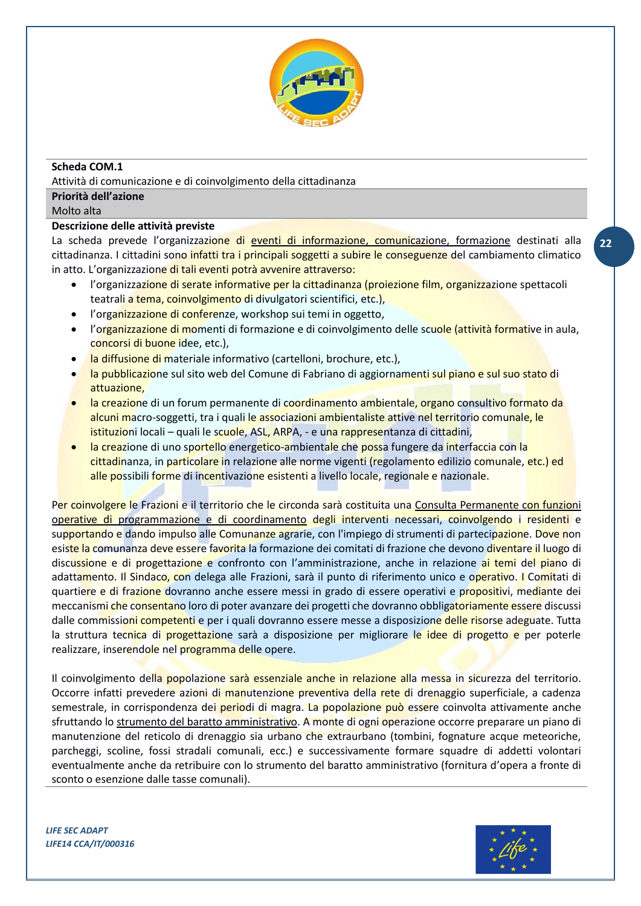**Scheda COM.1**

Attività di comunicazione e di coinvolgimento della cittadinanza

**Priorità dell'azione**

Molto alta

**Descrizione delle attività previste**

La scheda prevede l'organizzazione di <u>eventi di informazione, comunicazione, formazione</u> destinati alla cittadinanza. I cittadini sono infatti tra i principali soggetti a subire le conseguenze del cambiamento climatico in atto. L'organizzazione di tali eventi potrà avvenire attraverso:

- l'organizzazione di serate informative per la cittadinanza (proiezione film, organizzazione spettacoli teatrali a tema, coinvolgimento di divulgatori scientifici, etc.),
- l'organizzazione di conferenze, workshop sui temi in oggetto,
- l'organizzazione di momenti di formazione e di coinvolgimento delle scuole (attività formative in aula, concorsi di buone idee, etc.),
- la diffusione di materiale informativo (cartelloni, brochure, etc.),
- la pubblicazione sul sito web del Comune di Fabriano di aggiornamenti sul piano e sul suo stato di attuazione,
- la creazione di un forum permanente di coordinamento ambientale, organo consultivo formato da alcuni macro-soggetti, tra i quali le associazioni ambientaliste attive nel territorio comunale, le istituzioni locali – quali le scuole, ASL, ARPA, - e una rappresentanza di cittadini,
- la creazione di uno sportello energetico-ambientale che possa fungere da interfaccia con la cittadinanza, in particolare in relazione alle norme vigenti (regolamento edilizio comunale, etc.) ed alle possibili forme di incentivazione esistenti a livello locale, regionale e nazionale.

Per coinvolgere le Frazioni e il territorio che le circonda sarà costituita una <u>Consulta Permanente con funzioni operative di programmazione e di coordinamento</u> degli interventi necessari, coinvolgendo i residenti e supportando e dando impulso alle Comunanze agrarie, con l'impiego di strumenti di partecipazione. Dove non esiste la comunanza deve essere favorita la formazione dei comitati di frazione che devono diventare il luogo di discussione e di progettazione e confronto con l'amministrazione, anche in relazione ai temi del piano di adattamento. Il Sindaco, con delega alle Frazioni, sarà il punto di riferimento unico e operativo. I Comitati di quartiere e di frazione dovranno anche essere messi in grado di essere operativi e propositivi, mediante dei meccanismi che consentano loro di poter avanzare dei progetti che dovranno obbligatoriamente essere discussi dalle commissioni competenti e per i quali dovranno essere messe a disposizione delle risorse adeguate. Tutta la struttura tecnica di progettazione sarà a disposizione per migliorare le idee di progetto e per poterle realizzare, inserendole nel programma delle opere.

Il coinvolgimento della popolazione sarà essenziale anche in relazione alla messa in sicurezza del territorio. Occorre infatti prevedere azioni di manutenzione preventiva della rete di drenaggio superficiale, a cadenza semestrale, in corrispondenza dei periodi di magra. La popolazione può essere coinvolta attivamente anche sfruttando lo <u>strumento del baratto amministrativo</u>. A monte di ogni operazione occorre preparare un piano di manutenzione del reticolo di drenaggio sia urbano che extraurbano (tombini, fognature acque meteoriche, parcheggi, scoline, fossi stradali comunali, ecc.) e successivamente formare squadre di addetti volontari eventualmente anche da retribuire con lo strumento del baratto amministrativo (fornitura d'opera a fronte di sconto o esenzione dalle tasse comunali).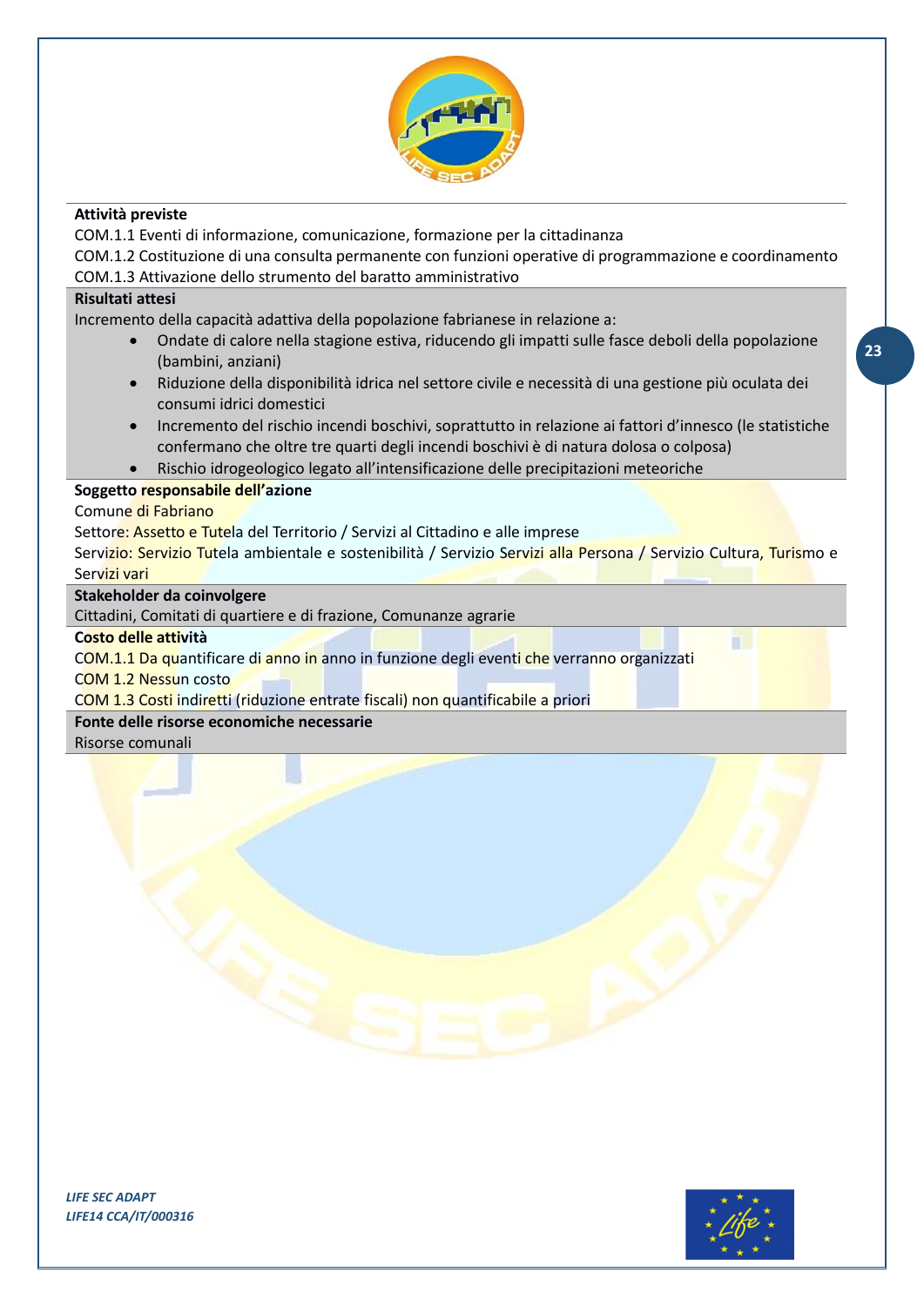**Attività previste**

COM.1.1 Eventi di informazione, comunicazione, formazione per la cittadinanza

COM.1.2 Costituzione di una consulta permanente con funzioni operative di programmazione e coordinamento

COM.1.3 Attivazione dello strumento del baratto amministrativo

**Risultati attesi**

Incremento della capacità adattiva della popolazione fabrianese in relazione a:

- Ondate di calore nella stagione estiva, riducendo gli impatti sulle fasce deboli della popolazione (bambini, anziani)
- Riduzione della disponibilità idrica nel settore civile e necessità di una gestione più oculata dei consumi idrici domestici
- Incremento del rischio incendi boschivi, soprattutto in relazione ai fattori d'innesco (le statistiche confermano che oltre tre quarti degli incendi boschivi è di natura dolosa o colposa)
- Rischio idrogeologico legato all'intensificazione delle precipitazioni meteoriche

**Soggetto responsabile dell'azione**

Comune di Fabriano

Settore: Assetto e Tutela del Territorio / Servizi al Cittadino e alle imprese

Servizio: Servizio Tutela ambientale e sostenibilità / Servizio Servizi alla Persona / Servizio Cultura, Turismo e Servizi vari

**Stakeholder da coinvolgere**

Cittadini, Comitati di quartiere e di frazione, Comunanze agrarie

**Costo delle attività**

COM.1.1 Da quantificare di anno in anno in funzione degli eventi che verranno organizzati

COM 1.2 Nessun costo

COM 1.3 Costi indiretti (riduzione entrate fiscali) non quantificabile a priori

**Fonte delle risorse economiche necessarie**

Risorse comunali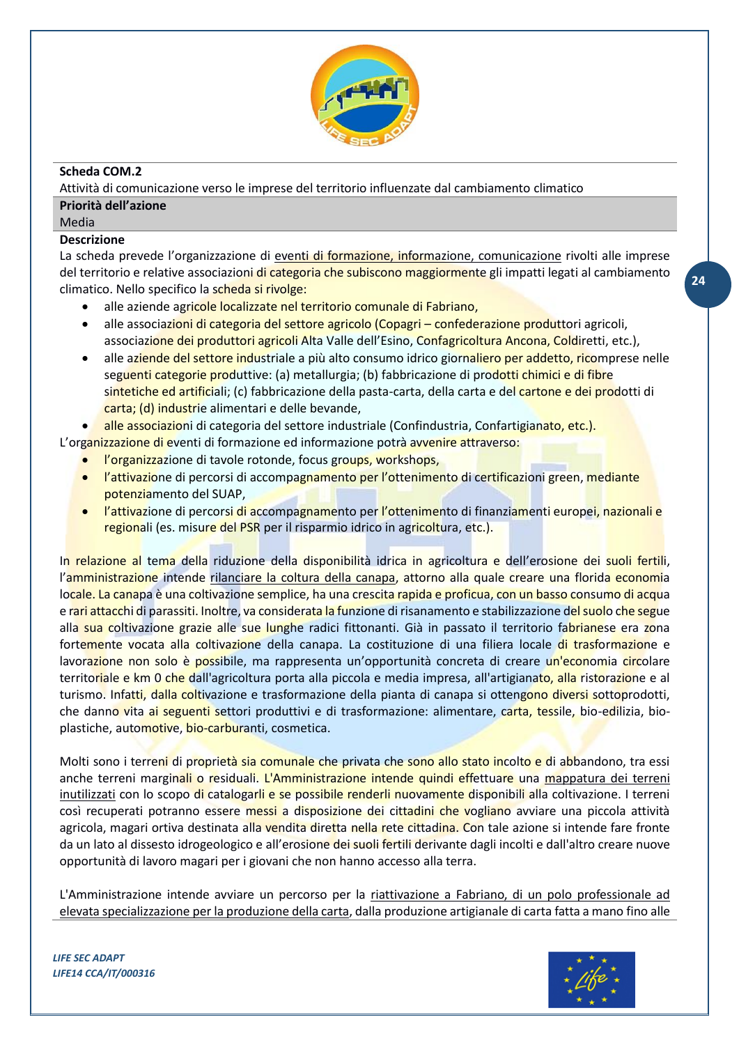**Scheda COM.2**

Attività di comunicazione verso le imprese del territorio influenzate dal cambiamento climatico

**Priorità dell'azione**

Media

**Descrizione**

La scheda prevede l'organizzazione di eventi di formazione, informazione, comunicazione rivolti alle imprese del territorio e relative associazioni di categoria che subiscono maggiormente gli impatti legati al cambiamento climatico. Nello specifico la scheda si rivolge:

- alle aziende agricole localizzate nel territorio comunale di Fabriano,
- alle associazioni di categoria del settore agricolo (Copagri – confederazione produttori agricoli, associazione dei produttori agricoli Alta Valle dell'Esino, Confagricoltura Ancona, Coldiretti, etc.),
- alle aziende del settore industriale a più alto consumo idrico giornaliero per addetto, ricomprese nelle seguenti categorie produttive: (a) metallurgia; (b) fabbricazione di prodotti chimici e di fibre sintetiche ed artificiali; (c) fabbricazione della pasta-carta, della carta e del cartone e dei prodotti di carta; (d) industrie alimentari e delle bevande,
- alle associazioni di categoria del settore industriale (Confindustria, Confartigianato, etc.).

L'organizzazione di eventi di formazione ed informazione potrà avvenire attraverso:

- l'organizzazione di tavole rotonde, focus groups, workshops,
- l'attivazione di percorsi di accompagnamento per l'ottenimento di certificazioni green, mediante potenziamento del SUAP,
- l'attivazione di percorsi di accompagnamento per l'ottenimento di finanziamenti europei, nazionali e regionali (es. misure del PSR per il risparmio idrico in agricoltura, etc.).

In relazione al tema della riduzione della disponibilità idrica in agricoltura e dell'erosione dei suoli fertili, l'amministrazione intende rilanciare la coltura della canapa, attorno alla quale creare una florida economia locale. La canapa è una coltivazione semplice, ha una crescita rapida e proficua, con un basso consumo di acqua e rari attacchi di parassiti. Inoltre, va considerata la funzione di risanamento e stabilizzazione del suolo che segue alla sua coltivazione grazie alle sue lunghe radici fittonanti. Già in passato il territorio fabrianese era zona fortemente vocata alla coltivazione della canapa. La costituzione di una filiera locale di trasformazione e lavorazione non solo è possibile, ma rappresenta un'opportunità concreta di creare un'economia circolare territoriale e km 0 che dall'agricoltura porta alla piccola e media impresa, all'artigianato, alla ristorazione e al turismo. Infatti, dalla coltivazione e trasformazione della pianta di canapa si ottengono diversi sottoprodotti, che danno vita ai seguenti settori produttivi e di trasformazione: alimentare, carta, tessile, bio-edilizia, bio-plastiche, automotive, bio-carburanti, cosmetica.

Molti sono i terreni di proprietà sia comunale che privata che sono allo stato incolto e di abbandono, tra essi anche terreni marginali o residuali. L'Amministrazione intende quindi effettuare una mappatura dei terreni inutilizzati con lo scopo di catalogarli e se possibile renderli nuovamente disponibili alla coltivazione. I terreni così recuperati potranno essere messi a disposizione dei cittadini che vogliano avviare una piccola attività agricola, magari ortiva destinata alla vendita diretta nella rete cittadina. Con tale azione si intende fare fronte da un lato al dissesto idrogeologico e all'erosione dei suoli fertili derivante dagli incolti e dall'altro creare nuove opportunità di lavoro magari per i giovani che non hanno accesso alla terra.

L'Amministrazione intende avviare un percorso per la riattivazione a Fabriano, di un polo professionale ad elevata specializzazione per la produzione della carta, dalla produzione artigianale di carta fatta a mano fino alle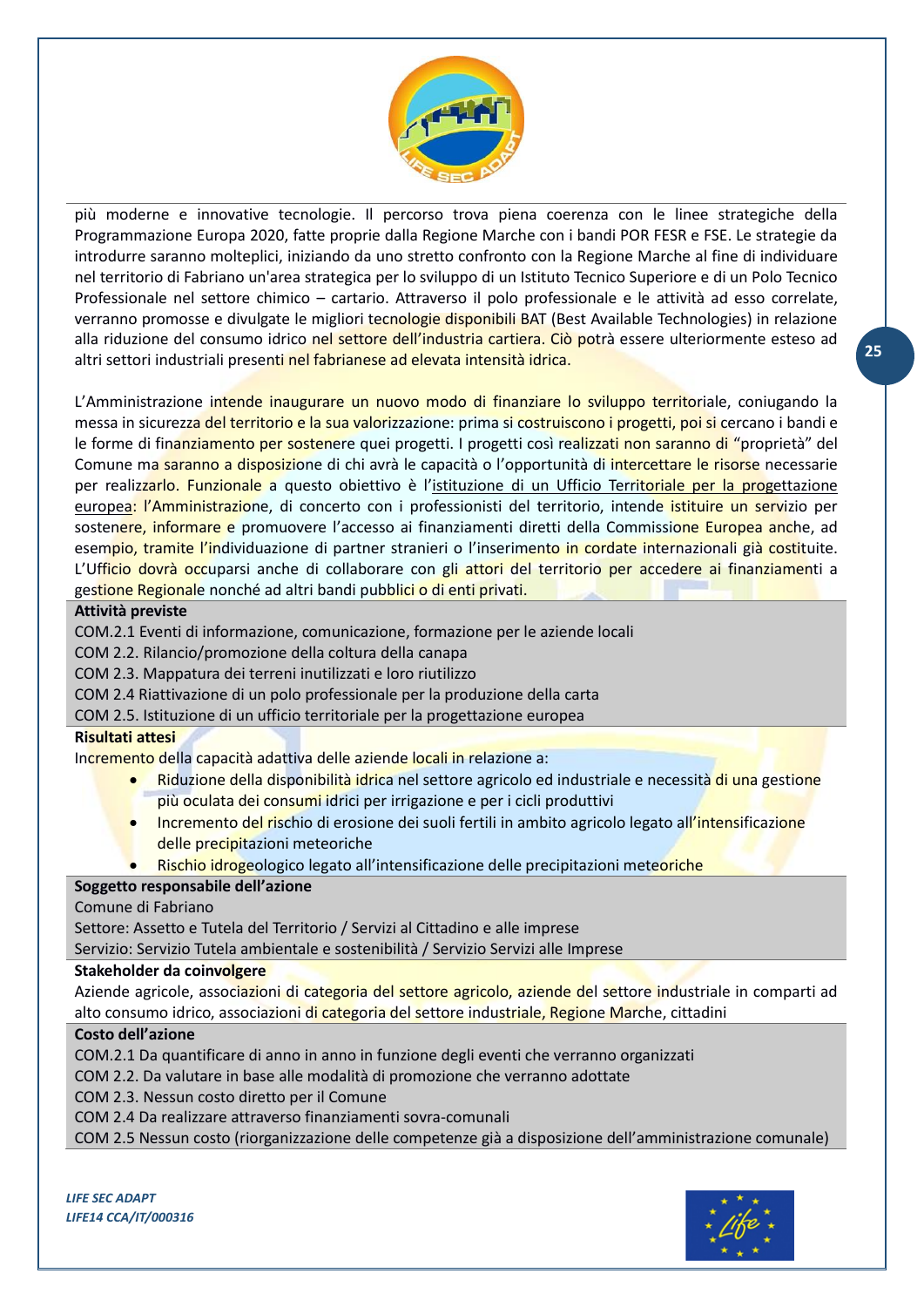più moderne e innovative tecnologie. Il percorso trova piena coerenza con le linee strategiche della Programmazione Europa 2020, fatte proprie dalla Regione Marche con i bandi POR FESR e FSE. Le strategie da introdurre saranno molteplici, iniziando da uno stretto confronto con la Regione Marche al fine di individuare nel territorio di Fabriano un'area strategica per lo sviluppo di un Istituto Tecnico Superiore e di un Polo Tecnico Professionale nel settore chimico – cartario. Attraverso il polo professionale e le attività ad esso correlate, verranno promosse e divulgate le migliori tecnologie disponibili BAT (Best Available Technologies) in relazione alla riduzione del consumo idrico nel settore dell'industria cartiera. Ciò potrà essere ulteriormente esteso ad altri settori industriali presenti nel fabrianese ad elevata intensità idrica.

L'Amministrazione intende inaugurare un nuovo modo di finanziare lo sviluppo territoriale, coniugando la messa in sicurezza del territorio e la sua valorizzazione: prima si costruiscono i progetti, poi si cercano i bandi e le forme di finanziamento per sostenere quei progetti. I progetti così realizzati non saranno di "proprietà" del Comune ma saranno a disposizione di chi avrà le capacità o l'opportunità di intercettare le risorse necessarie per realizzarlo. Funzionale a questo obiettivo è l'istituzione di un Ufficio Territoriale per la progettazione europea: l'Amministrazione, di concerto con i professionisti del territorio, intende istituire un servizio per sostenere, informare e promuovere l'accesso ai finanziamenti diretti della Commissione Europea anche, ad esempio, tramite l'individuazione di partner stranieri o l'inserimento in cordate internazionali già costituite. L'Ufficio dovrà occuparsi anche di collaborare con gli attori del territorio per accedere ai finanziamenti a gestione Regionale nonché ad altri bandi pubblici o di enti privati.

**Attività previste**

COM.2.1 Eventi di informazione, comunicazione, formazione per le aziende locali
COM 2.2. Rilancio/promozione della coltura della canapa
COM 2.3. Mappatura dei terreni inutilizzati e loro riutilizzo
COM 2.4 Riattivazione di un polo professionale per la produzione della carta
COM 2.5. Istituzione di un ufficio territoriale per la progettazione europea

**Risultati attesi**

Incremento della capacità adattiva delle aziende locali in relazione a:

- Riduzione della disponibilità idrica nel settore agricolo ed industriale e necessità di una gestione più oculata dei consumi idrici per irrigazione e per i cicli produttivi
- Incremento del rischio di erosione dei suoli fertili in ambito agricolo legato all'intensificazione delle precipitazioni meteoriche
- Rischio idrogeologico legato all'intensificazione delle precipitazioni meteoriche

**Soggetto responsabile dell'azione**

Comune di Fabriano
Settore: Assetto e Tutela del Territorio / Servizi al Cittadino e alle imprese
Servizio: Servizio Tutela ambientale e sostenibilità / Servizio Servizi alle Imprese

**Stakeholder da coinvolgere**

Aziende agricole, associazioni di categoria del settore agricolo, aziende del settore industriale in comparti ad alto consumo idrico, associazioni di categoria del settore industriale, Regione Marche, cittadini

**Costo dell'azione**

COM.2.1 Da quantificare di anno in anno in funzione degli eventi che verranno organizzati
COM 2.2. Da valutare in base alle modalità di promozione che verranno adottate
COM 2.3. Nessun costo diretto per il Comune
COM 2.4 Da realizzare attraverso finanziamenti sovra-comunali
COM 2.5 Nessun costo (riorganizzazione delle competenze già a disposizione dell'amministrazione comunale)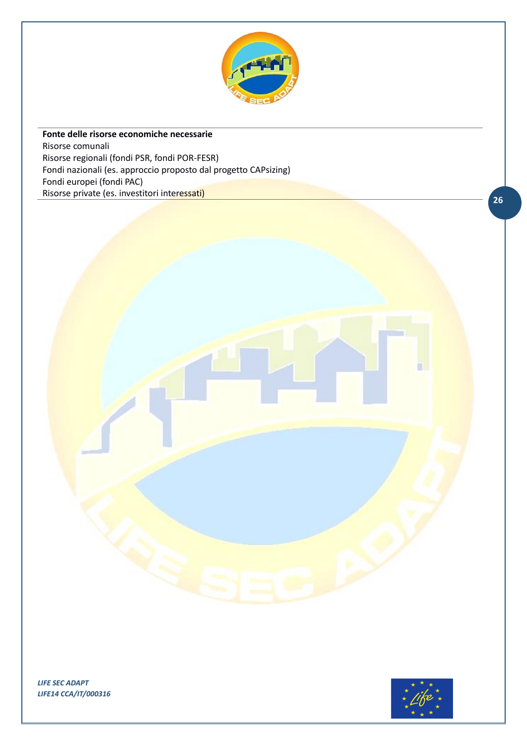**Fonte delle risorse economiche necessarie**
Risorse comunali
Risorse regionali (fondi PSR, fondi POR-FESR)
Fondi nazionali (es. approccio proposto dal progetto CAPsizing)
Fondi europei (fondi PAC)
Risorse private (es. investitori interessati)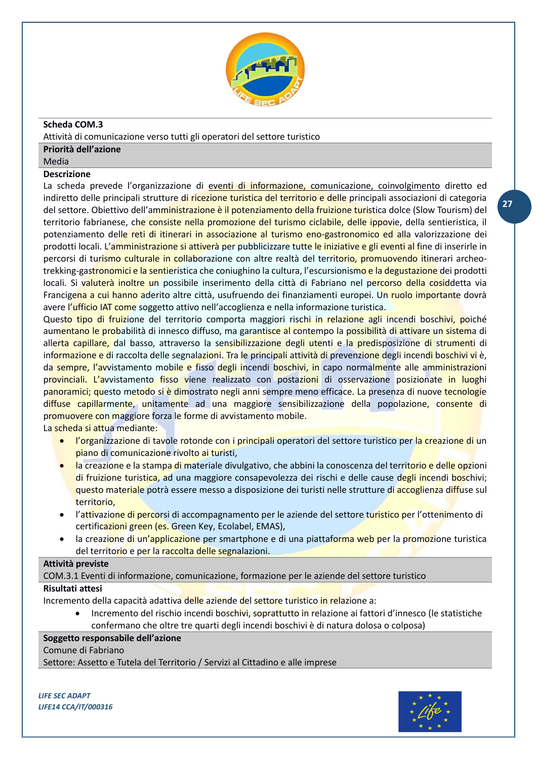**Scheda COM.3**

Attività di comunicazione verso tutti gli operatori del settore turistico

**Priorità dell'azione**

Media

**Descrizione**

La scheda prevede l'organizzazione di eventi di informazione, comunicazione, coinvolgimento diretto ed indiretto delle principali strutture di ricezione turistica del territorio e delle principali associazioni di categoria del settore. Obiettivo dell'amministrazione è il potenziamento della fruizione turistica dolce (Slow Tourism) del territorio fabrianese, che consiste nella promozione del turismo ciclabile, delle ippovie, della sentieristica, il potenziamento delle reti di itinerari in associazione al turismo eno-gastronomico ed alla valorizzazione dei prodotti locali. L'amministrazione si attiverà per pubblicizzare tutte le iniziative e gli eventi al fine di inserirle in percorsi di turismo culturale in collaborazione con altre realtà del territorio, promuovendo itinerari archeo-trekking-gastronomici e la sentieristica che coniughino la cultura, l'escursionismo e la degustazione dei prodotti locali. Si valuterà inoltre un possibile inserimento della città di Fabriano nel percorso della cosiddetta via Francigena a cui hanno aderito altre città, usufruendo dei finanziamenti europei. Un ruolo importante dovrà avere l'ufficio IAT come soggetto attivo nell'accoglienza e nella informazione turistica.

Questo tipo di fruizione del territorio comporta maggiori rischi in relazione agli incendi boschivi, poiché aumentano le probabilità di innesco diffuso, ma garantisce al contempo la possibilità di attivare un sistema di allerta capillare, dal basso, attraverso la sensibilizzazione degli utenti e la predisposizione di strumenti di informazione e di raccolta delle segnalazioni. Tra le principali attività di prevenzione degli incendi boschivi vi è, da sempre, l'avvistamento mobile e fisso degli incendi boschivi, in capo normalmente alle amministrazioni provinciali. L'avvistamento fisso viene realizzato con postazioni di osservazione posizionate in luoghi panoramici; questo metodo si è dimostrato negli anni sempre meno efficace. La presenza di nuove tecnologie diffuse capillarmente, unitamente ad una maggiore sensibilizzazione della popolazione, consente di promuovere con maggiore forza le forme di avvistamento mobile.

La scheda si attua mediante:

- l'organizzazione di tavole rotonde con i principali operatori del settore turistico per la creazione di un piano di comunicazione rivolto ai turisti,
- la creazione e la stampa di materiale divulgativo, che abbini la conoscenza del territorio e delle opzioni di fruizione turistica, ad una maggiore consapevolezza dei rischi e delle cause degli incendi boschivi; questo materiale potrà essere messo a disposizione dei turisti nelle strutture di accoglienza diffuse sul territorio,
- l'attivazione di percorsi di accompagnamento per le aziende del settore turistico per l'ottenimento di certificazioni green (es. Green Key, Ecolabel, EMAS),
- la creazione di un'applicazione per smartphone e di una piattaforma web per la promozione turistica del territorio e per la raccolta delle segnalazioni.

**Attività previste**

COM.3.1 Eventi di informazione, comunicazione, formazione per le aziende del settore turistico

**Risultati attesi**

Incremento della capacità adattiva delle aziende del settore turistico in relazione a:

- Incremento del rischio incendi boschivi, soprattutto in relazione ai fattori d'innesco (le statistiche confermano che oltre tre quarti degli incendi boschivi è di natura dolosa o colposa)

**Soggetto responsabile dell'azione**

Comune di Fabriano

Settore: Assetto e Tutela del Territorio / Servizi al Cittadino e alle imprese

*LIFE SEC ADAPT*
*LIFE14 CCA/IT/000316*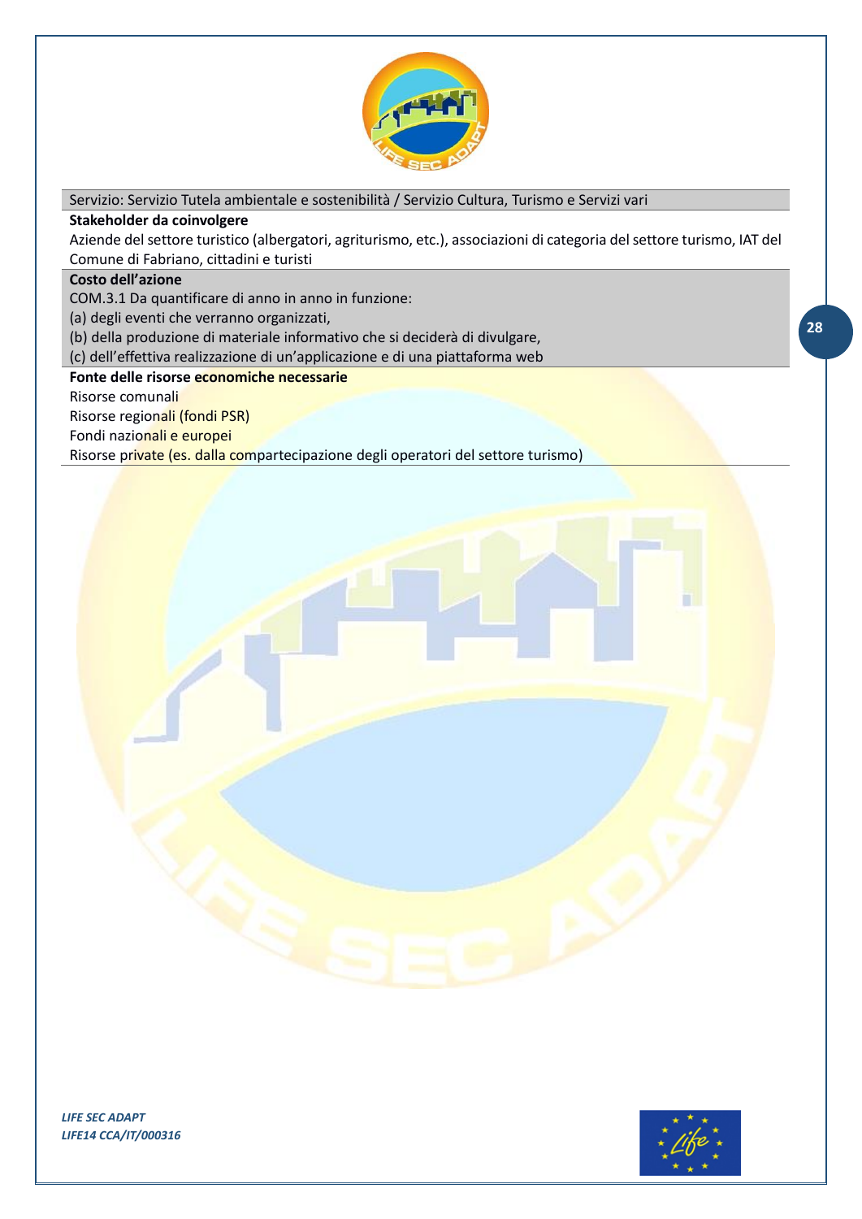Servizio: Servizio Tutela ambientale e sostenibilità / Servizio Cultura, Turismo e Servizi vari

**Stakeholder da coinvolgere**

Aziende del settore turistico (albergatori, agriturismo, etc.), associazioni di categoria del settore turismo, IAT del Comune di Fabriano, cittadini e turisti

**Costo dell'azione**

COM.3.1 Da quantificare di anno in anno in funzione:

(a) degli eventi che verranno organizzati,

(b) della produzione di materiale informativo che si deciderà di divulgare,

(c) dell'effettiva realizzazione di un'applicazione e di una piattaforma web

**Fonte delle risorse economiche necessarie**

Risorse comunali

Risorse regionali (fondi PSR)

Fondi nazionali e europei

Risorse private (es. dalla compartecipazione degli operatori del settore turismo)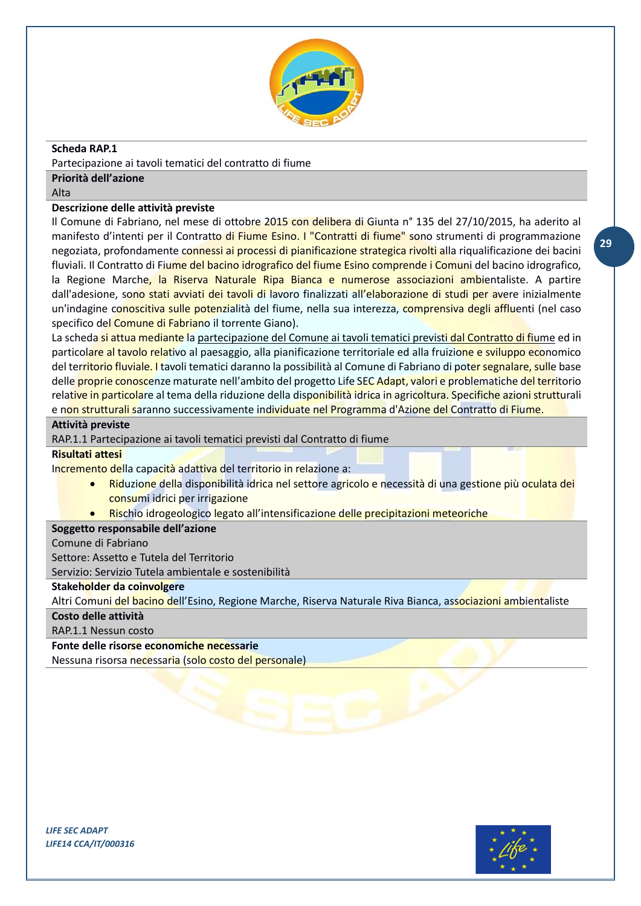**Scheda RAP.1**

Partecipazione ai tavoli tematici del contratto di fiume

**Priorità dell'azione**

Alta

**Descrizione delle attività previste**

Il Comune di Fabriano, nel mese di ottobre 2015 con delibera di Giunta n° 135 del 27/10/2015, ha aderito al manifesto d'intenti per il Contratto di Fiume Esino. I "Contratti di fiume" sono strumenti di programmazione negoziata, profondamente connessi ai processi di pianificazione strategica rivolti alla riqualificazione dei bacini fluviali. Il Contratto di Fiume del bacino idrografico del fiume Esino comprende i Comuni del bacino idrografico, la Regione Marche, la Riserva Naturale Ripa Bianca e numerose associazioni ambientaliste. A partire dall'adesione, sono stati avviati dei tavoli di lavoro finalizzati all'elaborazione di studi per avere inizialmente un'indagine conoscitiva sulle potenzialità del fiume, nella sua interezza, comprensiva degli affluenti (nel caso specifico del Comune di Fabriano il torrente Giano).

La scheda si attua mediante la <u>partecipazione del Comune ai tavoli tematici previsti dal Contratto di fiume</u> ed in particolare al tavolo relativo al paesaggio, alla pianificazione territoriale ed alla fruizione e sviluppo economico del territorio fluviale. I tavoli tematici daranno la possibilità al Comune di Fabriano di poter segnalare, sulle base delle proprie conoscenze maturate nell'ambito del progetto Life SEC Adapt, valori e problematiche del territorio relative in particolare al tema della riduzione della disponibilità idrica in agricoltura. Specifiche azioni strutturali e non strutturali saranno successivamente individuate nel Programma d'Azione del Contratto di Fiume.

**Attività previste**

RAP.1.1 Partecipazione ai tavoli tematici previsti dal Contratto di fiume

**Risultati attesi**

Incremento della capacità adattiva del territorio in relazione a:

- Riduzione della disponibilità idrica nel settore agricolo e necessità di una gestione più oculata dei consumi idrici per irrigazione
- Rischio idrogeologico legato all'intensificazione delle precipitazioni meteoriche

**Soggetto responsabile dell'azione**

Comune di Fabriano

Settore: Assetto e Tutela del Territorio

Servizio: Servizio Tutela ambientale e sostenibilità

**Stakeholder da coinvolgere**

Altri Comuni del bacino dell'Esino, Regione Marche, Riserva Naturale Riva Bianca, associazioni ambientaliste

**Costo delle attività**

RAP.1.1 Nessun costo

**Fonte delle risorse economiche necessarie**

Nessuna risorsa necessaria (solo costo del personale)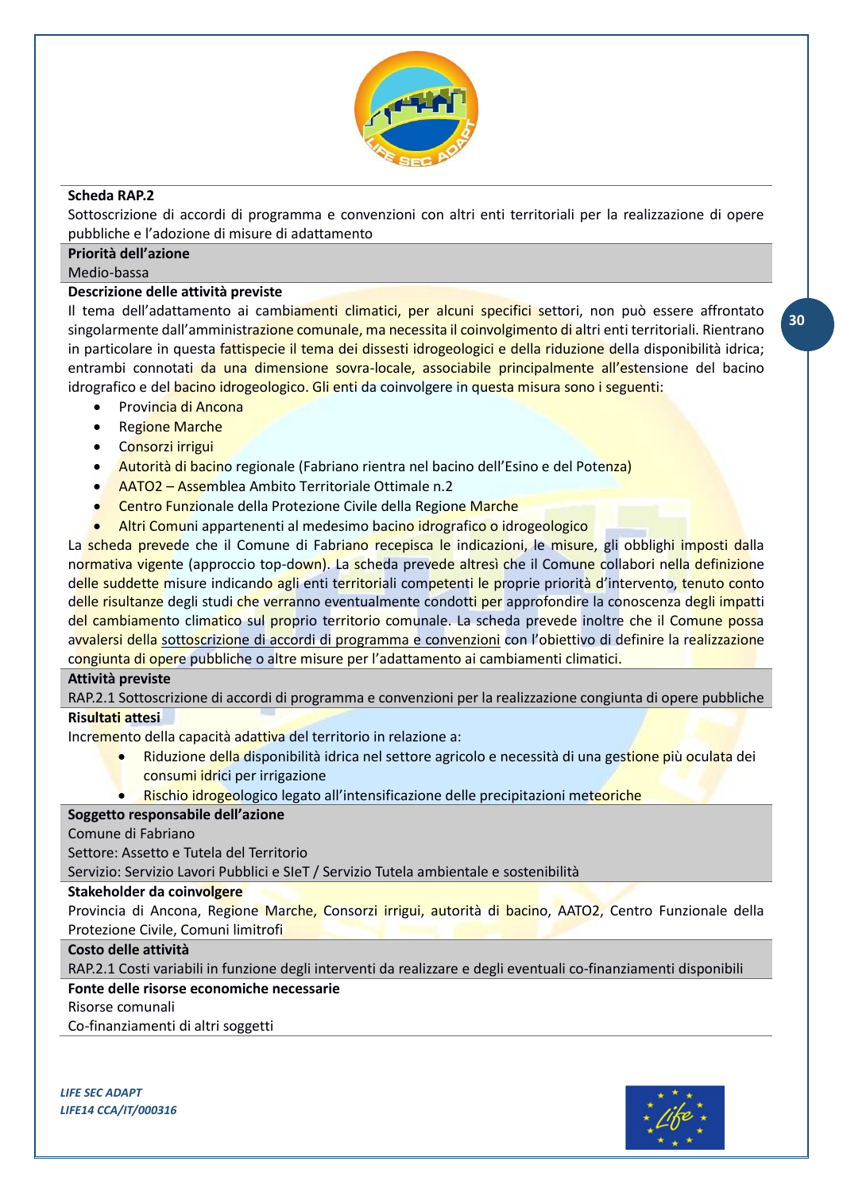**Scheda RAP.2**

Sottoscrizione di accordi di programma e convenzioni con altri enti territoriali per la realizzazione di opere pubbliche e l'adozione di misure di adattamento

**Priorità dell'azione**

Medio-bassa

**Descrizione delle attività previste**

Il tema dell'adattamento ai cambiamenti climatici, per alcuni specifici settori, non può essere affrontato singolarmente dall'amministrazione comunale, ma necessita il coinvolgimento di altri enti territoriali. Rientrano in particolare in questa fattispecie il tema dei dissesti idrogeologici e della riduzione della disponibilità idrica; entrambi connotati da una dimensione sovra-locale, associabile principalmente all'estensione del bacino idrografico e del bacino idrogeologico. Gli enti da coinvolgere in questa misura sono i seguenti:

- Provincia di Ancona
- Regione Marche
- Consorzi irrigui
- Autorità di bacino regionale (Fabriano rientra nel bacino dell'Esino e del Potenza)
- AATO2 – Assemblea Ambito Territoriale Ottimale n.2
- Centro Funzionale della Protezione Civile della Regione Marche
- Altri Comuni appartenenti al medesimo bacino idrografico o idrogeologico

La scheda prevede che il Comune di Fabriano recepisca le indicazioni, le misure, gli obblighi imposti dalla normativa vigente (approccio top-down). La scheda prevede altresì che il Comune collabori nella definizione delle suddette misure indicando agli enti territoriali competenti le proprie priorità d'intervento, tenuto conto delle risultanze degli studi che verranno eventualmente condotti per approfondire la conoscenza degli impatti del cambiamento climatico sul proprio territorio comunale. La scheda prevede inoltre che il Comune possa avvalersi della sottoscrizione di accordi di programma e convenzioni con l'obiettivo di definire la realizzazione congiunta di opere pubbliche o altre misure per l'adattamento ai cambiamenti climatici.

**Attività previste**

RAP.2.1 Sottoscrizione di accordi di programma e convenzioni per la realizzazione congiunta di opere pubbliche

**Risultati attesi**

Incremento della capacità adattiva del territorio in relazione a:

- Riduzione della disponibilità idrica nel settore agricolo e necessità di una gestione più oculata dei consumi idrici per irrigazione
- Rischio idrogeologico legato all'intensificazione delle precipitazioni meteoriche

**Soggetto responsabile dell'azione**

Comune di Fabriano

Settore: Assetto e Tutela del Territorio

Servizio: Servizio Lavori Pubblici e SIeT / Servizio Tutela ambientale e sostenibilità

**Stakeholder da coinvolgere**

Provincia di Ancona, Regione Marche, Consorzi irrigui, autorità di bacino, AATO2, Centro Funzionale della Protezione Civile, Comuni limitrofi

**Costo delle attività**

RAP.2.1 Costi variabili in funzione degli interventi da realizzare e degli eventuali co-finanziamenti disponibili

**Fonte delle risorse economiche necessarie**

Risorse comunali

Co-finanziamenti di altri soggetti

*LIFE SEC ADAPT*
*LIFE14 CCA/IT/000316*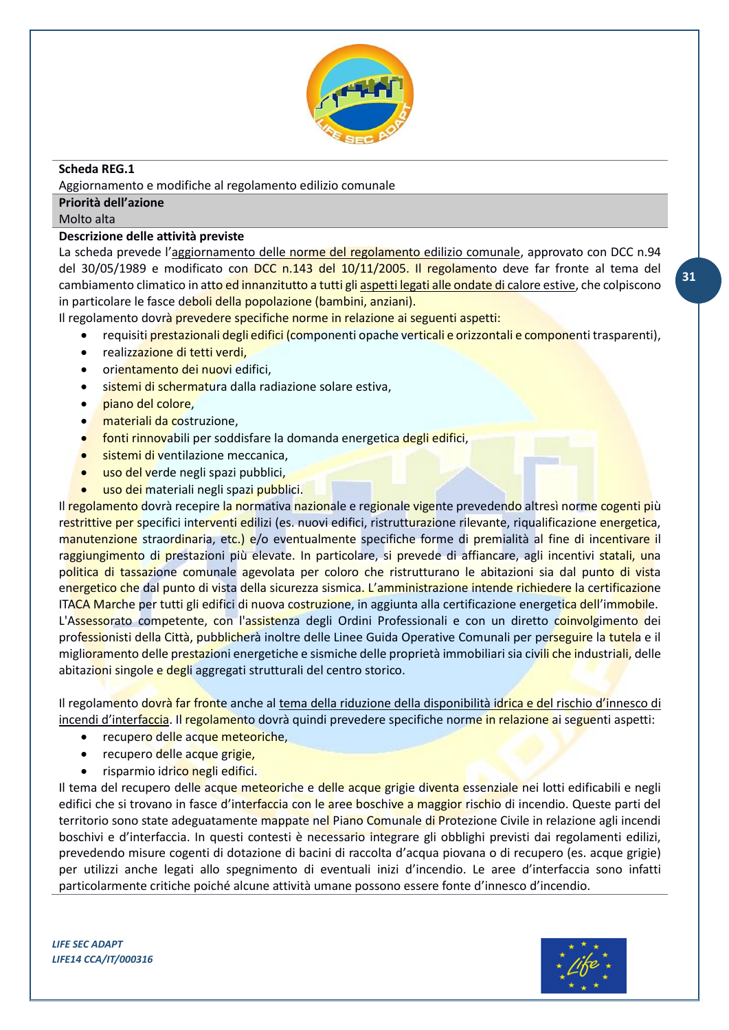**Scheda REG.1**

Aggiornamento e modifiche al regolamento edilizio comunale

**Priorità dell'azione**

Molto alta

**Descrizione delle attività previste**

La scheda prevede l'aggiornamento delle norme del regolamento edilizio comunale, approvato con DCC n.94 del 30/05/1989 e modificato con DCC n.143 del 10/11/2005. Il regolamento deve far fronte al tema del cambiamento climatico in atto ed innanzitutto a tutti gli aspetti legati alle ondate di calore estive, che colpiscono in particolare le fasce deboli della popolazione (bambini, anziani).

Il regolamento dovrà prevedere specifiche norme in relazione ai seguenti aspetti:

- requisiti prestazionali degli edifici (componenti opache verticali e orizzontali e componenti trasparenti),
- realizzazione di tetti verdi,
- orientamento dei nuovi edifici,
- sistemi di schermatura dalla radiazione solare estiva,
- piano del colore,
- materiali da costruzione,
- fonti rinnovabili per soddisfare la domanda energetica degli edifici,
- sistemi di ventilazione meccanica,
- uso del verde negli spazi pubblici,
- uso dei materiali negli spazi pubblici.

Il regolamento dovrà recepire la normativa nazionale e regionale vigente prevedendo altresì norme cogenti più restrittive per specifici interventi edilizi (es. nuovi edifici, ristrutturazione rilevante, riqualificazione energetica, manutenzione straordinaria, etc.) e/o eventualmente specifiche forme di premialità al fine di incentivare il raggiungimento di prestazioni più elevate. In particolare, si prevede di affiancare, agli incentivi statali, una politica di tassazione comunale agevolata per coloro che ristrutturano le abitazioni sia dal punto di vista energetico che dal punto di vista della sicurezza sismica. L'amministrazione intende richiedere la certificazione ITACA Marche per tutti gli edifici di nuova costruzione, in aggiunta alla certificazione energetica dell'immobile. L'Assessorato competente, con l'assistenza degli Ordini Professionali e con un diretto coinvolgimento dei professionisti della Città, pubblicherà inoltre delle Linee Guida Operative Comunali per perseguire la tutela e il miglioramento delle prestazioni energetiche e sismiche delle proprietà immobiliari sia civili che industriali, delle abitazioni singole e degli aggregati strutturali del centro storico.

Il regolamento dovrà far fronte anche al tema della riduzione della disponibilità idrica e del rischio d'innesco di incendi d'interfaccia. Il regolamento dovrà quindi prevedere specifiche norme in relazione ai seguenti aspetti:

- recupero delle acque meteoriche,
- recupero delle acque grigie,
- risparmio idrico negli edifici.

Il tema del recupero delle acque meteoriche e delle acque grigie diventa essenziale nei lotti edificabili e negli edifici che si trovano in fasce d'interfaccia con le aree boschive a maggior rischio di incendio. Queste parti del territorio sono state adeguatamente mappate nel Piano Comunale di Protezione Civile in relazione agli incendi boschivi e d'interfaccia. In questi contesti è necessario integrare gli obblighi previsti dai regolamenti edilizi, prevedendo misure cogenti di dotazione di bacini di raccolta d'acqua piovana o di recupero (es. acque grigie) per utilizzi anche legati allo spegnimento di eventuali inizi d'incendio. Le aree d'interfaccia sono infatti particolarmente critiche poiché alcune attività umane possono essere fonte d'innesco d'incendio.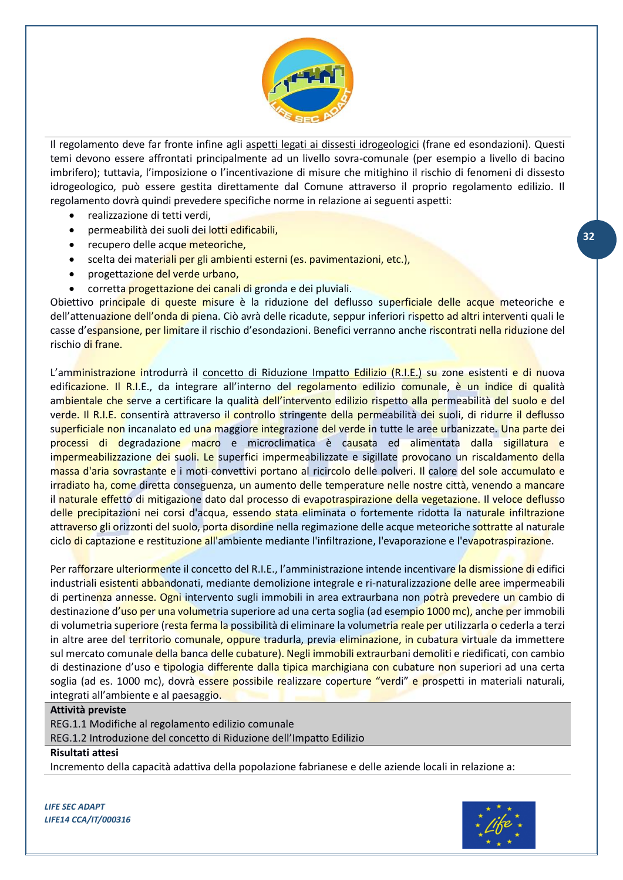Il regolamento deve far fronte infine agli aspetti legati ai dissesti idrogeologici (frane ed esondazioni). Questi temi devono essere affrontati principalmente ad un livello sovra-comunale (per esempio a livello di bacino imbrifero); tuttavia, l'imposizione o l'incentivazione di misure che mitighino il rischio di fenomeni di dissesto idrogeologico, può essere gestita direttamente dal Comune attraverso il proprio regolamento edilizio. Il regolamento dovrà quindi prevedere specifiche norme in relazione ai seguenti aspetti:

- realizzazione di tetti verdi,
- permeabilità dei suoli dei lotti edificabili,
- recupero delle acque meteoriche,
- scelta dei materiali per gli ambienti esterni (es. pavimentazioni, etc.),
- progettazione del verde urbano,
- corretta progettazione dei canali di gronda e dei pluviali.

Obiettivo principale di queste misure è la riduzione del deflusso superficiale delle acque meteoriche e dell'attenuazione dell'onda di piena. Ciò avrà delle ricadute, seppur inferiori rispetto ad altri interventi quali le casse d'espansione, per limitare il rischio d'esondazioni. Benefici verranno anche riscontrati nella riduzione del rischio di frane.

L'amministrazione introdurrà il concetto di Riduzione Impatto Edilizio (R.I.E.) su zone esistenti e di nuova edificazione. Il R.I.E., da integrare all'interno del regolamento edilizio comunale, è un indice di qualità ambientale che serve a certificare la qualità dell'intervento edilizio rispetto alla permeabilità del suolo e del verde. Il R.I.E. consentirà attraverso il controllo stringente della permeabilità dei suoli, di ridurre il deflusso superficiale non incanalato ed una maggiore integrazione del verde in tutte le aree urbanizzate. Una parte dei processi di degradazione macro e microclimatica è causata ed alimentata dalla sigillatura e impermeabilizzazione dei suoli. Le superfici impermeabilizzate e sigillate provocano un riscaldamento della massa d'aria sovrastante e i moti convettivi portano al ricircolo delle polveri. Il calore del sole accumulato e irradiato ha, come diretta conseguenza, un aumento delle temperature nelle nostre città, venendo a mancare il naturale effetto di mitigazione dato dal processo di evapotraspirazione della vegetazione. Il veloce deflusso delle precipitazioni nei corsi d'acqua, essendo stata eliminata o fortemente ridotta la naturale infiltrazione attraverso gli orizzonti del suolo, porta disordine nella regimazione delle acque meteoriche sottratte al naturale ciclo di captazione e restituzione all'ambiente mediante l'infiltrazione, l'evaporazione e l'evapotraspirazione.

Per rafforzare ulteriormente il concetto del R.I.E., l'amministrazione intende incentivare la dismissione di edifici industriali esistenti abbandonati, mediante demolizione integrale e ri-naturalizzazione delle aree impermeabili di pertinenza annesse. Ogni intervento sugli immobili in area extraurbana non potrà prevedere un cambio di destinazione d'uso per una volumetria superiore ad una certa soglia (ad esempio 1000 mc), anche per immobili di volumetria superiore (resta ferma la possibilità di eliminare la volumetria reale per utilizzarla o cederla a terzi in altre aree del territorio comunale, oppure tradurla, previa eliminazione, in cubatura virtuale da immettere sul mercato comunale della banca delle cubature). Negli immobili extraurbani demoliti e riedificati, con cambio di destinazione d'uso e tipologia differente dalla tipica marchigiana con cubature non superiori ad una certa soglia (ad es. 1000 mc), dovrà essere possibile realizzare coperture "verdi" e prospetti in materiali naturali, integrati all'ambiente e al paesaggio.

**Attività previste**

REG.1.1 Modifiche al regolamento edilizio comunale

REG.1.2 Introduzione del concetto di Riduzione dell'Impatto Edilizio

**Risultati attesi**

Incremento della capacità adattiva della popolazione fabrianese e delle aziende locali in relazione a: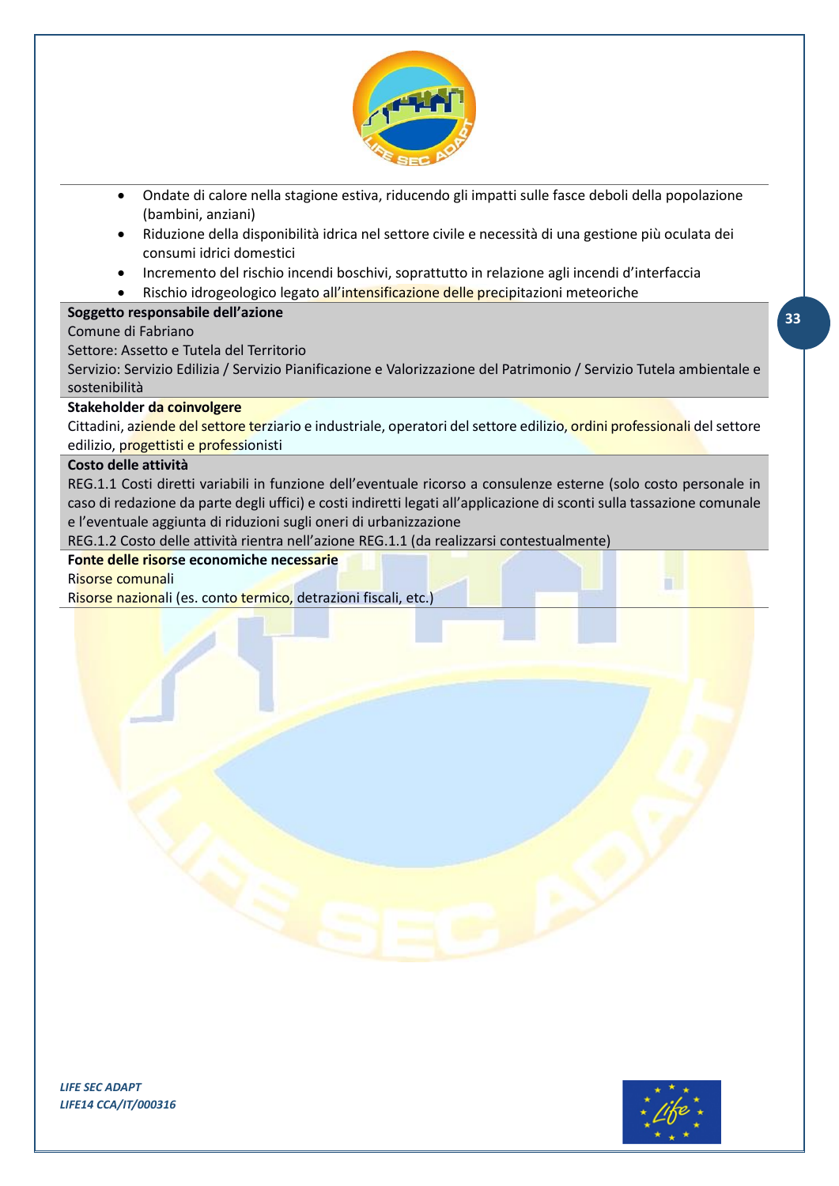- Ondate di calore nella stagione estiva, riducendo gli impatti sulle fasce deboli della popolazione (bambini, anziani)
- Riduzione della disponibilità idrica nel settore civile e necessità di una gestione più oculata dei consumi idrici domestici
- Incremento del rischio incendi boschivi, soprattutto in relazione agli incendi d'interfaccia
- Rischio idrogeologico legato all'intensificazione delle precipitazioni meteoriche

**Soggetto responsabile dell'azione**

Comune di Fabriano

Settore: Assetto e Tutela del Territorio

Servizio: Servizio Edilizia / Servizio Pianificazione e Valorizzazione del Patrimonio / Servizio Tutela ambientale e sostenibilità

**Stakeholder da coinvolgere**

Cittadini, aziende del settore terziario e industriale, operatori del settore edilizio, ordini professionali del settore edilizio, progettisti e professionisti

**Costo delle attività**

REG.1.1 Costi diretti variabili in funzione dell'eventuale ricorso a consulenze esterne (solo costo personale in caso di redazione da parte degli uffici) e costi indiretti legati all'applicazione di sconti sulla tassazione comunale e l'eventuale aggiunta di riduzioni sugli oneri di urbanizzazione

REG.1.2 Costo delle attività rientra nell'azione REG.1.1 (da realizzarsi contestualmente)

**Fonte delle risorse economiche necessarie**

Risorse comunali

Risorse nazionali (es. conto termico, detrazioni fiscali, etc.)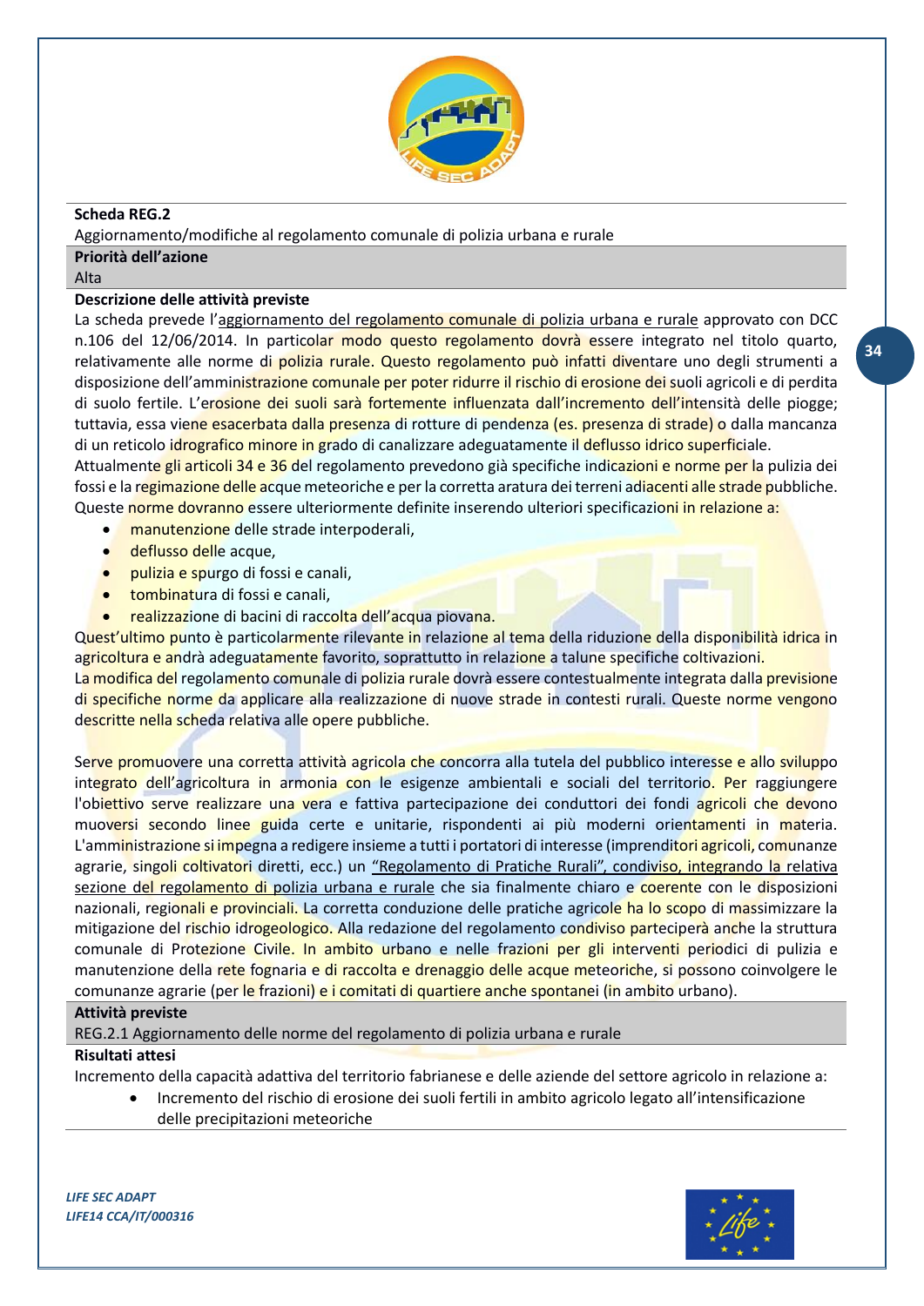**Scheda REG.2**

Aggiornamento/modifiche al regolamento comunale di polizia urbana e rurale

**Priorità dell'azione**

Alta

**Descrizione delle attività previste**

La scheda prevede l'aggiornamento del regolamento comunale di polizia urbana e rurale approvato con DCC n.106 del 12/06/2014. In particolar modo questo regolamento dovrà essere integrato nel titolo quarto, relativamente alle norme di polizia rurale. Questo regolamento può infatti diventare uno degli strumenti a disposizione dell'amministrazione comunale per poter ridurre il rischio di erosione dei suoli agricoli e di perdita di suolo fertile. L'erosione dei suoli sarà fortemente influenzata dall'incremento dell'intensità delle piogge; tuttavia, essa viene esacerbata dalla presenza di rotture di pendenza (es. presenza di strade) o dalla mancanza di un reticolo idrografico minore in grado di canalizzare adeguatamente il deflusso idrico superficiale.

Attualmente gli articoli 34 e 36 del regolamento prevedono già specifiche indicazioni e norme per la pulizia dei fossi e la regimazione delle acque meteoriche e per la corretta aratura dei terreni adiacenti alle strade pubbliche. Queste norme dovranno essere ulteriormente definite inserendo ulteriori specificazioni in relazione a:

- manutenzione delle strade interpoderali,
- deflusso delle acque,
- pulizia e spurgo di fossi e canali,
- tombinatura di fossi e canali,
- realizzazione di bacini di raccolta dell'acqua piovana.

Quest'ultimo punto è particolarmente rilevante in relazione al tema della riduzione della disponibilità idrica in agricoltura e andrà adeguatamente favorito, soprattutto in relazione a talune specifiche coltivazioni.

La modifica del regolamento comunale di polizia rurale dovrà essere contestualmente integrata dalla previsione di specifiche norme da applicare alla realizzazione di nuove strade in contesti rurali. Queste norme vengono descritte nella scheda relativa alle opere pubbliche.

Serve promuovere una corretta attività agricola che concorra alla tutela del pubblico interesse e allo sviluppo integrato dell'agricoltura in armonia con le esigenze ambientali e sociali del territorio. Per raggiungere l'obiettivo serve realizzare una vera e fattiva partecipazione dei conduttori dei fondi agricoli che devono muoversi secondo linee guida certe e unitarie, rispondenti ai più moderni orientamenti in materia. L'amministrazione si impegna a redigere insieme a tutti i portatori di interesse (imprenditori agricoli, comunanze agrarie, singoli coltivatori diretti, ecc.) un "Regolamento di Pratiche Rurali", condiviso, integrando la relativa sezione del regolamento di polizia urbana e rurale che sia finalmente chiaro e coerente con le disposizioni nazionali, regionali e provinciali. La corretta conduzione delle pratiche agricole ha lo scopo di massimizzare la mitigazione del rischio idrogeologico. Alla redazione del regolamento condiviso parteciperà anche la struttura comunale di Protezione Civile. In ambito urbano e nelle frazioni per gli interventi periodici di pulizia e manutenzione della rete fognaria e di raccolta e drenaggio delle acque meteoriche, si possono coinvolgere le comunanze agrarie (per le frazioni) e i comitati di quartiere anche spontanei (in ambito urbano).

**Attività previste**

REG.2.1 Aggiornamento delle norme del regolamento di polizia urbana e rurale

**Risultati attesi**

Incremento della capacità adattiva del territorio fabrianese e delle aziende del settore agricolo in relazione a:

- Incremento del rischio di erosione dei suoli fertili in ambito agricolo legato all'intensificazione delle precipitazioni meteoriche

*LIFE SEC ADAPT*
*LIFE14 CCA/IT/000316*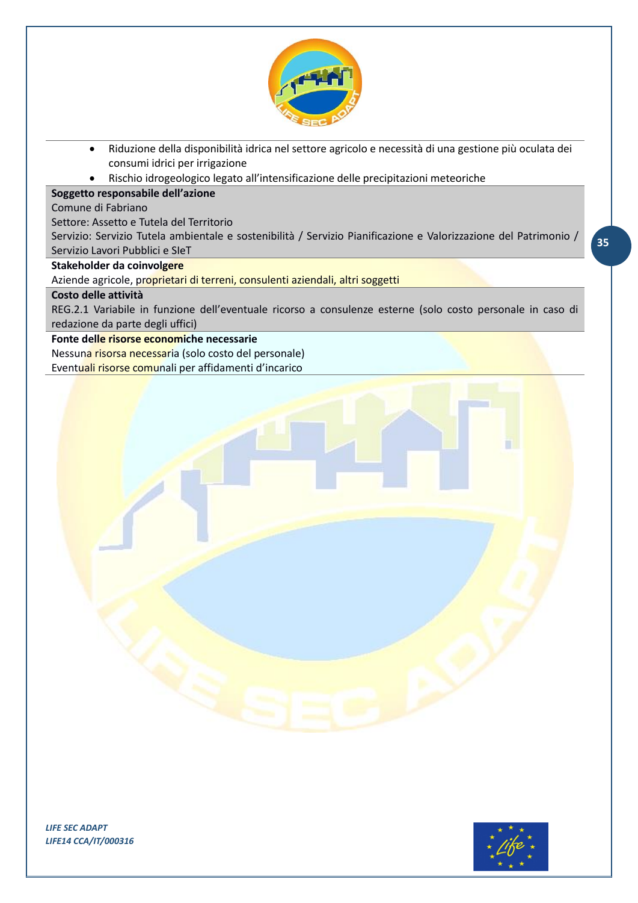- Riduzione della disponibilità idrica nel settore agricolo e necessità di una gestione più oculata dei consumi idrici per irrigazione
- Rischio idrogeologico legato all'intensificazione delle precipitazioni meteoriche

**Soggetto responsabile dell'azione**

Comune di Fabriano
Settore: Assetto e Tutela del Territorio
Servizio: Servizio Tutela ambientale e sostenibilità / Servizio Pianificazione e Valorizzazione del Patrimonio / Servizio Lavori Pubblici e SIeT

**Stakeholder da coinvolgere**

Aziende agricole, proprietari di terreni, consulenti aziendali, altri soggetti

**Costo delle attività**

REG.2.1 Variabile in funzione dell'eventuale ricorso a consulenze esterne (solo costo personale in caso di redazione da parte degli uffici)

**Fonte delle risorse economiche necessarie**

Nessuna risorsa necessaria (solo costo del personale)
Eventuali risorse comunali per affidamenti d'incarico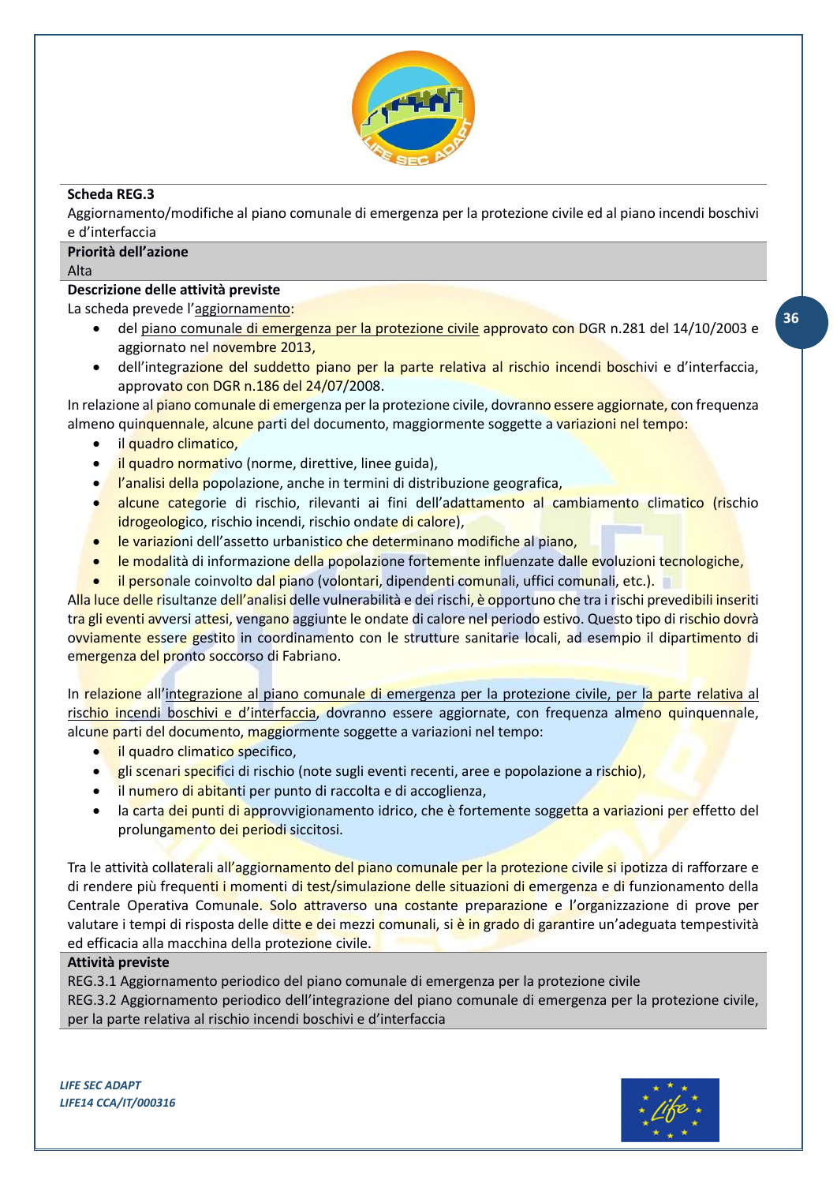**Scheda REG.3**

Aggiornamento/modifiche al piano comunale di emergenza per la protezione civile ed al piano incendi boschivi e d'interfaccia

**Priorità dell'azione**

Alta

**Descrizione delle attività previste**

La scheda prevede l'aggiornamento:

- del piano comunale di emergenza per la protezione civile approvato con DGR n.281 del 14/10/2003 e aggiornato nel novembre 2013,
- dell'integrazione del suddetto piano per la parte relativa al rischio incendi boschivi e d'interfaccia, approvato con DGR n.186 del 24/07/2008.

In relazione al piano comunale di emergenza per la protezione civile, dovranno essere aggiornate, con frequenza almeno quinquennale, alcune parti del documento, maggiormente soggette a variazioni nel tempo:

- il quadro climatico,
- il quadro normativo (norme, direttive, linee guida),
- l'analisi della popolazione, anche in termini di distribuzione geografica,
- alcune categorie di rischio, rilevanti ai fini dell'adattamento al cambiamento climatico (rischio idrogeologico, rischio incendi, rischio ondate di calore),
- le variazioni dell'assetto urbanistico che determinano modifiche al piano,
- le modalità di informazione della popolazione fortemente influenzate dalle evoluzioni tecnologiche,
- il personale coinvolto dal piano (volontari, dipendenti comunali, uffici comunali, etc.).

Alla luce delle risultanze dell'analisi delle vulnerabilità e dei rischi, è opportuno che tra i rischi prevedibili inseriti tra gli eventi avversi attesi, vengano aggiunte le ondate di calore nel periodo estivo. Questo tipo di rischio dovrà ovviamente essere gestito in coordinamento con le strutture sanitarie locali, ad esempio il dipartimento di emergenza del pronto soccorso di Fabriano.

In relazione all'integrazione al piano comunale di emergenza per la protezione civile, per la parte relativa al rischio incendi boschivi e d'interfaccia, dovranno essere aggiornate, con frequenza almeno quinquennale, alcune parti del documento, maggiormente soggette a variazioni nel tempo:

- il quadro climatico specifico,
- gli scenari specifici di rischio (note sugli eventi recenti, aree e popolazione a rischio),
- il numero di abitanti per punto di raccolta e di accoglienza,
- la carta dei punti di approvvigionamento idrico, che è fortemente soggetta a variazioni per effetto del prolungamento dei periodi siccitosi.

Tra le attività collaterali all'aggiornamento del piano comunale per la protezione civile si ipotizza di rafforzare e di rendere più frequenti i momenti di test/simulazione delle situazioni di emergenza e di funzionamento della Centrale Operativa Comunale. Solo attraverso una costante preparazione e l'organizzazione di prove per valutare i tempi di risposta delle ditte e dei mezzi comunali, si è in grado di garantire un'adeguata tempestività ed efficacia alla macchina della protezione civile.

**Attività previste**

REG.3.1 Aggiornamento periodico del piano comunale di emergenza per la protezione civile

REG.3.2 Aggiornamento periodico dell'integrazione del piano comunale di emergenza per la protezione civile, per la parte relativa al rischio incendi boschivi e d'interfaccia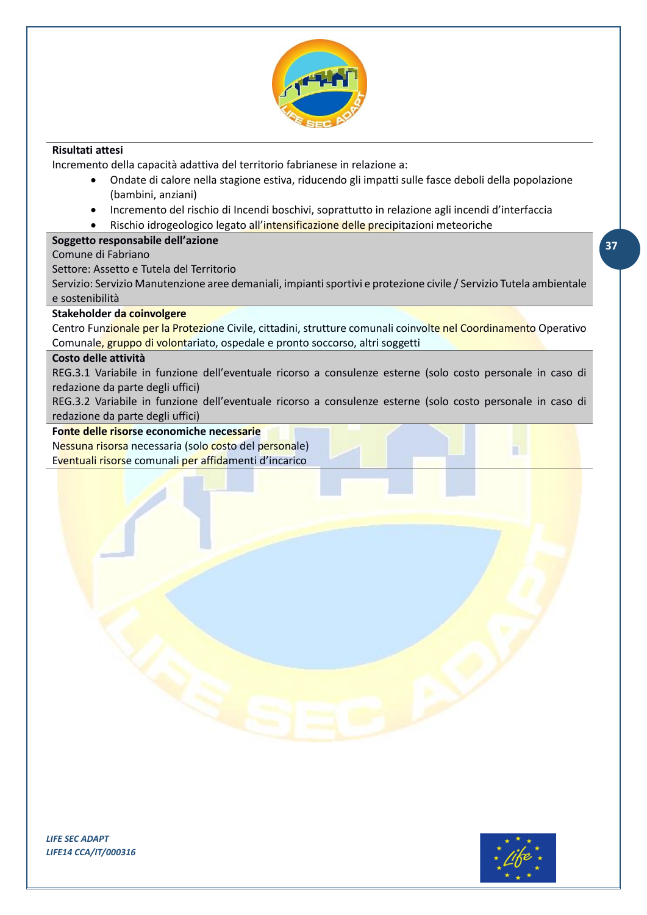**Risultati attesi**

Incremento della capacità adattiva del territorio fabrianese in relazione a:

- Ondate di calore nella stagione estiva, riducendo gli impatti sulle fasce deboli della popolazione (bambini, anziani)
- Incremento del rischio di Incendi boschivi, soprattutto in relazione agli incendi d'interfaccia
- Rischio idrogeologico legato all'intensificazione delle precipitazioni meteoriche

**Soggetto responsabile dell'azione**

Comune di Fabriano

Settore: Assetto e Tutela del Territorio

Servizio: Servizio Manutenzione aree demaniali, impianti sportivi e protezione civile / Servizio Tutela ambientale e sostenibilità

**Stakeholder da coinvolgere**

Centro Funzionale per la Protezione Civile, cittadini, strutture comunali coinvolte nel Coordinamento Operativo Comunale, gruppo di volontariato, ospedale e pronto soccorso, altri soggetti

**Costo delle attività**

REG.3.1 Variabile in funzione dell'eventuale ricorso a consulenze esterne (solo costo personale in caso di redazione da parte degli uffici)

REG.3.2 Variabile in funzione dell'eventuale ricorso a consulenze esterne (solo costo personale in caso di redazione da parte degli uffici)

**Fonte delle risorse economiche necessarie**

Nessuna risorsa necessaria (solo costo del personale)

Eventuali risorse comunali per affidamenti d'incarico

*LIFE SEC ADAPT*
*LIFE14 CCA/IT/000316*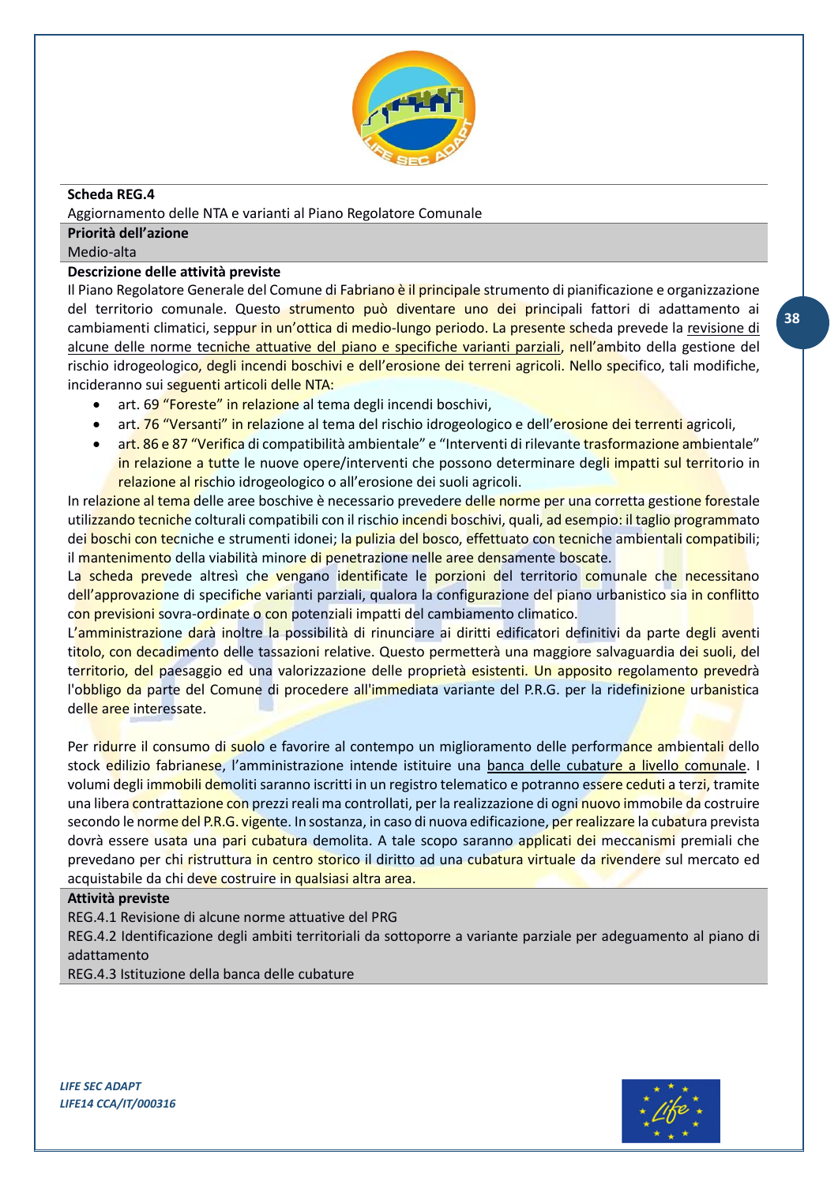**Scheda REG.4**

Aggiornamento delle NTA e varianti al Piano Regolatore Comunale

**Priorità dell'azione**

Medio-alta

**Descrizione delle attività previste**

Il Piano Regolatore Generale del Comune di Fabriano è il principale strumento di pianificazione e organizzazione del territorio comunale. Questo strumento può diventare uno dei principali fattori di adattamento ai cambiamenti climatici, seppur in un'ottica di medio-lungo periodo. La presente scheda prevede la revisione di alcune delle norme tecniche attuative del piano e specifiche varianti parziali, nell'ambito della gestione del rischio idrogeologico, degli incendi boschivi e dell'erosione dei terreni agricoli. Nello specifico, tali modifiche, incideranno sui seguenti articoli delle NTA:

- art. 69 "Foreste" in relazione al tema degli incendi boschivi,
- art. 76 "Versanti" in relazione al tema del rischio idrogeologico e dell'erosione dei terreni agricoli,
- art. 86 e 87 "Verifica di compatibilità ambientale" e "Interventi di rilevante trasformazione ambientale" in relazione a tutte le nuove opere/interventi che possono determinare degli impatti sul territorio in relazione al rischio idrogeologico o all'erosione dei suoli agricoli.

In relazione al tema delle aree boschive è necessario prevedere delle norme per una corretta gestione forestale utilizzando tecniche colturali compatibili con il rischio incendi boschivi, quali, ad esempio: il taglio programmato dei boschi con tecniche e strumenti idonei; la pulizia del bosco, effettuato con tecniche ambientali compatibili; il mantenimento della viabilità minore di penetrazione nelle aree densamente boscate.

La scheda prevede altresì che vengano identificate le porzioni del territorio comunale che necessitano dell'approvazione di specifiche varianti parziali, qualora la configurazione del piano urbanistico sia in conflitto con previsioni sovra-ordinate o con potenziali impatti del cambiamento climatico.

L'amministrazione darà inoltre la possibilità di rinunciare ai diritti edificatori definitivi da parte degli aventi titolo, con decadimento delle tassazioni relative. Questo permetterà una maggiore salvaguardia dei suoli, del territorio, del paesaggio ed una valorizzazione delle proprietà esistenti. Un apposito regolamento prevedrà l'obbligo da parte del Comune di procedere all'immediata variante del P.R.G. per la ridefinizione urbanistica delle aree interessate.

Per ridurre il consumo di suolo e favorire al contempo un miglioramento delle performance ambientali dello stock edilizio fabrianese, l'amministrazione intende istituire una banca delle cubature a livello comunale. I volumi degli immobili demoliti saranno iscritti in un registro telematico e potranno essere ceduti a terzi, tramite una libera contrattazione con prezzi reali ma controllati, per la realizzazione di ogni nuovo immobile da costruire secondo le norme del P.R.G. vigente. In sostanza, in caso di nuova edificazione, per realizzare la cubatura prevista dovrà essere usata una pari cubatura demolita. A tale scopo saranno applicati dei meccanismi premiali che prevedano per chi ristruttura in centro storico il diritto ad una cubatura virtuale da rivendere sul mercato ed acquistabile da chi deve costruire in qualsiasi altra area.

**Attività previste**

REG.4.1 Revisione di alcune norme attuative del PRG

REG.4.2 Identificazione degli ambiti territoriali da sottoporre a variante parziale per adeguamento al piano di adattamento

REG.4.3 Istituzione della banca delle cubature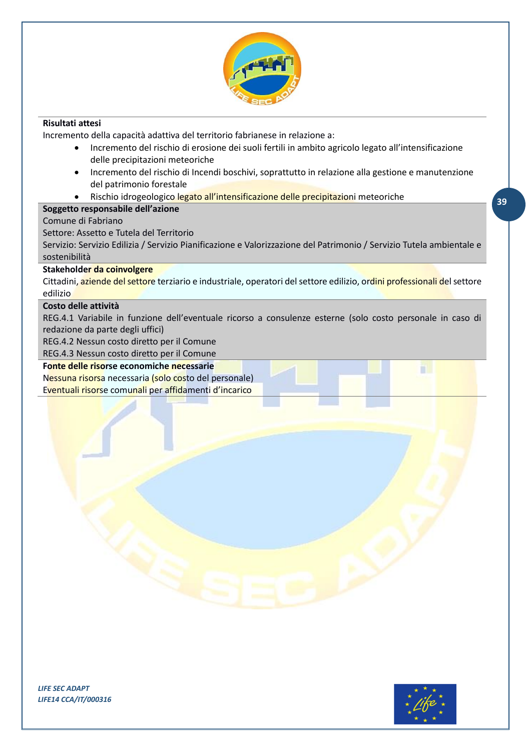**Risultati attesi**

Incremento della capacità adattiva del territorio fabrianese in relazione a:

- Incremento del rischio di erosione dei suoli fertili in ambito agricolo legato all'intensificazione delle precipitazioni meteoriche
- Incremento del rischio di Incendi boschivi, soprattutto in relazione alla gestione e manutenzione del patrimonio forestale
- Rischio idrogeologico legato all'intensificazione delle precipitazioni meteoriche

**Soggetto responsabile dell'azione**

Comune di Fabriano

Settore: Assetto e Tutela del Territorio

Servizio: Servizio Edilizia / Servizio Pianificazione e Valorizzazione del Patrimonio / Servizio Tutela ambientale e sostenibilità

**Stakeholder da coinvolgere**

Cittadini, aziende del settore terziario e industriale, operatori del settore edilizio, ordini professionali del settore edilizio

**Costo delle attività**

REG.4.1 Variabile in funzione dell'eventuale ricorso a consulenze esterne (solo costo personale in caso di redazione da parte degli uffici)

REG.4.2 Nessun costo diretto per il Comune

REG.4.3 Nessun costo diretto per il Comune

**Fonte delle risorse economiche necessarie**

Nessuna risorsa necessaria (solo costo del personale)

Eventuali risorse comunali per affidamenti d'incarico

*LIFE SEC ADAPT*
*LIFE14 CCA/IT/000316*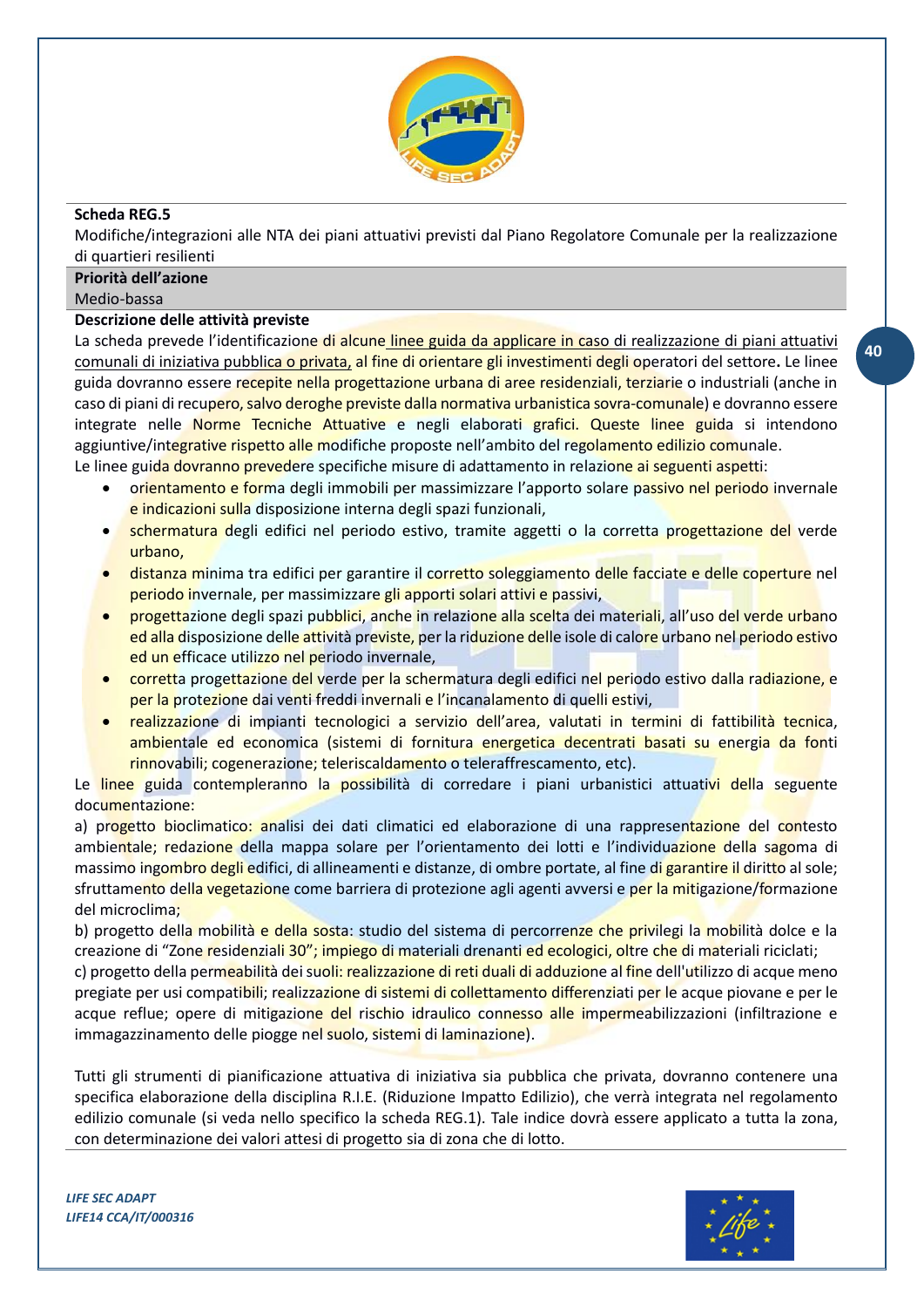**Scheda REG.5**

Modifiche/integrazioni alle NTA dei piani attuativi previsti dal Piano Regolatore Comunale per la realizzazione di quartieri resilienti

**Priorità dell'azione**

Medio-bassa

**Descrizione delle attività previste**

La scheda prevede l'identificazione di alcune linee guida da applicare in caso di realizzazione di piani attuativi comunali di iniziativa pubblica o privata, al fine di orientare gli investimenti degli operatori del settore**.** Le linee guida dovranno essere recepite nella progettazione urbana di aree residenziali, terziarie o industriali (anche in caso di piani di recupero, salvo deroghe previste dalla normativa urbanistica sovra-comunale) e dovranno essere integrate nelle Norme Tecniche Attuative e negli elaborati grafici. Queste linee guida si intendono aggiuntive/integrative rispetto alle modifiche proposte nell'ambito del regolamento edilizio comunale.

Le linee guida dovranno prevedere specifiche misure di adattamento in relazione ai seguenti aspetti:

- orientamento e forma degli immobili per massimizzare l'apporto solare passivo nel periodo invernale e indicazioni sulla disposizione interna degli spazi funzionali,
- schermatura degli edifici nel periodo estivo, tramite aggetti o la corretta progettazione del verde urbano,
- distanza minima tra edifici per garantire il corretto soleggiamento delle facciate e delle coperture nel periodo invernale, per massimizzare gli apporti solari attivi e passivi,
- progettazione degli spazi pubblici, anche in relazione alla scelta dei materiali, all'uso del verde urbano ed alla disposizione delle attività previste, per la riduzione delle isole di calore urbano nel periodo estivo ed un efficace utilizzo nel periodo invernale,
- corretta progettazione del verde per la schermatura degli edifici nel periodo estivo dalla radiazione, e per la protezione dai venti freddi invernali e l'incanalamento di quelli estivi,
- realizzazione di impianti tecnologici a servizio dell'area, valutati in termini di fattibilità tecnica, ambientale ed economica (sistemi di fornitura energetica decentrati basati su energia da fonti rinnovabili; cogenerazione; teleriscaldamento o teleraffrescamento, etc).

Le linee guida contempleranno la possibilità di corredare i piani urbanistici attuativi della seguente documentazione:

a) progetto bioclimatico: analisi dei dati climatici ed elaborazione di una rappresentazione del contesto ambientale; redazione della mappa solare per l'orientamento dei lotti e l'individuazione della sagoma di massimo ingombro degli edifici, di allineamenti e distanze, di ombre portate, al fine di garantire il diritto al sole; sfruttamento della vegetazione come barriera di protezione agli agenti avversi e per la mitigazione/formazione del microclima;

b) progetto della mobilità e della sosta: studio del sistema di percorrenze che privilegi la mobilità dolce e la creazione di "Zone residenziali 30"; impiego di materiali drenanti ed ecologici, oltre che di materiali riciclati;

c) progetto della permeabilità dei suoli: realizzazione di reti duali di adduzione al fine dell'utilizzo di acque meno pregiate per usi compatibili; realizzazione di sistemi di collettamento differenziati per le acque piovane e per le acque reflue; opere di mitigazione del rischio idraulico connesso alle impermeabilizzazioni (infiltrazione e immagazzinamento delle piogge nel suolo, sistemi di laminazione).

Tutti gli strumenti di pianificazione attuativa di iniziativa sia pubblica che privata, dovranno contenere una specifica elaborazione della disciplina R.I.E. (Riduzione Impatto Edilizio), che verrà integrata nel regolamento edilizio comunale (si veda nello specifico la scheda REG.1). Tale indice dovrà essere applicato a tutta la zona, con determinazione dei valori attesi di progetto sia di zona che di lotto.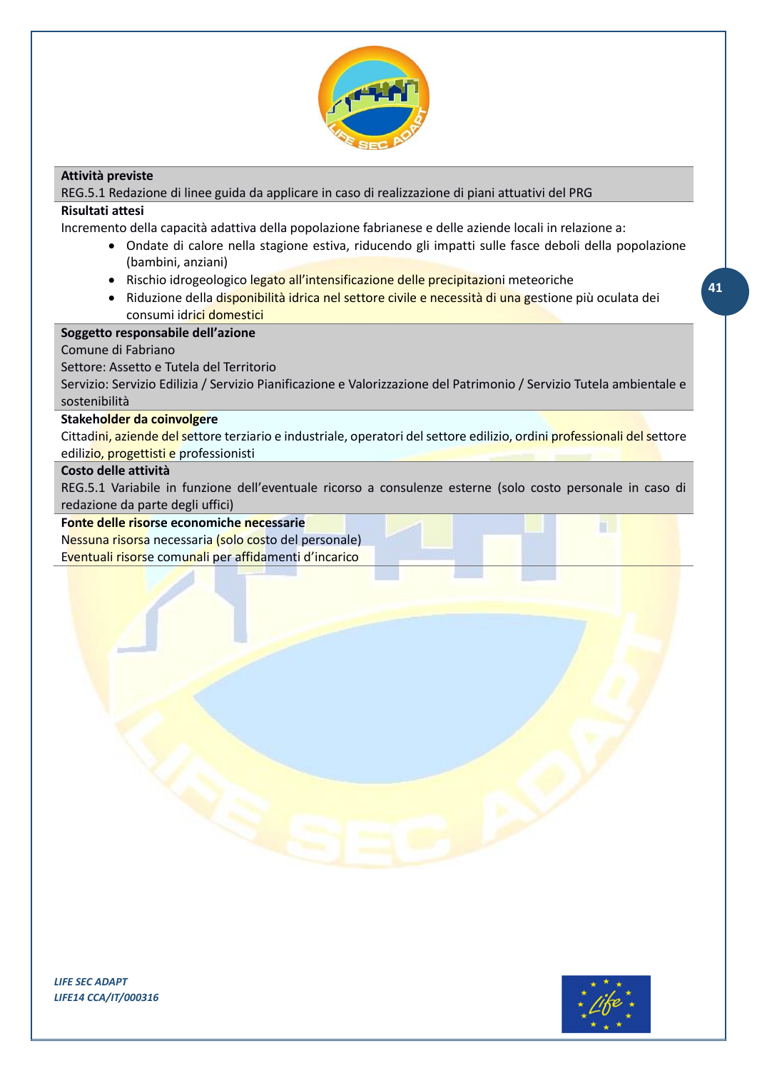**Attività previste**

REG.5.1 Redazione di linee guida da applicare in caso di realizzazione di piani attuativi del PRG

**Risultati attesi**

Incremento della capacità adattiva della popolazione fabrianese e delle aziende locali in relazione a:

- Ondate di calore nella stagione estiva, riducendo gli impatti sulle fasce deboli della popolazione (bambini, anziani)
- Rischio idrogeologico legato all'intensificazione delle precipitazioni meteoriche
- Riduzione della disponibilità idrica nel settore civile e necessità di una gestione più oculata dei consumi idrici domestici

**Soggetto responsabile dell'azione**

Comune di Fabriano

Settore: Assetto e Tutela del Territorio

Servizio: Servizio Edilizia / Servizio Pianificazione e Valorizzazione del Patrimonio / Servizio Tutela ambientale e sostenibilità

**Stakeholder da coinvolgere**

Cittadini, aziende del settore terziario e industriale, operatori del settore edilizio, ordini professionali del settore edilizio, progettisti e professionisti

**Costo delle attività**

REG.5.1 Variabile in funzione dell'eventuale ricorso a consulenze esterne (solo costo personale in caso di redazione da parte degli uffici)

**Fonte delle risorse economiche necessarie**

Nessuna risorsa necessaria (solo costo del personale)

Eventuali risorse comunali per affidamenti d'incarico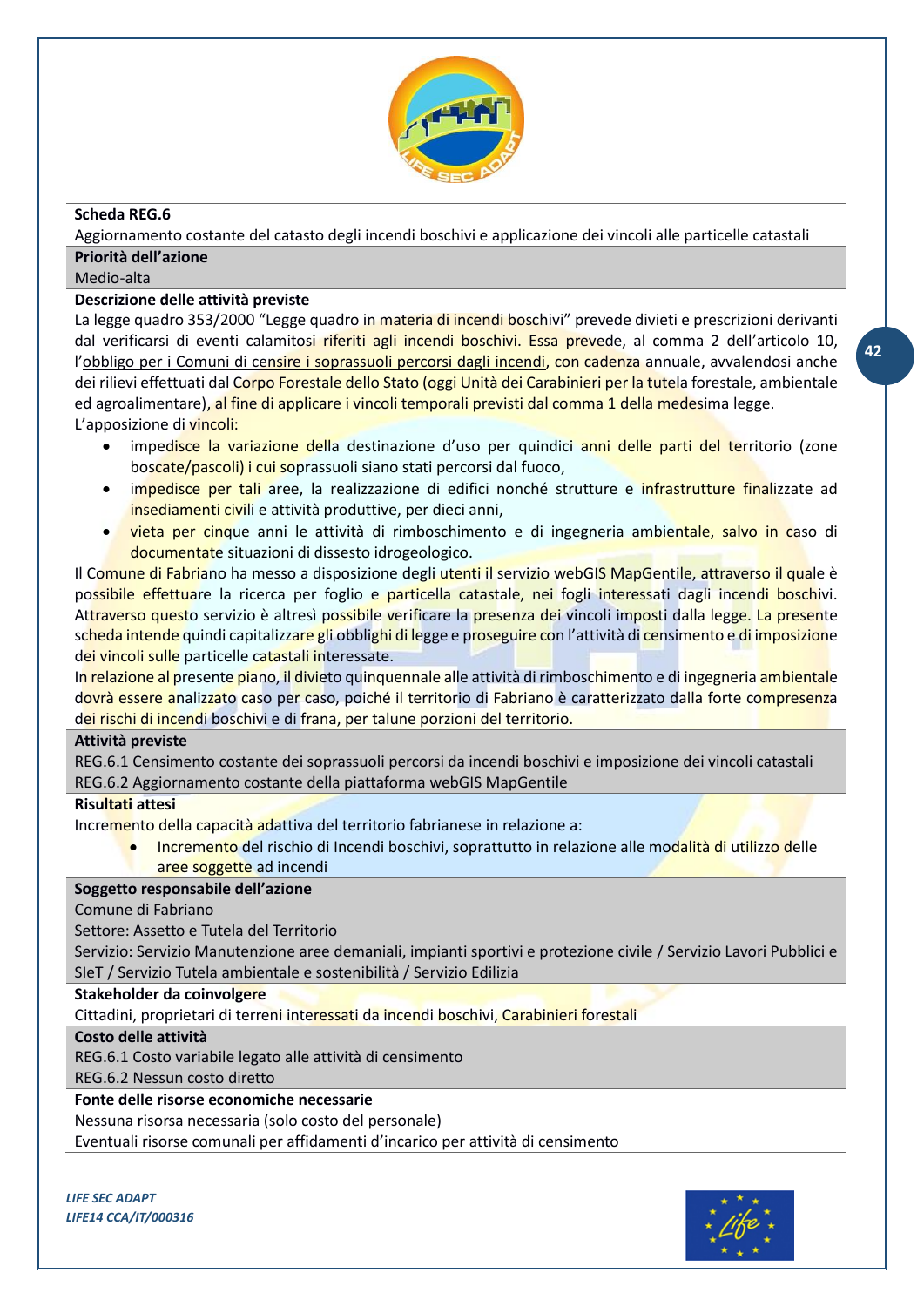**Scheda REG.6**

Aggiornamento costante del catasto degli incendi boschivi e applicazione dei vincoli alle particelle catastali

**Priorità dell'azione**

Medio-alta

**Descrizione delle attività previste**

La legge quadro 353/2000 "Legge quadro in materia di incendi boschivi" prevede divieti e prescrizioni derivanti dal verificarsi di eventi calamitosi riferiti agli incendi boschivi. Essa prevede, al comma 2 dell'articolo 10, l'obbligo per i Comuni di censire i soprassuoli percorsi dagli incendi, con cadenza annuale, avvalendosi anche dei rilievi effettuati dal Corpo Forestale dello Stato (oggi Unità dei Carabinieri per la tutela forestale, ambientale ed agroalimentare), al fine di applicare i vincoli temporali previsti dal comma 1 della medesima legge.

L'apposizione di vincoli:

- impedisce la variazione della destinazione d'uso per quindici anni delle parti del territorio (zone boscate/pascoli) i cui soprassuoli siano stati percorsi dal fuoco,
- impedisce per tali aree, la realizzazione di edifici nonché strutture e infrastrutture finalizzate ad insediamenti civili e attività produttive, per dieci anni,
- vieta per cinque anni le attività di rimboschimento e di ingegneria ambientale, salvo in caso di documentate situazioni di dissesto idrogeologico.

Il Comune di Fabriano ha messo a disposizione degli utenti il servizio webGIS MapGentile, attraverso il quale è possibile effettuare la ricerca per foglio e particella catastale, nei fogli interessati dagli incendi boschivi. Attraverso questo servizio è altresì possibile verificare la presenza dei vincoli imposti dalla legge. La presente scheda intende quindi capitalizzare gli obblighi di legge e proseguire con l'attività di censimento e di imposizione dei vincoli sulle particelle catastali interessate.

In relazione al presente piano, il divieto quinquennale alle attività di rimboschimento e di ingegneria ambientale dovrà essere analizzato caso per caso, poiché il territorio di Fabriano è caratterizzato dalla forte compresenza dei rischi di incendi boschivi e di frana, per talune porzioni del territorio.

**Attività previste**

REG.6.1 Censimento costante dei soprassuoli percorsi da incendi boschivi e imposizione dei vincoli catastali

REG.6.2 Aggiornamento costante della piattaforma webGIS MapGentile

**Risultati attesi**

Incremento della capacità adattiva del territorio fabrianese in relazione a:

- Incremento del rischio di Incendi boschivi, soprattutto in relazione alle modalità di utilizzo delle aree soggette ad incendi

**Soggetto responsabile dell'azione**

Comune di Fabriano

Settore: Assetto e Tutela del Territorio

Servizio: Servizio Manutenzione aree demaniali, impianti sportivi e protezione civile / Servizio Lavori Pubblici e SIeT / Servizio Tutela ambientale e sostenibilità / Servizio Edilizia

**Stakeholder da coinvolgere**

Cittadini, proprietari di terreni interessati da incendi boschivi, Carabinieri forestali

**Costo delle attività**

REG.6.1 Costo variabile legato alle attività di censimento

REG.6.2 Nessun costo diretto

**Fonte delle risorse economiche necessarie**

Nessuna risorsa necessaria (solo costo del personale)

Eventuali risorse comunali per affidamenti d'incarico per attività di censimento

*LIFE SEC ADAPT*
*LIFE14 CCA/IT/000316*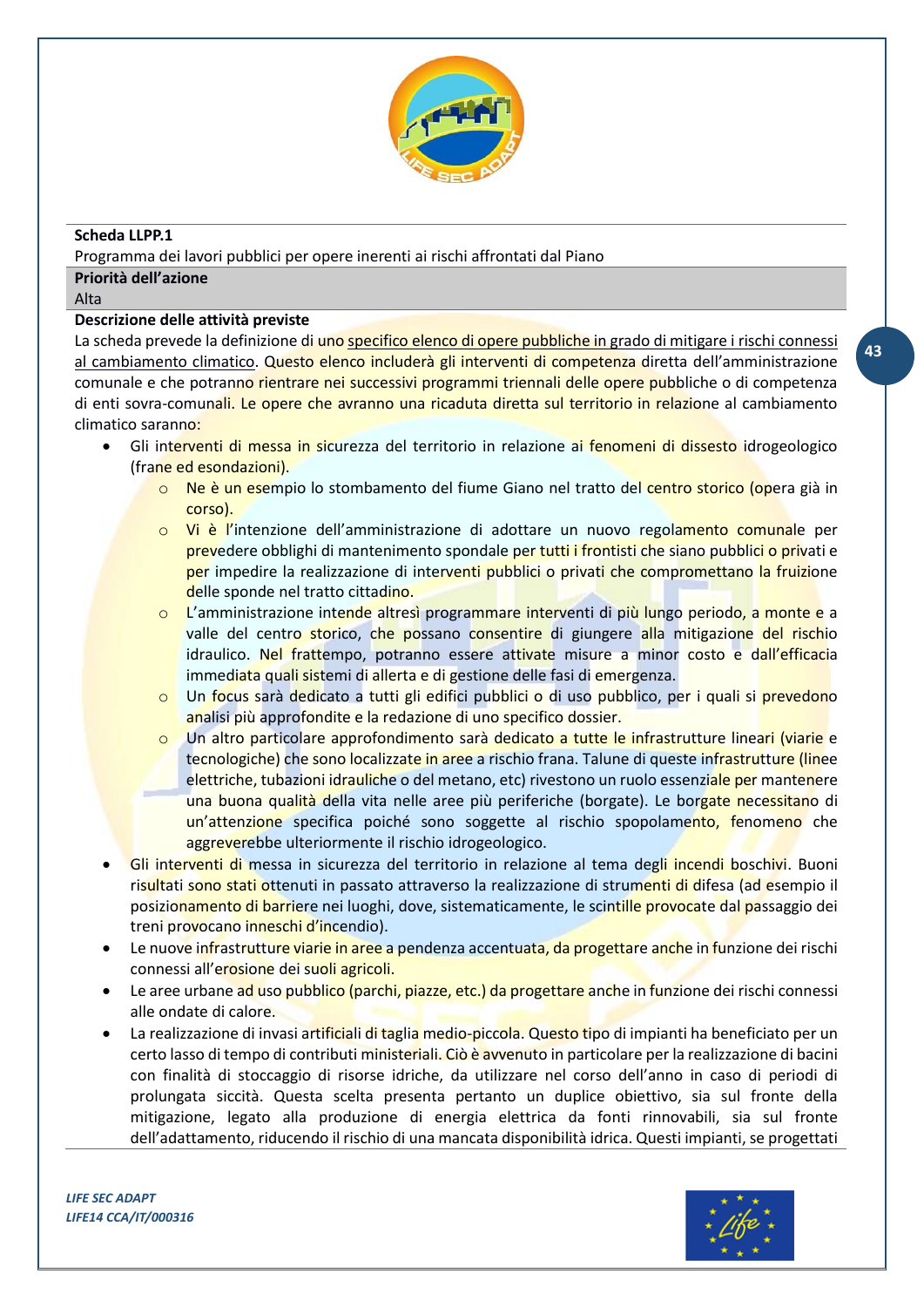**Scheda LLPP.1**

Programma dei lavori pubblici per opere inerenti ai rischi affrontati dal Piano

**Priorità dell'azione**

Alta

**Descrizione delle attività previste**

La scheda prevede la definizione di uno specifico elenco di opere pubbliche in grado di mitigare i rischi connessi al cambiamento climatico. Questo elenco includerà gli interventi di competenza diretta dell'amministrazione comunale e che potranno rientrare nei successivi programmi triennali delle opere pubbliche o di competenza di enti sovra-comunali. Le opere che avranno una ricaduta diretta sul territorio in relazione al cambiamento climatico saranno:

- Gli interventi di messa in sicurezza del territorio in relazione ai fenomeni di dissesto idrogeologico (frane ed esondazioni).
  - Ne è un esempio lo stombamento del fiume Giano nel tratto del centro storico (opera già in corso).
  - Vi è l'intenzione dell'amministrazione di adottare un nuovo regolamento comunale per prevedere obblighi di mantenimento spondale per tutti i frontisti che siano pubblici o privati e per impedire la realizzazione di interventi pubblici o privati che compromettano la fruizione delle sponde nel tratto cittadino.
  - L'amministrazione intende altresì programmare interventi di più lungo periodo, a monte e a valle del centro storico, che possano consentire di giungere alla mitigazione del rischio idraulico. Nel frattempo, potranno essere attivate misure a minor costo e dall'efficacia immediata quali sistemi di allerta e di gestione delle fasi di emergenza.
  - Un focus sarà dedicato a tutti gli edifici pubblici o di uso pubblico, per i quali si prevedono analisi più approfondite e la redazione di uno specifico dossier.
  - Un altro particolare approfondimento sarà dedicato a tutte le infrastrutture lineari (viarie e tecnologiche) che sono localizzate in aree a rischio frana. Talune di queste infrastrutture (linee elettriche, tubazioni idrauliche o del metano, etc) rivestono un ruolo essenziale per mantenere una buona qualità della vita nelle aree più periferiche (borgate). Le borgate necessitano di un'attenzione specifica poiché sono soggette al rischio spopolamento, fenomeno che aggreverebbe ulteriormente il rischio idrogeologico.
- Gli interventi di messa in sicurezza del territorio in relazione al tema degli incendi boschivi. Buoni risultati sono stati ottenuti in passato attraverso la realizzazione di strumenti di difesa (ad esempio il posizionamento di barriere nei luoghi, dove, sistematicamente, le scintille provocate dal passaggio dei treni provocano inneschi d'incendio).
- Le nuove infrastrutture viarie in aree a pendenza accentuata, da progettare anche in funzione dei rischi connessi all'erosione dei suoli agricoli.
- Le aree urbane ad uso pubblico (parchi, piazze, etc.) da progettare anche in funzione dei rischi connessi alle ondate di calore.
- La realizzazione di invasi artificiali di taglia medio-piccola. Questo tipo di impianti ha beneficiato per un certo lasso di tempo di contributi ministeriali. Ciò è avvenuto in particolare per la realizzazione di bacini con finalità di stoccaggio di risorse idriche, da utilizzare nel corso dell'anno in caso di periodi di prolungata siccità. Questa scelta presenta pertanto un duplice obiettivo, sia sul fronte della mitigazione, legato alla produzione di energia elettrica da fonti rinnovabili, sia sul fronte dell'adattamento, riducendo il rischio di una mancata disponibilità idrica. Questi impianti, se progettati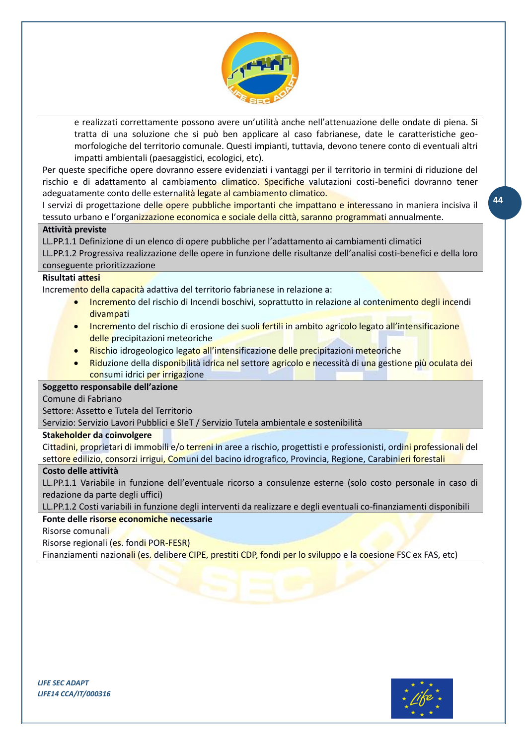e realizzati correttamente possono avere un'utilità anche nell'attenuazione delle ondate di piena. Si tratta di una soluzione che si può ben applicare al caso fabrianese, date le caratteristiche geo-morfologiche del territorio comunale. Questi impianti, tuttavia, devono tenere conto di eventuali altri impatti ambientali (paesaggistici, ecologici, etc).

Per queste specifiche opere dovranno essere evidenziati i vantaggi per il territorio in termini di riduzione del rischio e di adattamento al cambiamento climatico. Specifiche valutazioni costi-benefici dovranno tener adeguatamente conto delle esternalità legate al cambiamento climatico.

I servizi di progettazione delle opere pubbliche importanti che impattano e interessano in maniera incisiva il tessuto urbano e l'organizzazione economica e sociale della città, saranno programmati annualmente.

**Attività previste**

LL.PP.1.1 Definizione di un elenco di opere pubbliche per l'adattamento ai cambiamenti climatici

LL.PP.1.2 Progressiva realizzazione delle opere in funzione delle risultanze dell'analisi costi-benefici e della loro conseguente prioritizzazione

**Risultati attesi**

Incremento della capacità adattiva del territorio fabrianese in relazione a:

- Incremento del rischio di Incendi boschivi, soprattutto in relazione al contenimento degli incendi divampati
- Incremento del rischio di erosione dei suoli fertili in ambito agricolo legato all'intensificazione delle precipitazioni meteoriche
- Rischio idrogeologico legato all'intensificazione delle precipitazioni meteoriche
- Riduzione della disponibilità idrica nel settore agricolo e necessità di una gestione più oculata dei consumi idrici per irrigazione

**Soggetto responsabile dell'azione**

Comune di Fabriano

Settore: Assetto e Tutela del Territorio

Servizio: Servizio Lavori Pubblici e SIeT / Servizio Tutela ambientale e sostenibilità

**Stakeholder da coinvolgere**

Cittadini, proprietari di immobili e/o terreni in aree a rischio, progettisti e professionisti, ordini professionali del settore edilizio, consorzi irrigui, Comuni del bacino idrografico, Provincia, Regione, Carabinieri forestali

**Costo delle attività**

LL.PP.1.1 Variabile in funzione dell'eventuale ricorso a consulenze esterne (solo costo personale in caso di redazione da parte degli uffici)

LL.PP.1.2 Costi variabili in funzione degli interventi da realizzare e degli eventuali co-finanziamenti disponibili

**Fonte delle risorse economiche necessarie**

Risorse comunali

Risorse regionali (es. fondi POR-FESR)

Finanziamenti nazionali (es. delibere CIPE, prestiti CDP, fondi per lo sviluppo e la coesione FSC ex FAS, etc)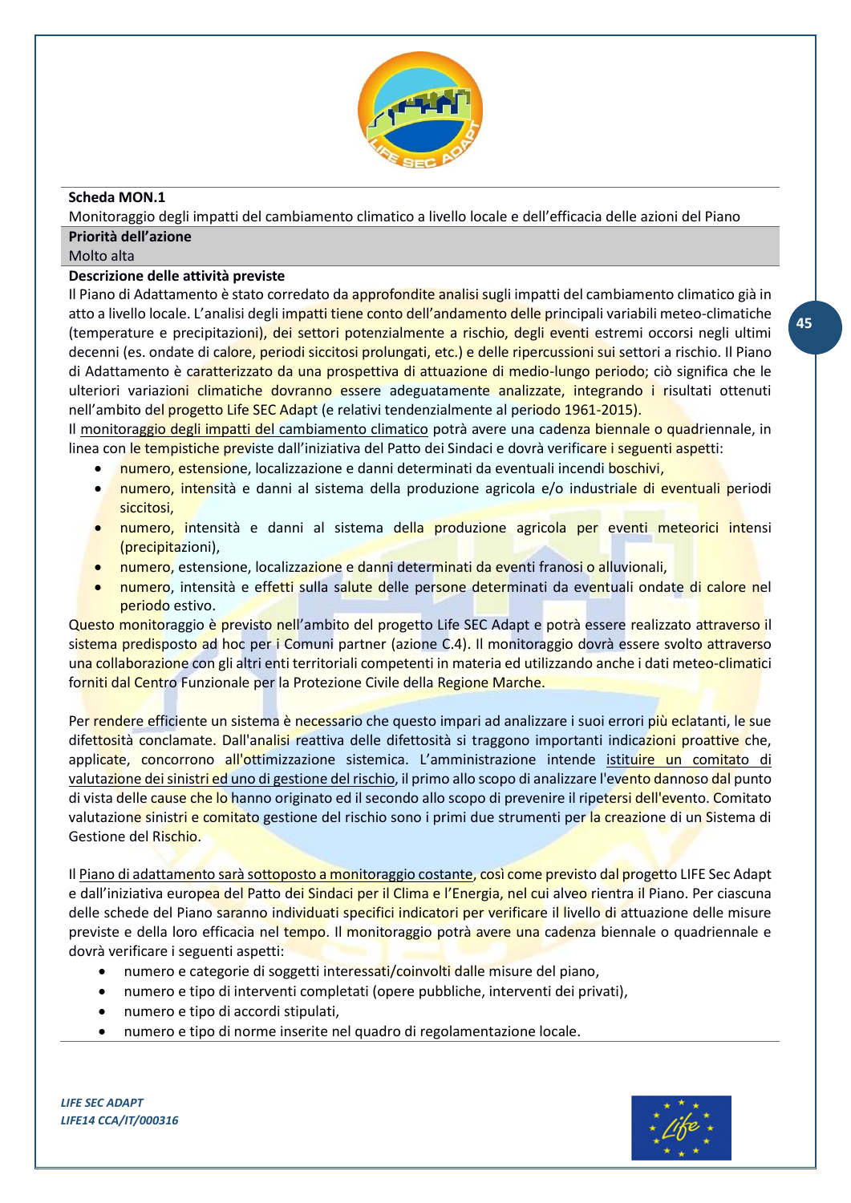**Scheda MON.1**

Monitoraggio degli impatti del cambiamento climatico a livello locale e dell'efficacia delle azioni del Piano

**Priorità dell'azione**

Molto alta

**Descrizione delle attività previste**

Il Piano di Adattamento è stato corredato da approfondite analisi sugli impatti del cambiamento climatico già in atto a livello locale. L'analisi degli impatti tiene conto dell'andamento delle principali variabili meteo-climatiche (temperature e precipitazioni), dei settori potenzialmente a rischio, degli eventi estremi occorsi negli ultimi decenni (es. ondate di calore, periodi siccitosi prolungati, etc.) e delle ripercussioni sui settori a rischio. Il Piano di Adattamento è caratterizzato da una prospettiva di attuazione di medio-lungo periodo; ciò significa che le ulteriori variazioni climatiche dovranno essere adeguatamente analizzate, integrando i risultati ottenuti nell'ambito del progetto Life SEC Adapt (e relativi tendenzialmente al periodo 1961-2015).

Il monitoraggio degli impatti del cambiamento climatico potrà avere una cadenza biennale o quadriennale, in linea con le tempistiche previste dall'iniziativa del Patto dei Sindaci e dovrà verificare i seguenti aspetti:

- numero, estensione, localizzazione e danni determinati da eventuali incendi boschivi,
- numero, intensità e danni al sistema della produzione agricola e/o industriale di eventuali periodi siccitosi,
- numero, intensità e danni al sistema della produzione agricola per eventi meteorici intensi (precipitazioni),
- numero, estensione, localizzazione e danni determinati da eventi franosi o alluvionali,
- numero, intensità e effetti sulla salute delle persone determinati da eventuali ondate di calore nel periodo estivo.

Questo monitoraggio è previsto nell'ambito del progetto Life SEC Adapt e potrà essere realizzato attraverso il sistema predisposto ad hoc per i Comuni partner (azione C.4). Il monitoraggio dovrà essere svolto attraverso una collaborazione con gli altri enti territoriali competenti in materia ed utilizzando anche i dati meteo-climatici forniti dal Centro Funzionale per la Protezione Civile della Regione Marche.

Per rendere efficiente un sistema è necessario che questo impari ad analizzare i suoi errori più eclatanti, le sue difettosità conclamate. Dall'analisi reattiva delle difettosità si traggono importanti indicazioni proattive che, applicate, concorrono all'ottimizzazione sistemica. L'amministrazione intende istituire un comitato di valutazione dei sinistri ed uno di gestione del rischio, il primo allo scopo di analizzare l'evento dannoso dal punto di vista delle cause che lo hanno originato ed il secondo allo scopo di prevenire il ripetersi dell'evento. Comitato valutazione sinistri e comitato gestione del rischio sono i primi due strumenti per la creazione di un Sistema di Gestione del Rischio.

Il Piano di adattamento sarà sottoposto a monitoraggio costante, così come previsto dal progetto LIFE Sec Adapt e dall'iniziativa europea del Patto dei Sindaci per il Clima e l'Energia, nel cui alveo rientra il Piano. Per ciascuna delle schede del Piano saranno individuati specifici indicatori per verificare il livello di attuazione delle misure previste e della loro efficacia nel tempo. Il monitoraggio potrà avere una cadenza biennale o quadriennale e dovrà verificare i seguenti aspetti:

- numero e categorie di soggetti interessati/coinvolti dalle misure del piano,
- numero e tipo di interventi completati (opere pubbliche, interventi dei privati),
- numero e tipo di accordi stipulati,
- numero e tipo di norme inserite nel quadro di regolamentazione locale.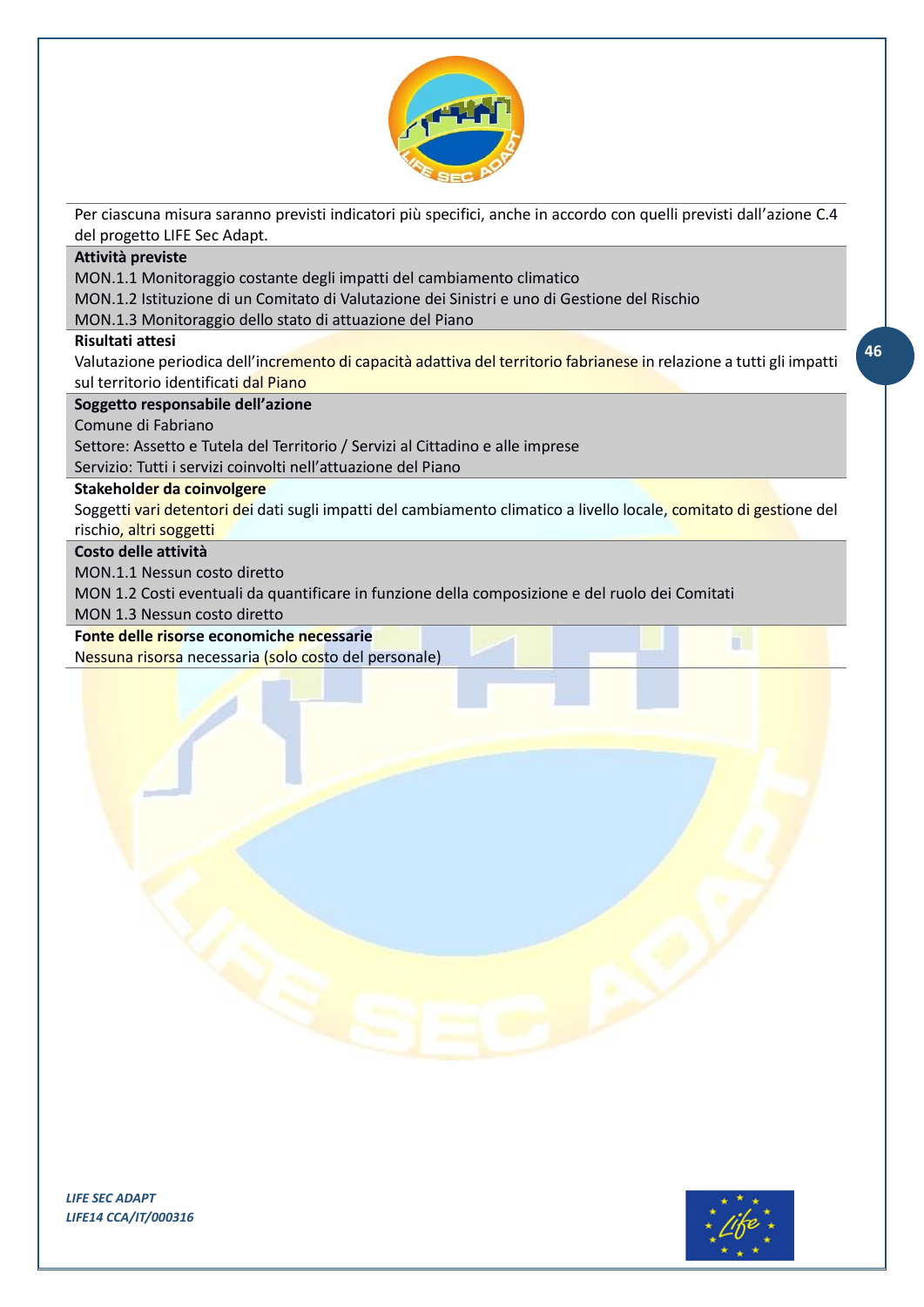Per ciascuna misura saranno previsti indicatori più specifici, anche in accordo con quelli previsti dall'azione C.4 del progetto LIFE Sec Adapt.

**Attività previste**

MON.1.1 Monitoraggio costante degli impatti del cambiamento climatico

MON.1.2 Istituzione di un Comitato di Valutazione dei Sinistri e uno di Gestione del Rischio

MON.1.3 Monitoraggio dello stato di attuazione del Piano

**Risultati attesi**

Valutazione periodica dell'incremento di capacità adattiva del territorio fabrianese in relazione a tutti gli impatti sul territorio identificati dal Piano

**Soggetto responsabile dell'azione**

Comune di Fabriano

Settore: Assetto e Tutela del Territorio / Servizi al Cittadino e alle imprese

Servizio: Tutti i servizi coinvolti nell'attuazione del Piano

**Stakeholder da coinvolgere**

Soggetti vari detentori dei dati sugli impatti del cambiamento climatico a livello locale, comitato di gestione del rischio, altri soggetti

**Costo delle attività**

MON.1.1 Nessun costo diretto

MON 1.2 Costi eventuali da quantificare in funzione della composizione e del ruolo dei Comitati

MON 1.3 Nessun costo diretto

**Fonte delle risorse economiche necessarie**

Nessuna risorsa necessaria (solo costo del personale)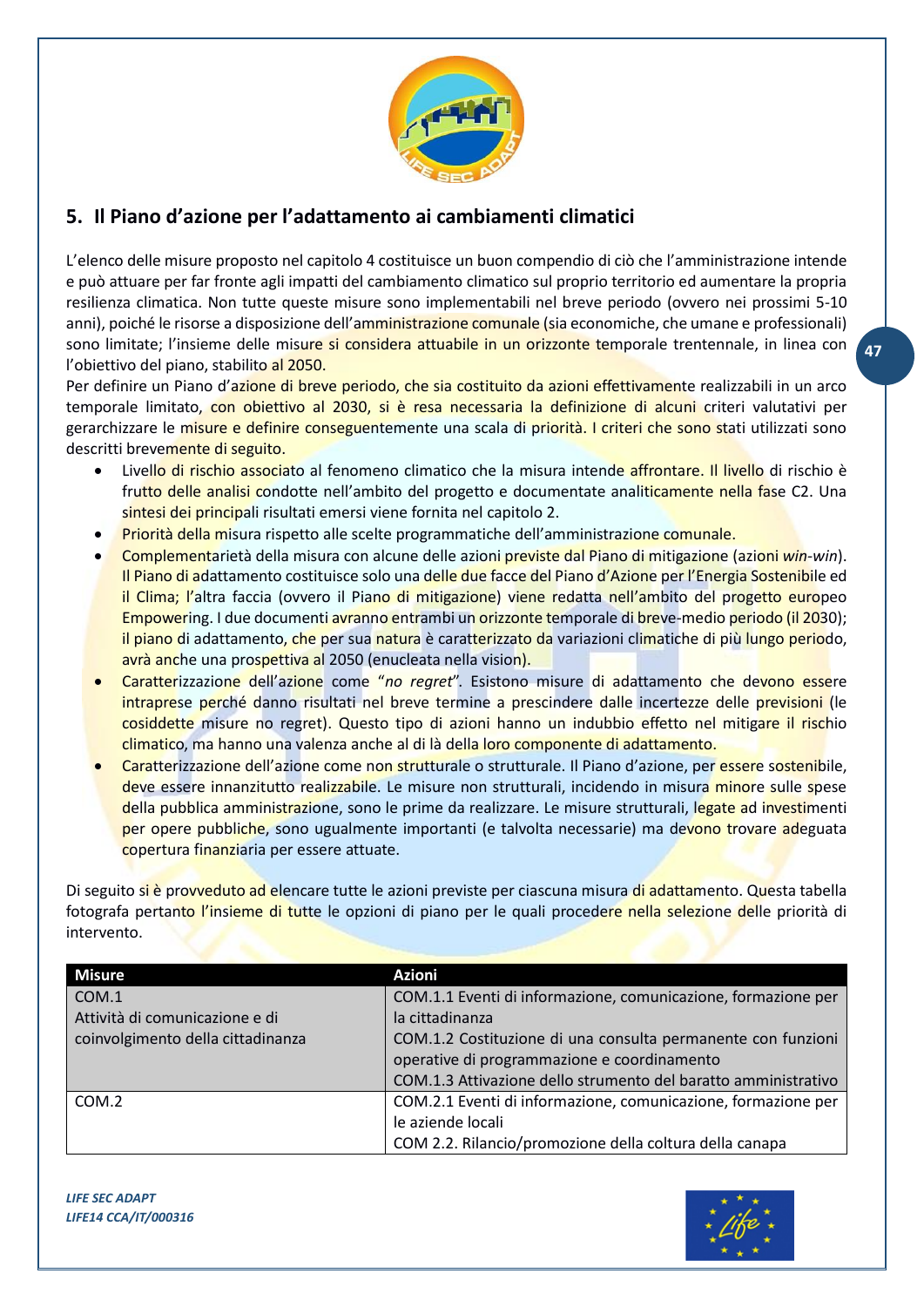## 5. Il Piano d'azione per l'adattamento ai cambiamenti climatici

L'elenco delle misure proposto nel capitolo 4 costituisce un buon compendio di ciò che l'amministrazione intende e può attuare per far fronte agli impatti del cambiamento climatico sul proprio territorio ed aumentare la propria resilienza climatica. Non tutte queste misure sono implementabili nel breve periodo (ovvero nei prossimi 5-10 anni), poiché le risorse a disposizione dell'amministrazione comunale (sia economiche, che umane e professionali) sono limitate; l'insieme delle misure si considera attuabile in un orizzonte temporale trentennale, in linea con l'obiettivo del piano, stabilito al 2050.

Per definire un Piano d'azione di breve periodo, che sia costituito da azioni effettivamente realizzabili in un arco temporale limitato, con obiettivo al 2030, si è resa necessaria la definizione di alcuni criteri valutativi per gerarchizzare le misure e definire conseguentemente una scala di priorità. I criteri che sono stati utilizzati sono descritti brevemente di seguito.

- Livello di rischio associato al fenomeno climatico che la misura intende affrontare. Il livello di rischio è frutto delle analisi condotte nell'ambito del progetto e documentate analiticamente nella fase C2. Una sintesi dei principali risultati emersi viene fornita nel capitolo 2.
- Priorità della misura rispetto alle scelte programmatiche dell'amministrazione comunale.
- Complementarietà della misura con alcune delle azioni previste dal Piano di mitigazione (azioni *win-win*). Il Piano di adattamento costituisce solo una delle due facce del Piano d'Azione per l'Energia Sostenibile ed il Clima; l'altra faccia (ovvero il Piano di mitigazione) viene redatta nell'ambito del progetto europeo Empowering. I due documenti avranno entrambi un orizzonte temporale di breve-medio periodo (il 2030); il piano di adattamento, che per sua natura è caratterizzato da variazioni climatiche di più lungo periodo, avrà anche una prospettiva al 2050 (enucleata nella vision).
- Caratterizzazione dell'azione come "*no regret*". Esistono misure di adattamento che devono essere intraprese perché danno risultati nel breve termine a prescindere dalle incertezze delle previsioni (le cosiddette misure no regret). Questo tipo di azioni hanno un indubbio effetto nel mitigare il rischio climatico, ma hanno una valenza anche al di là della loro componente di adattamento.
- Caratterizzazione dell'azione come non strutturale o strutturale. Il Piano d'azione, per essere sostenibile, deve essere innanzitutto realizzabile. Le misure non strutturali, incidendo in misura minore sulle spese della pubblica amministrazione, sono le prime da realizzare. Le misure strutturali, legate ad investimenti per opere pubbliche, sono ugualmente importanti (e talvolta necessarie) ma devono trovare adeguata copertura finanziaria per essere attuate.

Di seguito si è provveduto ad elencare tutte le azioni previste per ciascuna misura di adattamento. Questa tabella fotografa pertanto l'insieme di tutte le opzioni di piano per le quali procedere nella selezione delle priorità di intervento.

| Misure | Azioni |
|---|---|
| COM.1<br>Attività di comunicazione e di coinvolgimento della cittadinanza | COM.1.1 Eventi di informazione, comunicazione, formazione per la cittadinanza<br>COM.1.2 Costituzione di una consulta permanente con funzioni operative di programmazione e coordinamento<br>COM.1.3 Attivazione dello strumento del baratto amministrativo |
| COM.2 | COM.2.1 Eventi di informazione, comunicazione, formazione per le aziende locali<br>COM 2.2. Rilancio/promozione della coltura della canapa |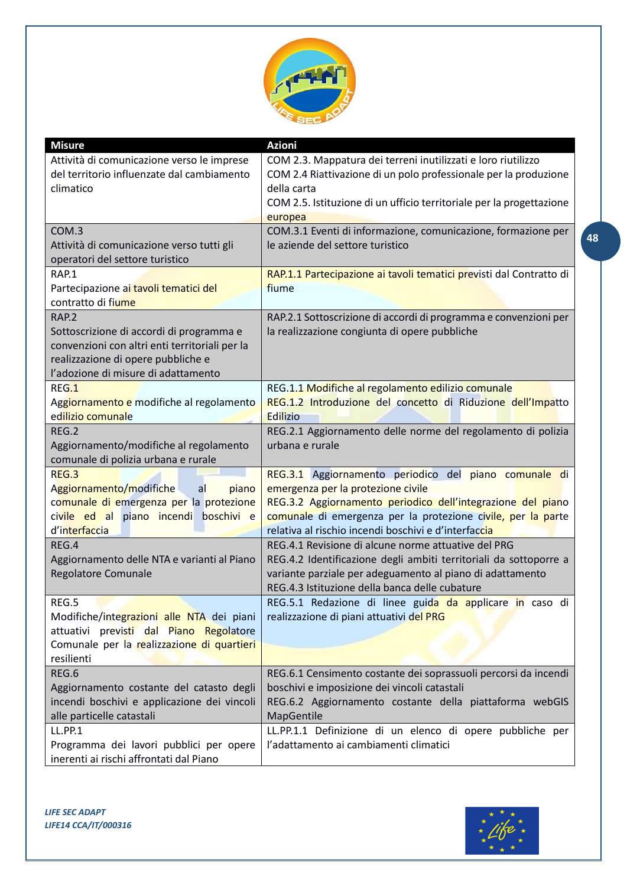| Misure | Azioni |
|---|---|
| Attività di comunicazione verso le imprese del territorio influenzate dal cambiamento climatico | COM 2.3. Mappatura dei terreni inutilizzati e loro riutilizzo<br>COM 2.4 Riattivazione di un polo professionale per la produzione della carta<br>COM 2.5. Istituzione di un ufficio territoriale per la progettazione europea |
| COM.3<br>Attività di comunicazione verso tutti gli operatori del settore turistico | COM.3.1 Eventi di informazione, comunicazione, formazione per le aziende del settore turistico |
| RAP.1<br>Partecipazione ai tavoli tematici del contratto di fiume | RAP.1.1 Partecipazione ai tavoli tematici previsti dal Contratto di fiume |
| RAP.2<br>Sottoscrizione di accordi di programma e convenzioni con altri enti territoriali per la realizzazione di opere pubbliche e l'adozione di misure di adattamento | RAP.2.1 Sottoscrizione di accordi di programma e convenzioni per la realizzazione congiunta di opere pubbliche |
| REG.1<br>Aggiornamento e modifiche al regolamento edilizio comunale | REG.1.1 Modifiche al regolamento edilizio comunale<br>REG.1.2 Introduzione del concetto di Riduzione dell'Impatto Edilizio |
| REG.2<br>Aggiornamento/modifiche al regolamento comunale di polizia urbana e rurale | REG.2.1 Aggiornamento delle norme del regolamento di polizia urbana e rurale |
| REG.3<br>Aggiornamento/modifiche al piano comunale di emergenza per la protezione civile ed al piano incendi boschivi e d'interfaccia | REG.3.1 Aggiornamento periodico del piano comunale di emergenza per la protezione civile<br>REG.3.2 Aggiornamento periodico dell'integrazione del piano comunale di emergenza per la protezione civile, per la parte relativa al rischio incendi boschivi e d'interfaccia |
| REG.4<br>Aggiornamento delle NTA e varianti al Piano Regolatore Comunale | REG.4.1 Revisione di alcune norme attuative del PRG<br>REG.4.2 Identificazione degli ambiti territoriali da sottoporre a variante parziale per adeguamento al piano di adattamento<br>REG.4.3 Istituzione della banca delle cubature |
| REG.5<br>Modifiche/integrazioni alle NTA dei piani attuativi previsti dal Piano Regolatore Comunale per la realizzazione di quartieri resilienti | REG.5.1 Redazione di linee guida da applicare in caso di realizzazione di piani attuativi del PRG |
| REG.6<br>Aggiornamento costante del catasto degli incendi boschivi e applicazione dei vincoli alle particelle catastali | REG.6.1 Censimento costante dei soprassuoli percorsi da incendi boschivi e imposizione dei vincoli catastali<br>REG.6.2 Aggiornamento costante della piattaforma webGIS MapGentile |
| LL.PP.1<br>Programma dei lavori pubblici per opere inerenti ai rischi affrontati dal Piano | LL.PP.1.1 Definizione di un elenco di opere pubbliche per l'adattamento ai cambiamenti climatici |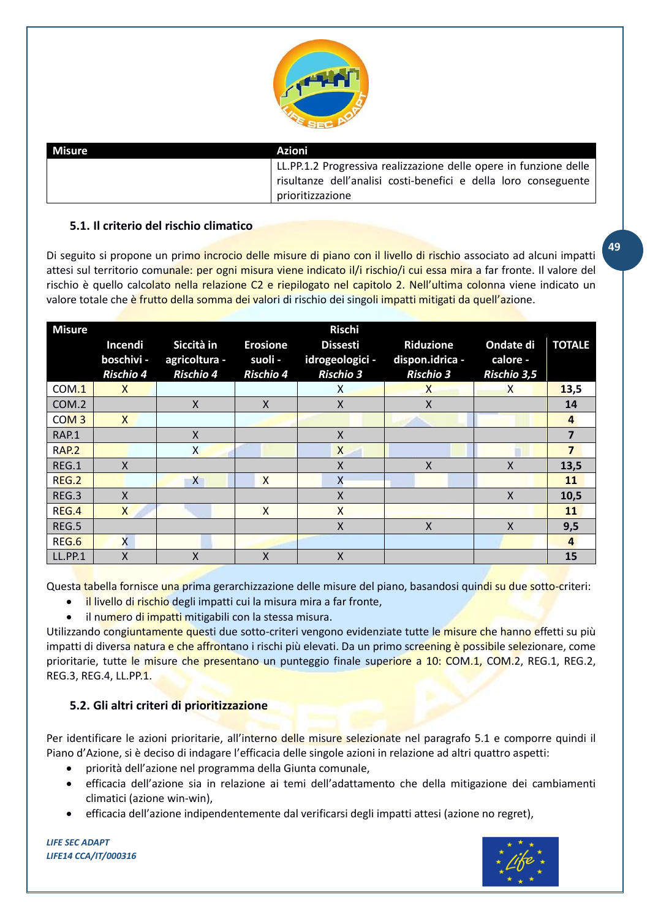| Misure | Azioni |
|---|---|
| | LL.PP.1.2 Progressiva realizzazione delle opere in funzione delle risultanze dell'analisi costi-benefici e della loro conseguente prioritizzazione |

### 5.1. Il criterio del rischio climatico

Di seguito si propone un primo incrocio delle misure di piano con il livello di rischio associato ad alcuni impatti attesi sul territorio comunale: per ogni misura viene indicato il/i rischio/i cui essa mira a far fronte. Il valore del rischio è quello calcolato nella relazione C2 e riepilogato nel capitolo 2. Nell'ultima colonna viene indicato un valore totale che è frutto della somma dei valori di rischio dei singoli impatti mitigati da quell'azione.

| Misure | Rischi | | | | | | |
|---|---|---|---|---|---|---|---|
| | **Incendi boschivi -** *Rischio 4* | **Siccità in agricoltura -** *Rischio 4* | **Erosione suoli -** *Rischio 4* | **Dissesti idrogeologici -** *Rischio 3* | **Riduzione dispon.idrica -** *Rischio 3* | **Ondate di calore -** *Rischio 3,5* | **TOTALE** |
| COM.1 | X | | | X | X | X | **13,5** |
| COM.2 | | X | X | X | X | | **14** |
| COM 3 | X | | | | | | **4** |
| RAP.1 | | X | | X | | | **7** |
| RAP.2 | | X | | X | | | **7** |
| REG.1 | X | | | X | X | X | **13,5** |
| REG.2 | | X | X | X | | | **11** |
| REG.3 | X | | | X | | X | **10,5** |
| REG.4 | X | | X | X | | | **11** |
| REG.5 | | | | X | X | X | **9,5** |
| REG.6 | X | | | | | | **4** |
| LL.PP.1 | X | X | X | X | | | **15** |

Questa tabella fornisce una prima gerarchizzazione delle misure del piano, basandosi quindi su due sotto-criteri:

- il livello di rischio degli impatti cui la misura mira a far fronte,
- il numero di impatti mitigabili con la stessa misura.

Utilizzando congiuntamente questi due sotto-criteri vengono evidenziate tutte le misure che hanno effetti su più impatti di diversa natura e che affrontano i rischi più elevati. Da un primo screening è possibile selezionare, come prioritarie, tutte le misure che presentano un punteggio finale superiore a 10: COM.1, COM.2, REG.1, REG.2, REG.3, REG.4, LL.PP.1.

### 5.2. Gli altri criteri di prioritizzazione

Per identificare le azioni prioritarie, all'interno delle misure selezionate nel paragrafo 5.1 e comporre quindi il Piano d'Azione, si è deciso di indagare l'efficacia delle singole azioni in relazione ad altri quattro aspetti:

- priorità dell'azione nel programma della Giunta comunale,
- efficacia dell'azione sia in relazione ai temi dell'adattamento che della mitigazione dei cambiamenti climatici (azione win-win),
- efficacia dell'azione indipendentemente dal verificarsi degli impatti attesi (azione no regret),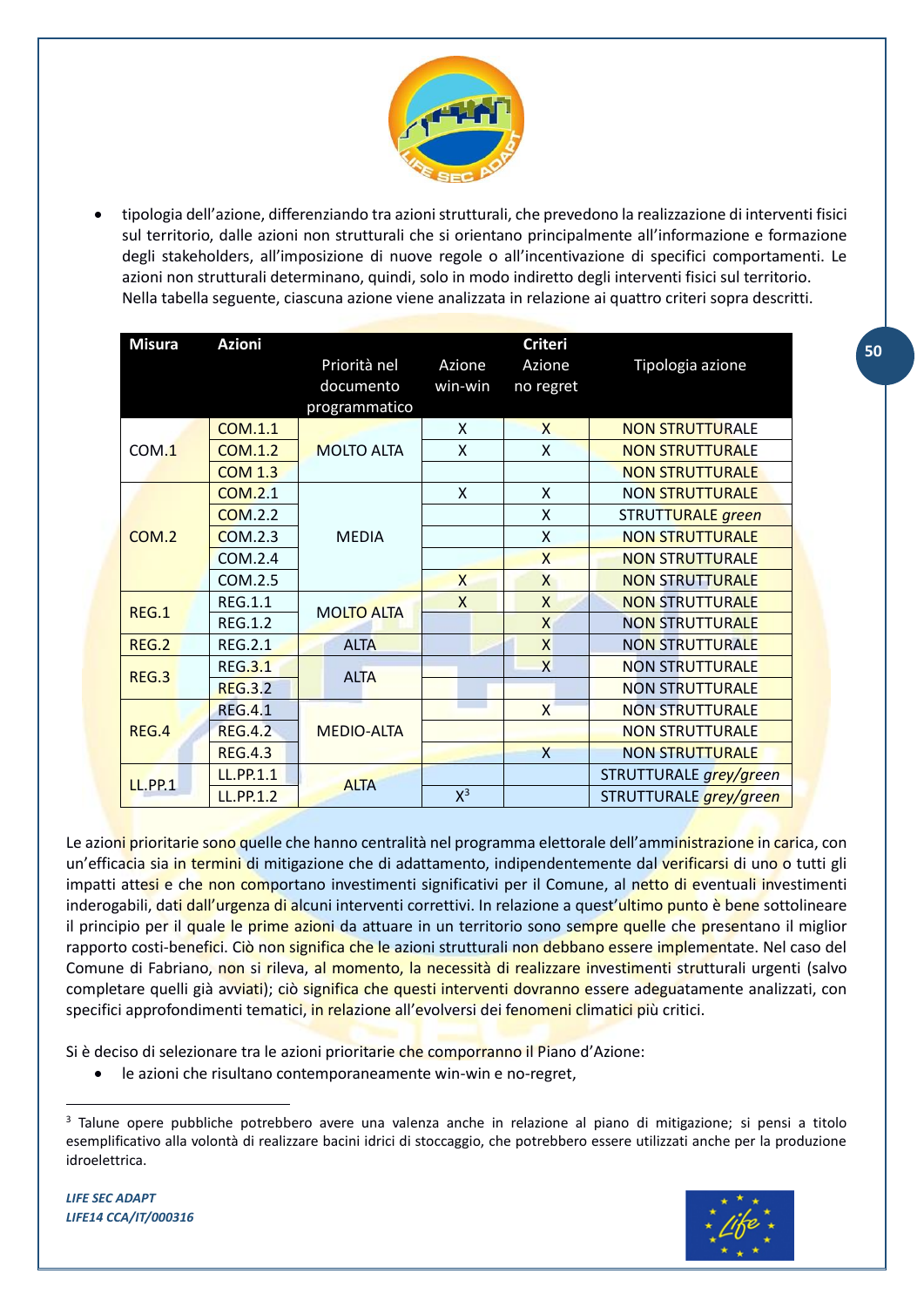- tipologia dell'azione, differenziando tra azioni strutturali, che prevedono la realizzazione di interventi fisici sul territorio, dalle azioni non strutturali che si orientano principalmente all'informazione e formazione degli stakeholders, all'imposizione di nuove regole o all'incentivazione di specifici comportamenti. Le azioni non strutturali determinano, quindi, solo in modo indiretto degli interventi fisici sul territorio.
  Nella tabella seguente, ciascuna azione viene analizzata in relazione ai quattro criteri sopra descritti.

| Misura | Azioni | Criteri | | | |
|---|---|---|---|---|---|
| | | Priorità nel documento programmatico | Azione win-win | Azione no regret | Tipologia azione |
| COM.1 | COM.1.1 | MOLTO ALTA | X | X | NON STRUTTURALE |
| | COM.1.2 | | X | X | NON STRUTTURALE |
| | COM 1.3 | | | | NON STRUTTURALE |
| COM.2 | COM.2.1 | MEDIA | X | X | NON STRUTTURALE |
| | COM.2.2 | | | X | STRUTTURALE *green* |
| | COM.2.3 | | | X | NON STRUTTURALE |
| | COM.2.4 | | | X | NON STRUTTURALE |
| | COM.2.5 | | X | X | NON STRUTTURALE |
| REG.1 | REG.1.1 | MOLTO ALTA | X | X | NON STRUTTURALE |
| | REG.1.2 | | | X | NON STRUTTURALE |
| REG.2 | REG.2.1 | ALTA | | X | NON STRUTTURALE |
| REG.3 | REG.3.1 | ALTA | | X | NON STRUTTURALE |
| | REG.3.2 | | | | NON STRUTTURALE |
| REG.4 | REG.4.1 | MEDIO-ALTA | | X | NON STRUTTURALE |
| | REG.4.2 | | | | NON STRUTTURALE |
| | REG.4.3 | | | X | NON STRUTTURALE |
| LL.PP.1 | LL.PP.1.1 | ALTA | | | STRUTTURALE *grey/green* |
| | LL.PP.1.2 | | X[3] | | STRUTTURALE *grey/green* |

Le azioni prioritarie sono quelle che hanno centralità nel programma elettorale dell'amministrazione in carica, con un'efficacia sia in termini di mitigazione che di adattamento, indipendentemente dal verificarsi di uno o tutti gli impatti attesi e che non comportano investimenti significativi per il Comune, al netto di eventuali investimenti inderogabili, dati dall'urgenza di alcuni interventi correttivi. In relazione a quest'ultimo punto è bene sottolineare il principio per il quale le prime azioni da attuare in un territorio sono sempre quelle che presentano il miglior rapporto costi-benefici. Ciò non significa che le azioni strutturali non debbano essere implementate. Nel caso del Comune di Fabriano, non si rileva, al momento, la necessità di realizzare investimenti strutturali urgenti (salvo completare quelli già avviati); ciò significa che questi interventi dovranno essere adeguatamente analizzati, con specifici approfondimenti tematici, in relazione all'evolversi dei fenomeni climatici più critici.

Si è deciso di selezionare tra le azioni prioritarie che comporranno il Piano d'Azione:

- le azioni che risultano contemporaneamente win-win e no-regret,

[3] Talune opere pubbliche potrebbero avere una valenza anche in relazione al piano di mitigazione; si pensi a titolo esemplificativo alla volontà di realizzare bacini idrici di stoccaggio, che potrebbero essere utilizzati anche per la produzione idroelettrica.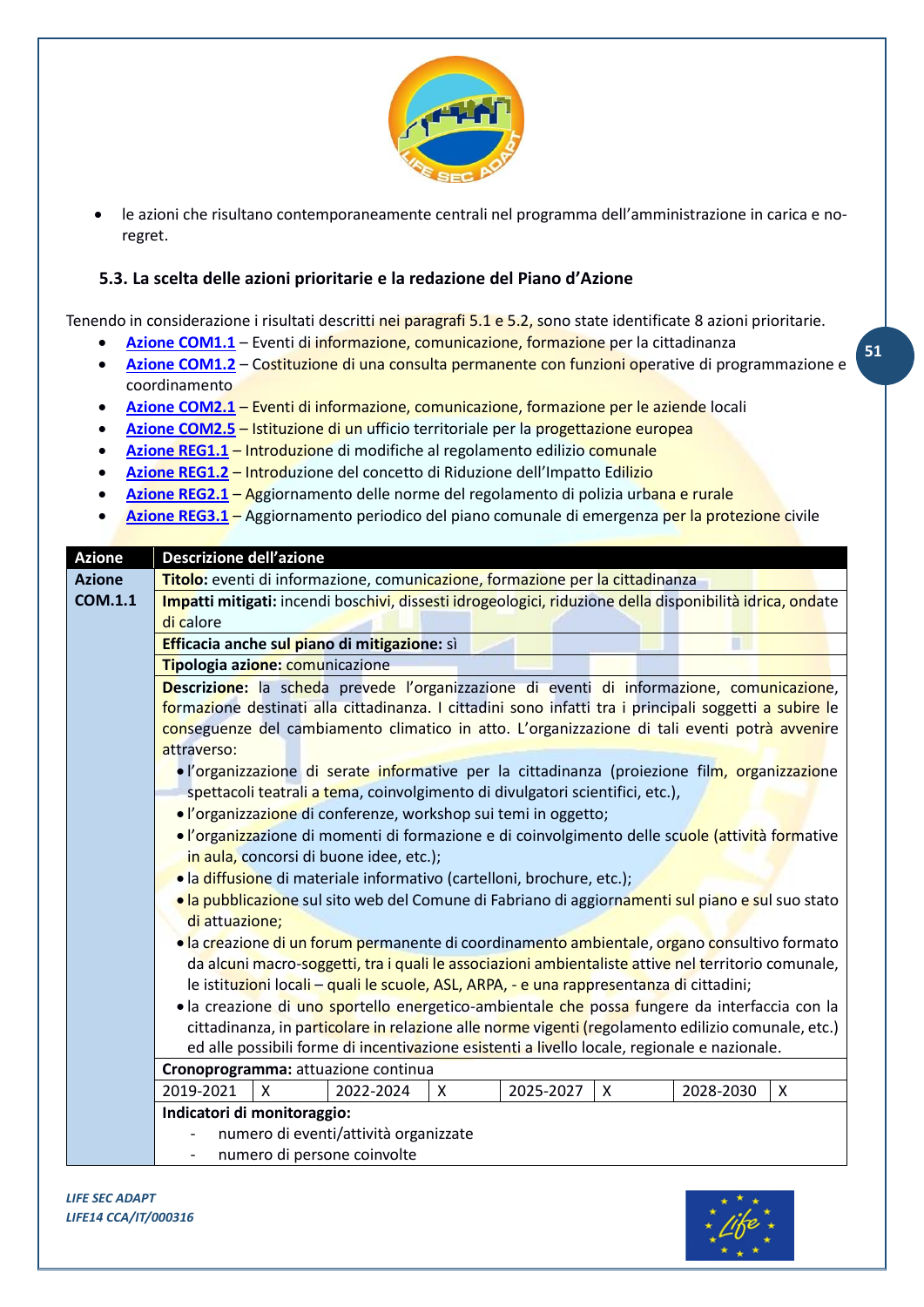- le azioni che risultano contemporaneamente centrali nel programma dell'amministrazione in carica e no-regret.

### 5.3. La scelta delle azioni prioritarie e la redazione del Piano d'Azione

Tenendo in considerazione i risultati descritti nei paragrafi 5.1 e 5.2, sono state identificate 8 azioni prioritarie.

- **Azione COM1.1** – Eventi di informazione, comunicazione, formazione per la cittadinanza
- **Azione COM1.2** – Costituzione di una consulta permanente con funzioni operative di programmazione e coordinamento
- **Azione COM2.1** – Eventi di informazione, comunicazione, formazione per le aziende locali
- **Azione COM2.5** – Istituzione di un ufficio territoriale per la progettazione europea
- **Azione REG1.1** – Introduzione di modifiche al regolamento edilizio comunale
- **Azione REG1.2** – Introduzione del concetto di Riduzione dell'Impatto Edilizio
- **Azione REG2.1** – Aggiornamento delle norme del regolamento di polizia urbana e rurale
- **Azione REG3.1** – Aggiornamento periodico del piano comunale di emergenza per la protezione civile

| Azione | Descrizione dell'azione | | | | | | | |
|---|---|---|---|---|---|---|---|---|
| **Azione COM.1.1** | **Titolo:** eventi di informazione, comunicazione, formazione per la cittadinanza | | | | | | | |
| | **Impatti mitigati:** incendi boschivi, dissesti idrogeologici, riduzione della disponibilità idrica, ondate di calore | | | | | | | |
| | **Efficacia anche sul piano di mitigazione:** sì | | | | | | | |
| | **Tipologia azione:** comunicazione | | | | | | | |
| | **Descrizione:** la scheda prevede l'organizzazione di eventi di informazione, comunicazione, formazione destinati alla cittadinanza. I cittadini sono infatti tra i principali soggetti a subire le conseguenze del cambiamento climatico in atto. L'organizzazione di tali eventi potrà avvenire attraverso:<br>• l'organizzazione di serate informative per la cittadinanza (proiezione film, organizzazione spettacoli teatrali a tema, coinvolgimento di divulgatori scientifici, etc.),<br>• l'organizzazione di conferenze, workshop sui temi in oggetto;<br>• l'organizzazione di momenti di formazione e di coinvolgimento delle scuole (attività formative in aula, concorsi di buone idee, etc.);<br>• la diffusione di materiale informativo (cartelloni, brochure, etc.);<br>• la pubblicazione sul sito web del Comune di Fabriano di aggiornamenti sul piano e sul suo stato di attuazione;<br>• la creazione di un forum permanente di coordinamento ambientale, organo consultivo formato da alcuni macro-soggetti, tra i quali le associazioni ambientaliste attive nel territorio comunale, le istituzioni locali – quali le scuole, ASL, ARPA, - e una rappresentanza di cittadini;<br>• la creazione di uno sportello energetico-ambientale che possa fungere da interfaccia con la cittadinanza, in particolare in relazione alle norme vigenti (regolamento edilizio comunale, etc.) ed alle possibili forme di incentivazione esistenti a livello locale, regionale e nazionale. | | | | | | | |
| | **Cronoprogramma:** attuazione continua | | | | | | | |
| | 2019-2021 | X | 2022-2024 | X | 2025-2027 | X | 2028-2030 | X |
| | **Indicatori di monitoraggio:**<br>- numero di eventi/attività organizzate<br>- numero di persone coinvolte | | | | | | | |

*LIFE SEC ADAPT*
*LIFE14 CCA/IT/000316*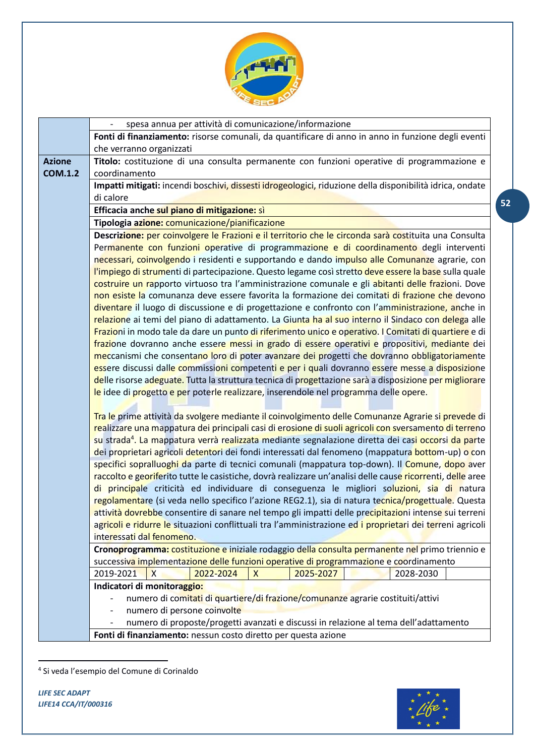| | |
|---|---|
| | - spesa annua per attività di comunicazione/informazione |
| | **Fonti di finanziamento:** risorse comunali, da quantificare di anno in anno in funzione degli eventi che verranno organizzati |
| **Azione COM.1.2** | **Titolo:** costituzione di una consulta permanente con funzioni operative di programmazione e coordinamento |
| | **Impatti mitigati:** incendi boschivi, dissesti idrogeologici, riduzione della disponibilità idrica, ondate di calore |
| | **Efficacia anche sul piano di mitigazione:** sì |
| | **Tipologia azione:** comunicazione/pianificazione |
| | **Descrizione:** per coinvolgere le Frazioni e il territorio che le circonda sarà costituita una Consulta Permanente con funzioni operative di programmazione e di coordinamento degli interventi necessari, coinvolgendo i residenti e supportando e dando impulso alle Comunanze agrarie, con l'impiego di strumenti di partecipazione. Questo legame così stretto deve essere la base sulla quale costruire un rapporto virtuoso tra l'amministrazione comunale e gli abitanti delle frazioni. Dove non esiste la comunanza deve essere favorita la formazione dei comitati di frazione che devono diventare il luogo di discussione e di progettazione e confronto con l'amministrazione, anche in relazione ai temi del piano di adattamento. La Giunta ha al suo interno il Sindaco con delega alle Frazioni in modo tale da dare un punto di riferimento unico e operativo. I Comitati di quartiere e di frazione dovranno anche essere messi in grado di essere operativi e propositivi, mediante dei meccanismi che consentano loro di poter avanzare dei progetti che dovranno obbligatoriamente essere discussi dalle commissioni competenti e per i quali dovranno essere messe a disposizione delle risorse adeguate. Tutta la struttura tecnica di progettazione sarà a disposizione per migliorare le idee di progetto e per poterle realizzare, inserendole nel programma delle opere.<br><br>Tra le prime attività da svolgere mediante il coinvolgimento delle Comunanze Agrarie si prevede di realizzare una mappatura dei principali casi di erosione di suoli agricoli con sversamento di terreno su strada[4]. La mappatura verrà realizzata mediante segnalazione diretta dei casi occorsi da parte dei proprietari agricoli detentori dei fondi interessati dal fenomeno (mappatura bottom-up) o con specifici sopralluoghi da parte di tecnici comunali (mappatura top-down). Il Comune, dopo aver raccolto e georiferito tutte le casistiche, dovrà realizzare un'analisi delle cause ricorrenti, delle aree di principale criticità ed individuare di conseguenza le migliori soluzioni, sia di natura regolamentare (si veda nello specifico l'azione REG2.1), sia di natura tecnica/progettuale. Questa attività dovrebbe consentire di sanare nel tempo gli impatti delle precipitazioni intense sui terreni agricoli e ridurre le situazioni conflittuali tra l'amministrazione ed i proprietari dei terreni agricoli interessati dal fenomeno. |
| | **Cronoprogramma:** costituzione e iniziale rodaggio della consulta permanente nel primo triennio e successiva implementazione delle funzioni operative di programmazione e coordinamento |
| | 2019-2021: X — 2022-2024: X — 2025-2027: — 2028-2030: |
| | **Indicatori di monitoraggio:**<br>- numero di comitati di quartiere/di frazione/comunanze agrarie costituiti/attivi<br>- numero di persone coinvolte<br>- numero di proposte/progetti avanzati e discussi in relazione al tema dell'adattamento |
| | **Fonti di finanziamento:** nessun costo diretto per questa azione |

[4] Si veda l'esempio del Comune di Corinaldo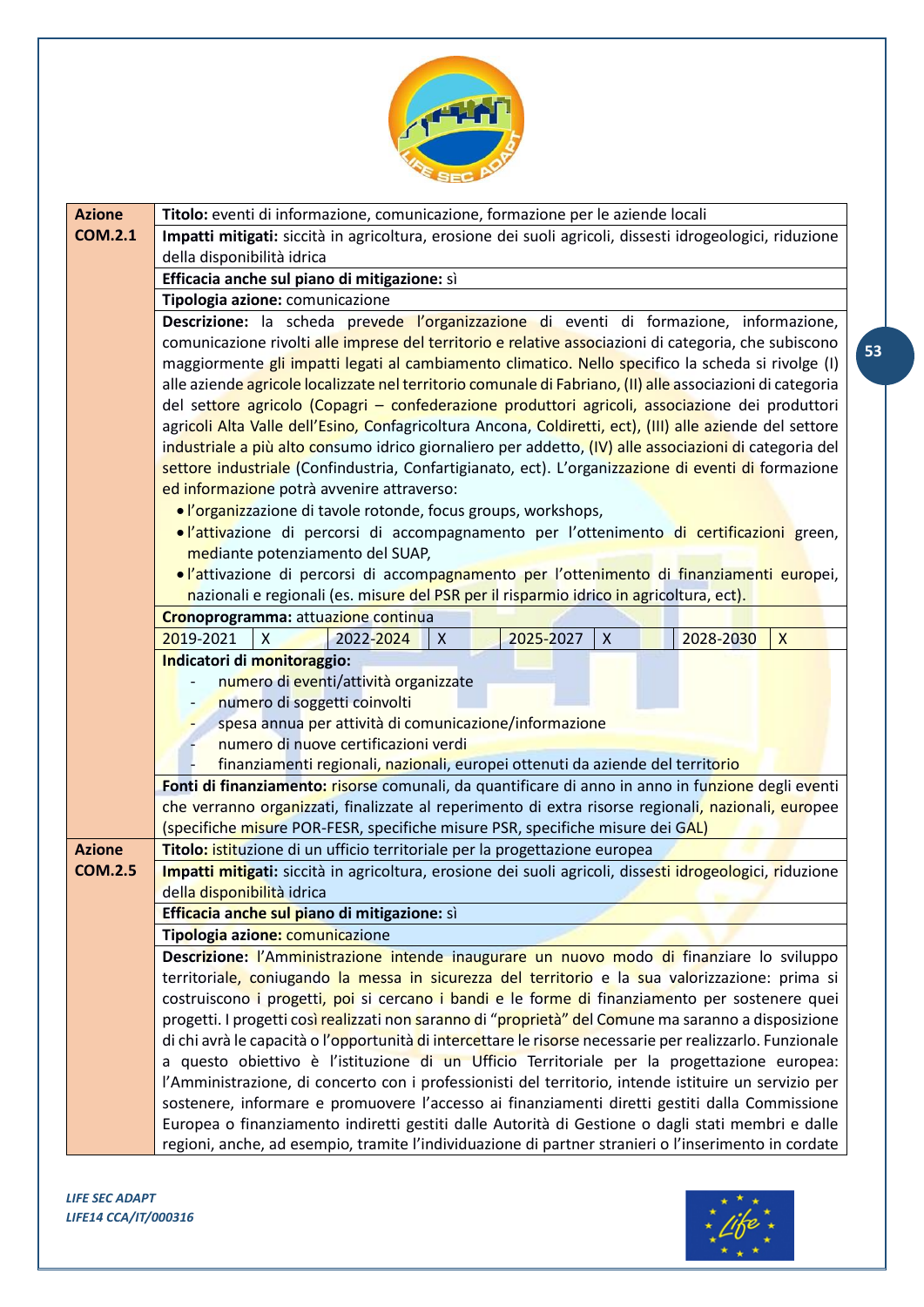| Azione | |
|---|---|
| **Azione COM.2.1** | **Titolo:** eventi di informazione, comunicazione, formazione per le aziende locali |
| | **Impatti mitigati:** siccità in agricoltura, erosione dei suoli agricoli, dissesti idrogeologici, riduzione della disponibilità idrica |
| | **Efficacia anche sul piano di mitigazione:** sì |
| | **Tipologia azione:** comunicazione |
| | **Descrizione:** la scheda prevede l'organizzazione di eventi di formazione, informazione, comunicazione rivolti alle imprese del territorio e relative associazioni di categoria, che subiscono maggiormente gli impatti legati al cambiamento climatico. Nello specifico la scheda si rivolge (I) alle aziende agricole localizzate nel territorio comunale di Fabriano, (II) alle associazioni di categoria del settore agricolo (Copagri – confederazione produttori agricoli, associazione dei produttori agricoli Alta Valle dell'Esino, Confagricoltura Ancona, Coldiretti, ect), (III) alle aziende del settore industriale a più alto consumo idrico giornaliero per addetto, (IV) alle associazioni di categoria del settore industriale (Confindustria, Confartigianato, ect). L'organizzazione di eventi di formazione ed informazione potrà avvenire attraverso:<br>• l'organizzazione di tavole rotonde, focus groups, workshops,<br>• l'attivazione di percorsi di accompagnamento per l'ottenimento di certificazioni green, mediante potenziamento del SUAP,<br>• l'attivazione di percorsi di accompagnamento per l'ottenimento di finanziamenti europei, nazionali e regionali (es. misure del PSR per il risparmio idrico in agricoltura, ect). |
| | **Cronoprogramma:** attuazione continua |
| | 2019-2021: X — 2022-2024: X — 2025-2027: X — 2028-2030: X |
| | **Indicatori di monitoraggio:**<br>- numero di eventi/attività organizzate<br>- numero di soggetti coinvolti<br>- spesa annua per attività di comunicazione/informazione<br>- numero di nuove certificazioni verdi<br>- finanziamenti regionali, nazionali, europei ottenuti da aziende del territorio |
| | **Fonti di finanziamento:** risorse comunali, da quantificare di anno in anno in funzione degli eventi che verranno organizzati, finalizzate al reperimento di extra risorse regionali, nazionali, europee (specifiche misure POR-FESR, specifiche misure PSR, specifiche misure dei GAL) |
| **Azione COM.2.5** | **Titolo:** istituzione di un ufficio territoriale per la progettazione europea |
| | **Impatti mitigati:** siccità in agricoltura, erosione dei suoli agricoli, dissesti idrogeologici, riduzione della disponibilità idrica |
| | **Efficacia anche sul piano di mitigazione:** sì |
| | **Tipologia azione:** comunicazione |
| | **Descrizione:** l'Amministrazione intende inaugurare un nuovo modo di finanziare lo sviluppo territoriale, coniugando la messa in sicurezza del territorio e la sua valorizzazione: prima si costruiscono i progetti, poi si cercano i bandi e le forme di finanziamento per sostenere quei progetti. I progetti così realizzati non saranno di "proprietà" del Comune ma saranno a disposizione di chi avrà le capacità o l'opportunità di intercettare le risorse necessarie per realizzarlo. Funzionale a questo obiettivo è l'istituzione di un Ufficio Territoriale per la progettazione europea: l'Amministrazione, di concerto con i professionisti del territorio, intende istituire un servizio per sostenere, informare e promuovere l'accesso ai finanziamenti diretti gestiti dalla Commissione Europea o finanziamento indiretti gestiti dalle Autorità di Gestione o dagli stati membri e dalle regioni, anche, ad esempio, tramite l'individuazione di partner stranieri o l'inserimento in cordate |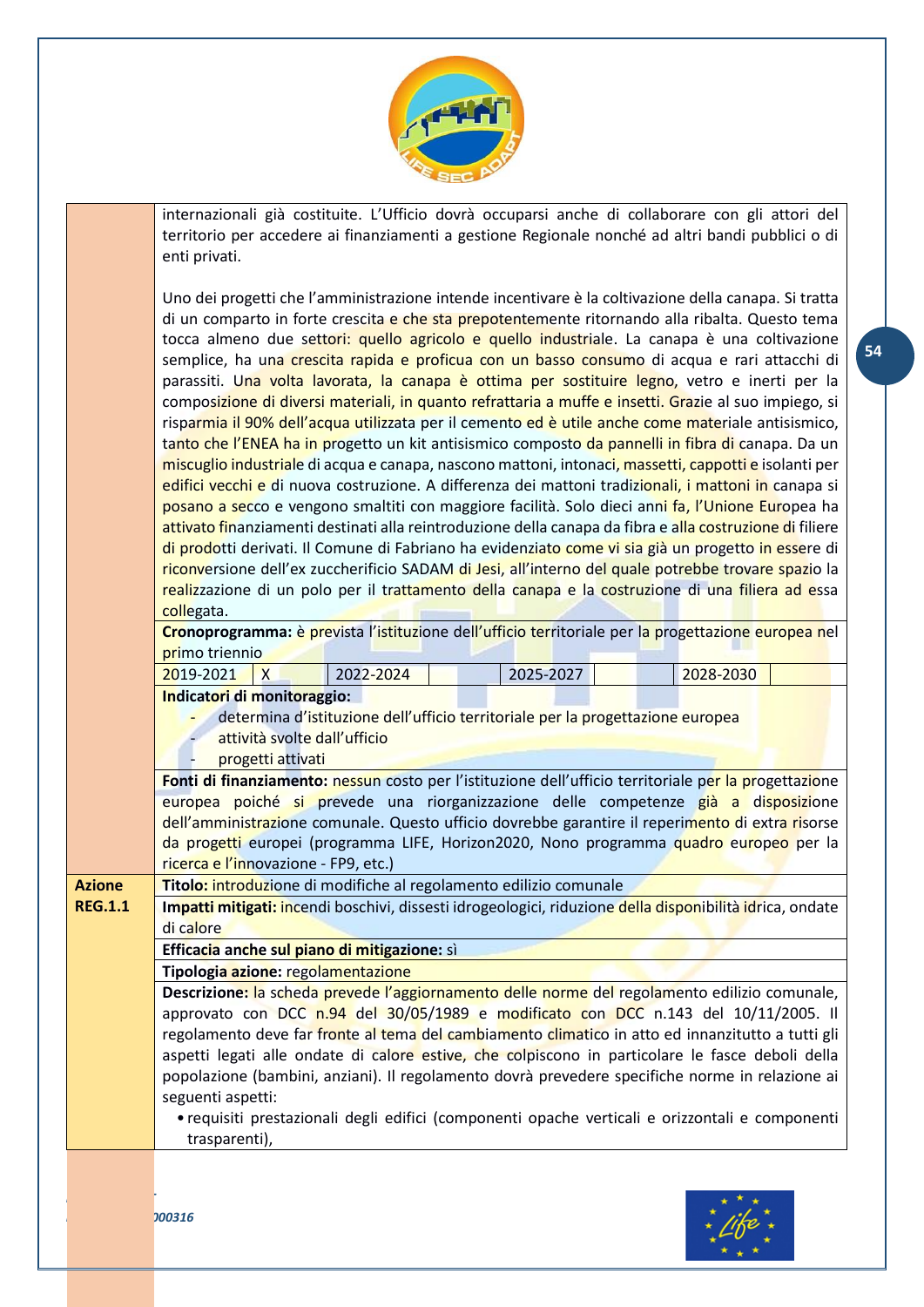| | |
|---|---|
| | internazionali già costituite. L'Ufficio dovrà occuparsi anche di collaborare con gli attori del territorio per accedere ai finanziamenti a gestione Regionale nonché ad altri bandi pubblici o di enti privati.<br><br>Uno dei progetti che l'amministrazione intende incentivare è la coltivazione della canapa. Si tratta di un comparto in forte crescita e che sta prepotentemente ritornando alla ribalta. Questo tema tocca almeno due settori: quello agricolo e quello industriale. La canapa è una coltivazione semplice, ha una crescita rapida e proficua con un basso consumo di acqua e rari attacchi di parassiti. Una volta lavorata, la canapa è ottima per sostituire legno, vetro e inerti per la composizione di diversi materiali, in quanto refrattaria a muffe e insetti. Grazie al suo impiego, si risparmia il 90% dell'acqua utilizzata per il cemento ed è utile anche come materiale antisismico, tanto che l'ENEA ha in progetto un kit antisismico composto da pannelli in fibra di canapa. Da un miscuglio industriale di acqua e canapa, nascono mattoni, intonaci, massetti, cappotti e isolanti per edifici vecchi e di nuova costruzione. A differenza dei mattoni tradizionali, i mattoni in canapa si posano a secco e vengono smaltiti con maggiore facilità. Solo dieci anni fa, l'Unione Europea ha attivato finanziamenti destinati alla reintroduzione della canapa da fibra e alla costruzione di filiere di prodotti derivati. Il Comune di Fabriano ha evidenziato come vi sia già un progetto in essere di riconversione dell'ex zuccherificio SADAM di Jesi, all'interno del quale potrebbe trovare spazio la realizzazione di un polo per il trattamento della canapa e la costruzione di una filiera ad essa collegata. |
| | **Cronoprogramma:** è prevista l'istituzione dell'ufficio territoriale per la progettazione europea nel primo triennio<br>2019-2021: X — 2022-2024: — 2025-2027: — 2028-2030: |
| | **Indicatori di monitoraggio:**<br>- determina d'istituzione dell'ufficio territoriale per la progettazione europea<br>- attività svolte dall'ufficio<br>- progetti attivati |
| | **Fonti di finanziamento:** nessun costo per l'istituzione dell'ufficio territoriale per la progettazione europea poiché si prevede una riorganizzazione delle competenze già a disposizione dell'amministrazione comunale. Questo ufficio dovrebbe garantire il reperimento di extra risorse da progetti europei (programma LIFE, Horizon2020, Nono programma quadro europeo per la ricerca e l'innovazione - FP9, etc.) |
| **Azione REG.1.1** | **Titolo:** introduzione di modifiche al regolamento edilizio comunale |
| | **Impatti mitigati:** incendi boschivi, dissesti idrogeologici, riduzione della disponibilità idrica, ondate di calore |
| | **Efficacia anche sul piano di mitigazione:** sì |
| | **Tipologia azione:** regolamentazione |
| | **Descrizione:** la scheda prevede l'aggiornamento delle norme del regolamento edilizio comunale, approvato con DCC n.94 del 30/05/1989 e modificato con DCC n.143 del 10/11/2005. Il regolamento deve far fronte al tema del cambiamento climatico in atto ed innanzitutto a tutti gli aspetti legati alle ondate di calore estive, che colpiscono in particolare le fasce deboli della popolazione (bambini, anziani). Il regolamento dovrà prevedere specifiche norme in relazione ai seguenti aspetti:<br>• requisiti prestazionali degli edifici (componenti opache verticali e orizzontali e componenti trasparenti), |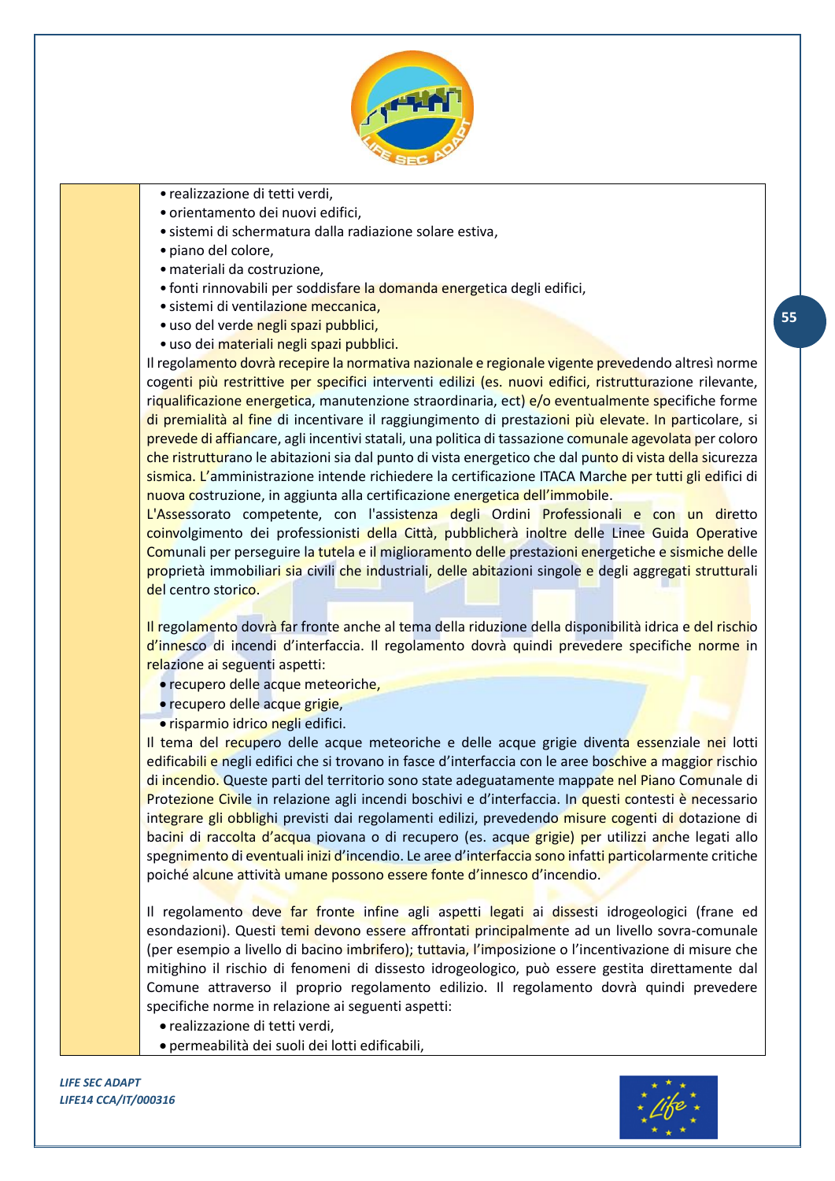- realizzazione di tetti verdi,
- orientamento dei nuovi edifici,
- sistemi di schermatura dalla radiazione solare estiva,
- piano del colore,
- materiali da costruzione,
- fonti rinnovabili per soddisfare la domanda energetica degli edifici,
- sistemi di ventilazione meccanica,
- uso del verde negli spazi pubblici,
- uso dei materiali negli spazi pubblici.

Il regolamento dovrà recepire la normativa nazionale e regionale vigente prevedendo altresì norme cogenti più restrittive per specifici interventi edilizi (es. nuovi edifici, ristrutturazione rilevante, riqualificazione energetica, manutenzione straordinaria, ect) e/o eventualmente specifiche forme di premialità al fine di incentivare il raggiungimento di prestazioni più elevate. In particolare, si prevede di affiancare, agli incentivi statali, una politica di tassazione comunale agevolata per coloro che ristrutturano le abitazioni sia dal punto di vista energetico che dal punto di vista della sicurezza sismica. L'amministrazione intende richiedere la certificazione ITACA Marche per tutti gli edifici di nuova costruzione, in aggiunta alla certificazione energetica dell'immobile.

L'Assessorato competente, con l'assistenza degli Ordini Professionali e con un diretto coinvolgimento dei professionisti della Città, pubblicherà inoltre delle Linee Guida Operative Comunali per perseguire la tutela e il miglioramento delle prestazioni energetiche e sismiche delle proprietà immobiliari sia civili che industriali, delle abitazioni singole e degli aggregati strutturali del centro storico.

Il regolamento dovrà far fronte anche al tema della riduzione della disponibilità idrica e del rischio d'innesco di incendi d'interfaccia. Il regolamento dovrà quindi prevedere specifiche norme in relazione ai seguenti aspetti:

- recupero delle acque meteoriche,
- recupero delle acque grigie,
- risparmio idrico negli edifici.

Il tema del recupero delle acque meteoriche e delle acque grigie diventa essenziale nei lotti edificabili e negli edifici che si trovano in fasce d'interfaccia con le aree boschive a maggior rischio di incendio. Queste parti del territorio sono state adeguatamente mappate nel Piano Comunale di Protezione Civile in relazione agli incendi boschivi e d'interfaccia. In questi contesti è necessario integrare gli obblighi previsti dai regolamenti edilizi, prevedendo misure cogenti di dotazione di bacini di raccolta d'acqua piovana o di recupero (es. acque grigie) per utilizzi anche legati allo spegnimento di eventuali inizi d'incendio. Le aree d'interfaccia sono infatti particolarmente critiche poiché alcune attività umane possono essere fonte d'innesco d'incendio.

Il regolamento deve far fronte infine agli aspetti legati ai dissesti idrogeologici (frane ed esondazioni). Questi temi devono essere affrontati principalmente ad un livello sovra-comunale (per esempio a livello di bacino imbrifero); tuttavia, l'imposizione o l'incentivazione di misure che mitighino il rischio di fenomeni di dissesto idrogeologico, può essere gestita direttamente dal Comune attraverso il proprio regolamento edilizio. Il regolamento dovrà quindi prevedere specifiche norme in relazione ai seguenti aspetti:

- realizzazione di tetti verdi,
- permeabilità dei suoli dei lotti edificabili,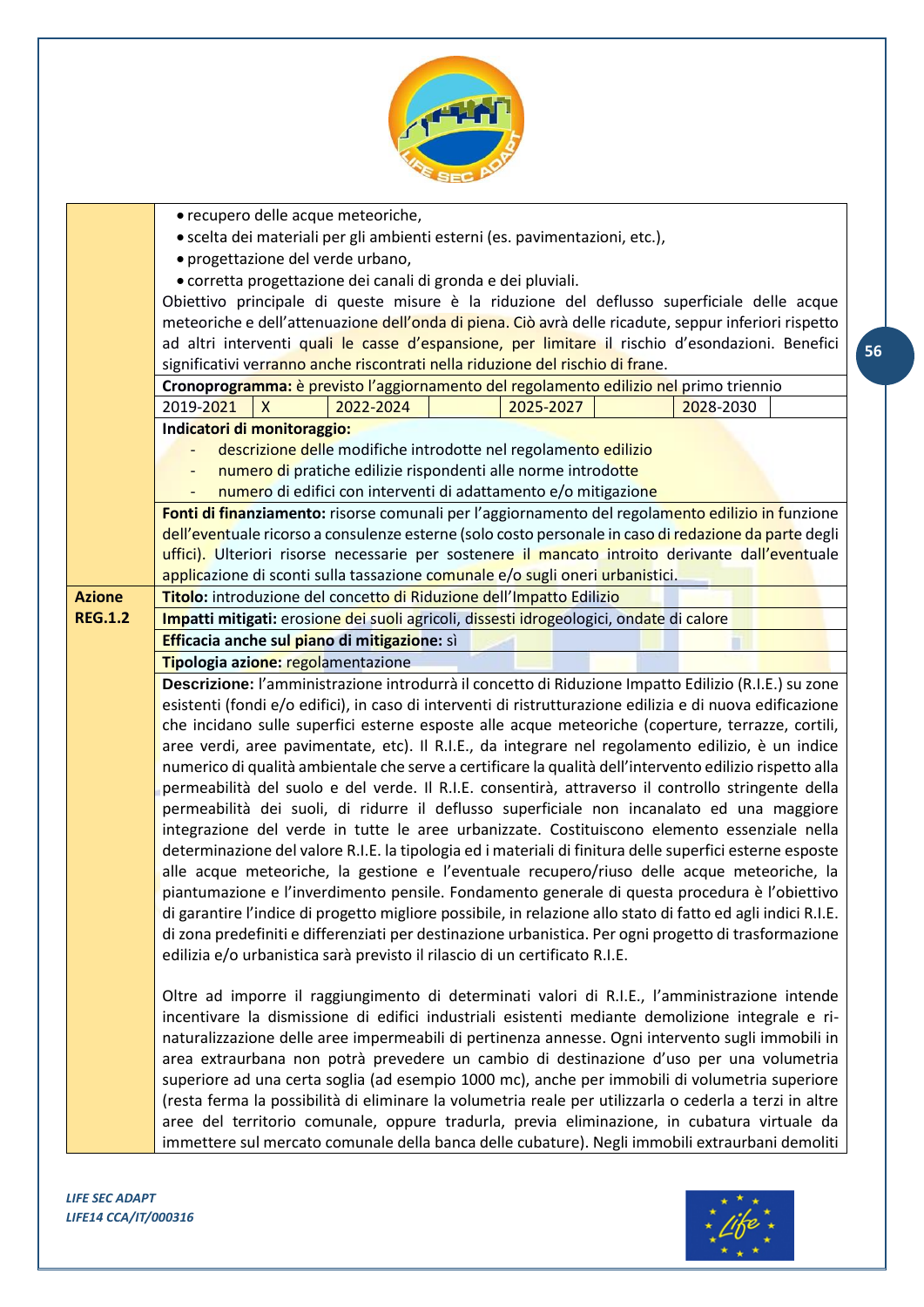| | |
|---|---|
| | • recupero delle acque meteoriche,<br>• scelta dei materiali per gli ambienti esterni (es. pavimentazioni, etc.),<br>• progettazione del verde urbano,<br>• corretta progettazione dei canali di gronda e dei pluviali.<br>Obiettivo principale di queste misure è la riduzione del deflusso superficiale delle acque meteoriche e dell'attenuazione dell'onda di piena. Ciò avrà delle ricadute, seppur inferiori rispetto ad altri interventi quali le casse d'espansione, per limitare il rischio d'esondazioni. Benefici significativi verranno anche riscontrati nella riduzione del rischio di frane. |
| | **Cronoprogramma:** è previsto l'aggiornamento del regolamento edilizio nel primo triennio |
| | 2019-2021: X · 2022-2024: · 2025-2027: · 2028-2030: |
| | **Indicatori di monitoraggio:**<br>- descrizione delle modifiche introdotte nel regolamento edilizio<br>- numero di pratiche edilizie rispondenti alle norme introdotte<br>- numero di edifici con interventi di adattamento e/o mitigazione |
| | **Fonti di finanziamento:** risorse comunali per l'aggiornamento del regolamento edilizio in funzione dell'eventuale ricorso a consulenze esterne (solo costo personale in caso di redazione da parte degli uffici). Ulteriori risorse necessarie per sostenere il mancato introito derivante dall'eventuale applicazione di sconti sulla tassazione comunale e/o sugli oneri urbanistici. |
| **Azione REG.1.2** | **Titolo:** introduzione del concetto di Riduzione dell'Impatto Edilizio |
| | **Impatti mitigati:** erosione dei suoli agricoli, dissesti idrogeologici, ondate di calore |
| | **Efficacia anche sul piano di mitigazione:** sì |
| | **Tipologia azione:** regolamentazione |
| | **Descrizione:** l'amministrazione introdurrà il concetto di Riduzione Impatto Edilizio (R.I.E.) su zone esistenti (fondi e/o edifici), in caso di interventi di ristrutturazione edilizia e di nuova edificazione che incidano sulle superfici esterne esposte alle acque meteoriche (coperture, terrazze, cortili, aree verdi, aree pavimentate, etc). Il R.I.E., da integrare nel regolamento edilizio, è un indice numerico di qualità ambientale che serve a certificare la qualità dell'intervento edilizio rispetto alla permeabilità del suolo e del verde. Il R.I.E. consentirà, attraverso il controllo stringente della permeabilità dei suoli, di ridurre il deflusso superficiale non incanalato ed una maggiore integrazione del verde in tutte le aree urbanizzate. Costituiscono elemento essenziale nella determinazione del valore R.I.E. la tipologia ed i materiali di finitura delle superfici esterne esposte alle acque meteoriche, la gestione e l'eventuale recupero/riuso delle acque meteoriche, la piantumazione e l'inverdimento pensile. Fondamento generale di questa procedura è l'obiettivo di garantire l'indice di progetto migliore possibile, in relazione allo stato di fatto ed agli indici R.I.E. di zona predefiniti e differenziati per destinazione urbanistica. Per ogni progetto di trasformazione edilizia e/o urbanistica sarà previsto il rilascio di un certificato R.I.E.<br><br>Oltre ad imporre il raggiungimento di determinati valori di R.I.E., l'amministrazione intende incentivare la dismissione di edifici industriali esistenti mediante demolizione integrale e ri-naturalizzazione delle aree impermeabili di pertinenza annesse. Ogni intervento sugli immobili in area extraurbana non potrà prevedere un cambio di destinazione d'uso per una volumetria superiore ad una certa soglia (ad esempio 1000 mc), anche per immobili di volumetria superiore (resta ferma la possibilità di eliminare la volumetria reale per utilizzarla o cederla a terzi in altre aree del territorio comunale, oppure tradurla, previa eliminazione, in cubatura virtuale da immettere sul mercato comunale della banca delle cubature). Negli immobili extraurbani demoliti |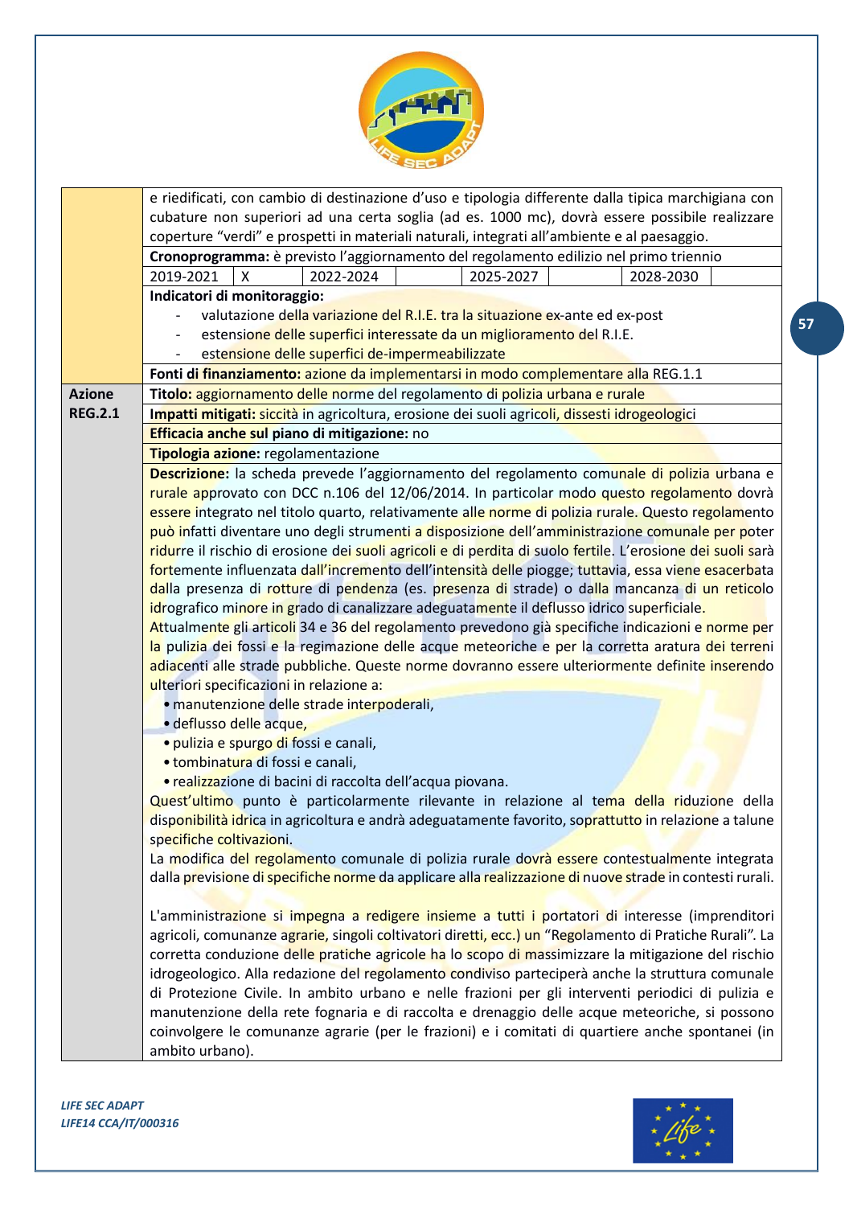| | |
|---|---|
| | e riedificati, con cambio di destinazione d'uso e tipologia differente dalla tipica marchigiana con cubature non superiori ad una certa soglia (ad es. 1000 mc), dovrà essere possibile realizzare coperture "verdi" e prospetti in materiali naturali, integrati all'ambiente e al paesaggio. |
| | **Cronoprogramma:** è previsto l'aggiornamento del regolamento edilizio nel primo triennio |
| | 2019-2021 X — 2022-2024 — 2025-2027 — 2028-2030 |
| | **Indicatori di monitoraggio:**<br>- valutazione della variazione del R.I.E. tra la situazione ex-ante ed ex-post<br>- estensione delle superfici interessate da un miglioramento del R.I.E.<br>- estensione delle superfici de-impermeabilizzate |
| | **Fonti di finanziamento:** azione da implementarsi in modo complementare alla REG.1.1 |
| **Azione REG.2.1** | **Titolo:** aggiornamento delle norme del regolamento di polizia urbana e rurale |
| | **Impatti mitigati:** siccità in agricoltura, erosione dei suoli agricoli, dissesti idrogeologici |
| | **Efficacia anche sul piano di mitigazione:** no |
| | **Tipologia azione:** regolamentazione |
| | **Descrizione:** la scheda prevede l'aggiornamento del regolamento comunale di polizia urbana e rurale approvato con DCC n.106 del 12/06/2014. In particolar modo questo regolamento dovrà essere integrato nel titolo quarto, relativamente alle norme di polizia rurale. Questo regolamento può infatti diventare uno degli strumenti a disposizione dell'amministrazione comunale per poter ridurre il rischio di erosione dei suoli agricoli e di perdita di suolo fertile. L'erosione dei suoli sarà fortemente influenzata dall'incremento dell'intensità delle piogge; tuttavia, essa viene esacerbata dalla presenza di rotture di pendenza (es. presenza di strade) o dalla mancanza di un reticolo idrografico minore in grado di canalizzare adeguatamente il deflusso idrico superficiale.<br>Attualmente gli articoli 34 e 36 del regolamento prevedono già specifiche indicazioni e norme per la pulizia dei fossi e la regimazione delle acque meteoriche e per la corretta aratura dei terreni adiacenti alle strade pubbliche. Queste norme dovranno essere ulteriormente definite inserendo ulteriori specificazioni in relazione a:<br>• manutenzione delle strade interpoderali,<br>• deflusso delle acque,<br>• pulizia e spurgo di fossi e canali,<br>• tombinatura di fossi e canali,<br>• realizzazione di bacini di raccolta dell'acqua piovana.<br>Quest'ultimo punto è particolarmente rilevante in relazione al tema della riduzione della disponibilità idrica in agricoltura e andrà adeguatamente favorito, soprattutto in relazione a talune specifiche coltivazioni.<br>La modifica del regolamento comunale di polizia rurale dovrà essere contestualmente integrata dalla previsione di specifiche norme da applicare alla realizzazione di nuove strade in contesti rurali.<br><br>L'amministrazione si impegna a redigere insieme a tutti i portatori di interesse (imprenditori agricoli, comunanze agrarie, singoli coltivatori diretti, ecc.) un "Regolamento di Pratiche Rurali". La corretta conduzione delle pratiche agricole ha lo scopo di massimizzare la mitigazione del rischio idrogeologico. Alla redazione del regolamento condiviso parteciperà anche la struttura comunale di Protezione Civile. In ambito urbano e nelle frazioni per gli interventi periodici di pulizia e manutenzione della rete fognaria e di raccolta e drenaggio delle acque meteoriche, si possono coinvolgere le comunanze agrarie (per le frazioni) e i comitati di quartiere anche spontanei (in ambito urbano). |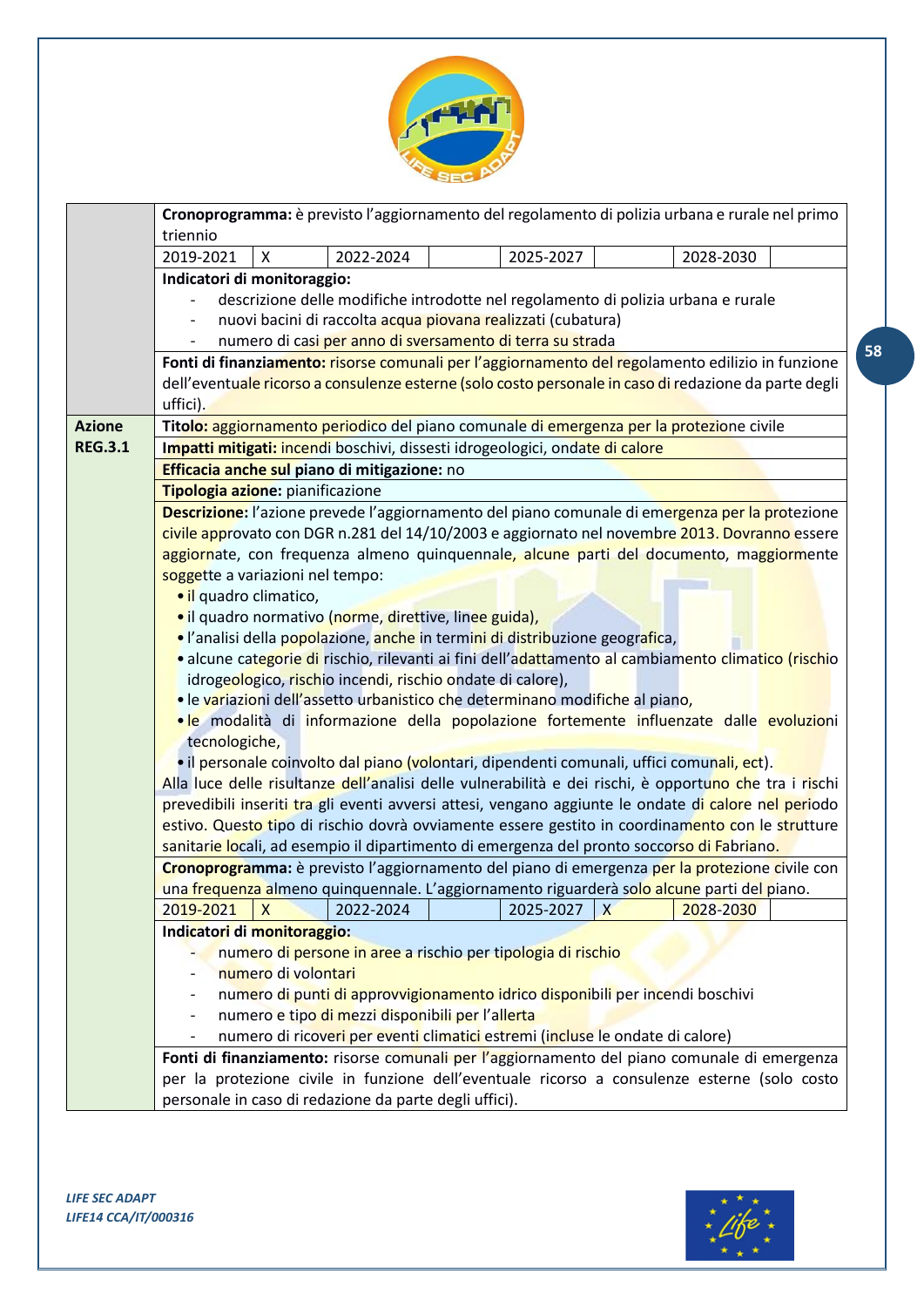| | | | | | | | | |
|---|---|---|---|---|---|---|---|---|
| | **Cronoprogramma:** è previsto l'aggiornamento del regolamento di polizia urbana e rurale nel primo triennio | | | | | | | |
| | 2019-2021 | X | 2022-2024 | | 2025-2027 | | 2028-2030 | |
| | **Indicatori di monitoraggio:**<br>- descrizione delle modifiche introdotte nel regolamento di polizia urbana e rurale<br>- nuovi bacini di raccolta acqua piovana realizzati (cubatura)<br>- numero di casi per anno di sversamento di terra su strada | | | | | | | |
| | **Fonti di finanziamento:** risorse comunali per l'aggiornamento del regolamento edilizio in funzione dell'eventuale ricorso a consulenze esterne (solo costo personale in caso di redazione da parte degli uffici). | | | | | | | |
| **Azione REG.3.1** | **Titolo:** aggiornamento periodico del piano comunale di emergenza per la protezione civile | | | | | | | |
| | **Impatti mitigati:** incendi boschivi, dissesti idrogeologici, ondate di calore | | | | | | | |
| | **Efficacia anche sul piano di mitigazione:** no | | | | | | | |
| | **Tipologia azione:** pianificazione | | | | | | | |
| | **Descrizione:** l'azione prevede l'aggiornamento del piano comunale di emergenza per la protezione civile approvato con DGR n.281 del 14/10/2003 e aggiornato nel novembre 2013. Dovranno essere aggiornate, con frequenza almeno quinquennale, alcune parti del documento, maggiormente soggette a variazioni nel tempo:<br>• il quadro climatico,<br>• il quadro normativo (norme, direttive, linee guida),<br>• l'analisi della popolazione, anche in termini di distribuzione geografica,<br>• alcune categorie di rischio, rilevanti ai fini dell'adattamento al cambiamento climatico (rischio idrogeologico, rischio incendi, rischio ondate di calore),<br>• le variazioni dell'assetto urbanistico che determinano modifiche al piano,<br>• le modalità di informazione della popolazione fortemente influenzate dalle evoluzioni tecnologiche,<br>• il personale coinvolto dal piano (volontari, dipendenti comunali, uffici comunali, ect).<br>Alla luce delle risultanze dell'analisi delle vulnerabilità e dei rischi, è opportuno che tra i rischi prevedibili inseriti tra gli eventi avversi attesi, vengano aggiunte le ondate di calore nel periodo estivo. Questo tipo di rischio dovrà ovviamente essere gestito in coordinamento con le strutture sanitarie locali, ad esempio il dipartimento di emergenza del pronto soccorso di Fabriano. | | | | | | | |
| | **Cronoprogramma:** è previsto l'aggiornamento del piano di emergenza per la protezione civile con una frequenza almeno quinquennale. L'aggiornamento riguarderà solo alcune parti del piano. | | | | | | | |
| | 2019-2021 | X | 2022-2024 | | 2025-2027 | X | 2028-2030 | |
| | **Indicatori di monitoraggio:**<br>- numero di persone in aree a rischio per tipologia di rischio<br>- numero di volontari<br>- numero di punti di approvvigionamento idrico disponibili per incendi boschivi<br>- numero e tipo di mezzi disponibili per l'allerta<br>- numero di ricoveri per eventi climatici estremi (incluse le ondate di calore) | | | | | | | |
| | **Fonti di finanziamento:** risorse comunali per l'aggiornamento del piano comunale di emergenza per la protezione civile in funzione dell'eventuale ricorso a consulenze esterne (solo costo personale in caso di redazione da parte degli uffici). | | | | | | | |

*LIFE SEC ADAPT*
*LIFE14 CCA/IT/000316*